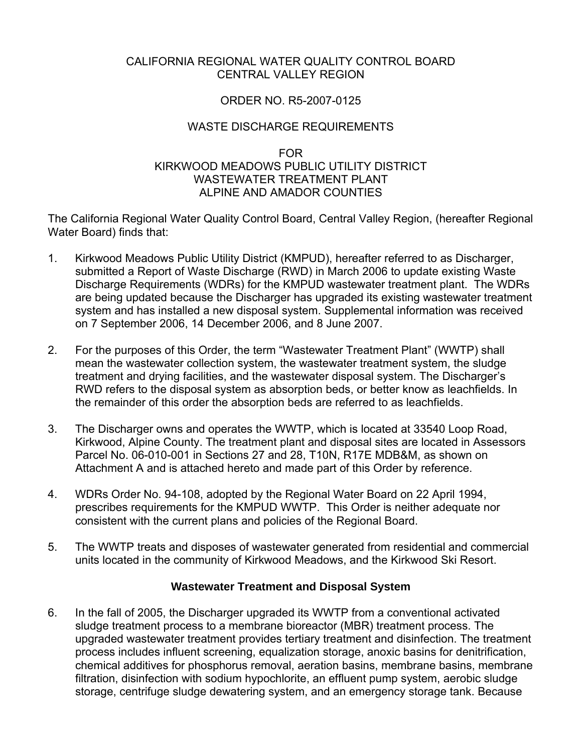CALIFORNIA REGIONAL WATER QUALITY CONTROL BOARD
CENTRAL VALLEY REGION

ORDER NO. R5-2007-0125

WASTE DISCHARGE REQUIREMENTS

FOR
KIRKWOOD MEADOWS PUBLIC UTILITY DISTRICT
WASTEWATER TREATMENT PLANT
ALPINE AND AMADOR COUNTIES

The California Regional Water Quality Control Board, Central Valley Region, (hereafter Regional Water Board) finds that:

1. Kirkwood Meadows Public Utility District (KMPUD), hereafter referred to as Discharger, submitted a Report of Waste Discharge (RWD) in March 2006 to update existing Waste Discharge Requirements (WDRs) for the KMPUD wastewater treatment plant. The WDRs are being updated because the Discharger has upgraded its existing wastewater treatment system and has installed a new disposal system. Supplemental information was received on 7 September 2006, 14 December 2006, and 8 June 2007.

2. For the purposes of this Order, the term "Wastewater Treatment Plant" (WWTP) shall mean the wastewater collection system, the wastewater treatment system, the sludge treatment and drying facilities, and the wastewater disposal system. The Discharger's RWD refers to the disposal system as absorption beds, or better know as leachfields. In the remainder of this order the absorption beds are referred to as leachfields.

3. The Discharger owns and operates the WWTP, which is located at 33540 Loop Road, Kirkwood, Alpine County. The treatment plant and disposal sites are located in Assessors Parcel No. 06-010-001 in Sections 27 and 28, T10N, R17E MDB&M, as shown on Attachment A and is attached hereto and made part of this Order by reference.

4. WDRs Order No. 94-108, adopted by the Regional Water Board on 22 April 1994, prescribes requirements for the KMPUD WWTP. This Order is neither adequate nor consistent with the current plans and policies of the Regional Board.

5. The WWTP treats and disposes of wastewater generated from residential and commercial units located in the community of Kirkwood Meadows, and the Kirkwood Ski Resort.

**Wastewater Treatment and Disposal System**

6. In the fall of 2005, the Discharger upgraded its WWTP from a conventional activated sludge treatment process to a membrane bioreactor (MBR) treatment process. The upgraded wastewater treatment provides tertiary treatment and disinfection. The treatment process includes influent screening, equalization storage, anoxic basins for denitrification, chemical additives for phosphorus removal, aeration basins, membrane basins, membrane filtration, disinfection with sodium hypochlorite, an effluent pump system, aerobic sludge storage, centrifuge sludge dewatering system, and an emergency storage tank. Because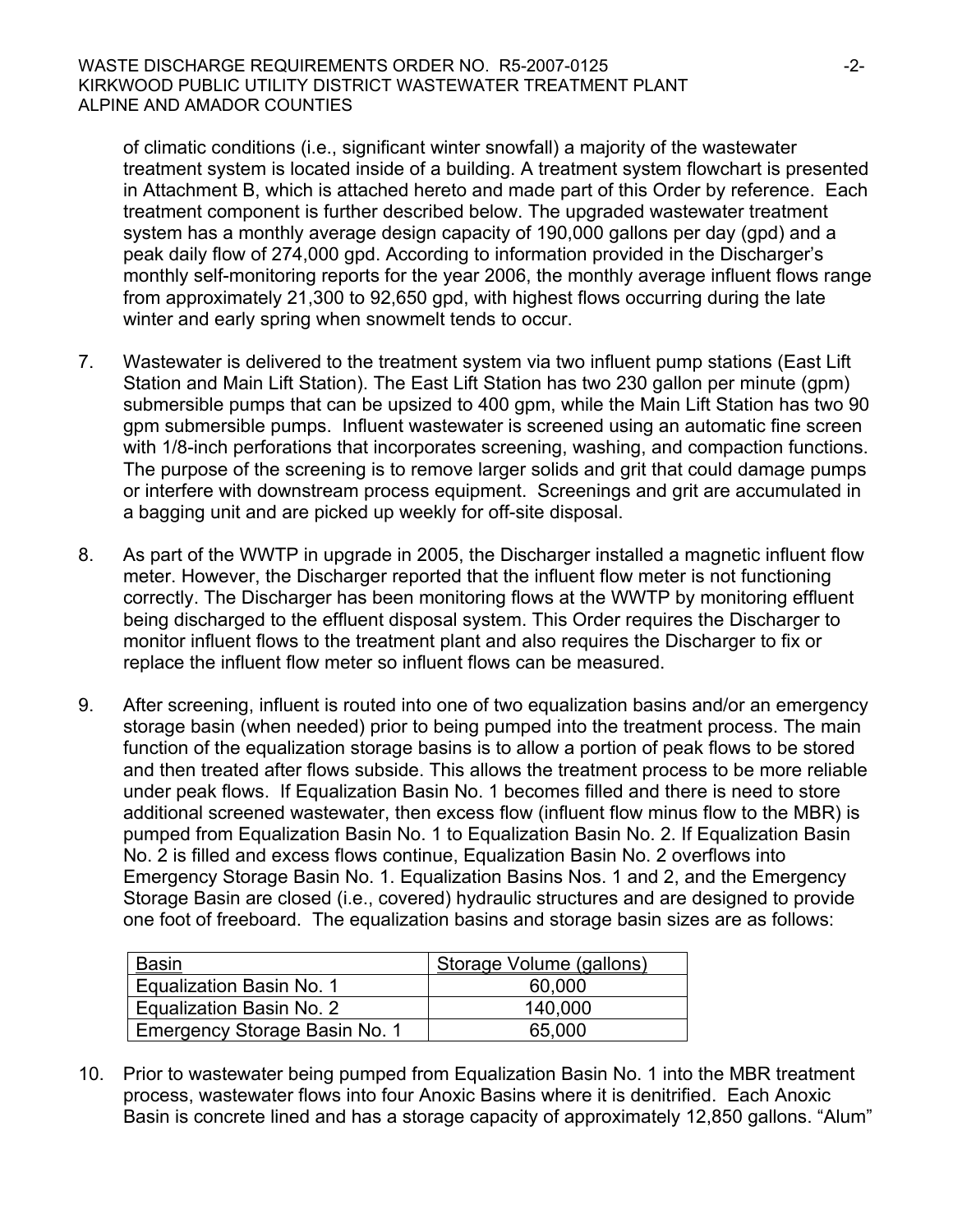of climatic conditions (i.e., significant winter snowfall) a majority of the wastewater treatment system is located inside of a building. A treatment system flowchart is presented in Attachment B, which is attached hereto and made part of this Order by reference. Each treatment component is further described below. The upgraded wastewater treatment system has a monthly average design capacity of 190,000 gallons per day (gpd) and a peak daily flow of 274,000 gpd. According to information provided in the Discharger's monthly self-monitoring reports for the year 2006, the monthly average influent flows range from approximately 21,300 to 92,650 gpd, with highest flows occurring during the late winter and early spring when snowmelt tends to occur.

7. Wastewater is delivered to the treatment system via two influent pump stations (East Lift Station and Main Lift Station). The East Lift Station has two 230 gallon per minute (gpm) submersible pumps that can be upsized to 400 gpm, while the Main Lift Station has two 90 gpm submersible pumps. Influent wastewater is screened using an automatic fine screen with 1/8-inch perforations that incorporates screening, washing, and compaction functions. The purpose of the screening is to remove larger solids and grit that could damage pumps or interfere with downstream process equipment. Screenings and grit are accumulated in a bagging unit and are picked up weekly for off-site disposal.

8. As part of the WWTP in upgrade in 2005, the Discharger installed a magnetic influent flow meter. However, the Discharger reported that the influent flow meter is not functioning correctly. The Discharger has been monitoring flows at the WWTP by monitoring effluent being discharged to the effluent disposal system. This Order requires the Discharger to monitor influent flows to the treatment plant and also requires the Discharger to fix or replace the influent flow meter so influent flows can be measured.

9. After screening, influent is routed into one of two equalization basins and/or an emergency storage basin (when needed) prior to being pumped into the treatment process. The main function of the equalization storage basins is to allow a portion of peak flows to be stored and then treated after flows subside. This allows the treatment process to be more reliable under peak flows. If Equalization Basin No. 1 becomes filled and there is need to store additional screened wastewater, then excess flow (influent flow minus flow to the MBR) is pumped from Equalization Basin No. 1 to Equalization Basin No. 2. If Equalization Basin No. 2 is filled and excess flows continue, Equalization Basin No. 2 overflows into Emergency Storage Basin No. 1. Equalization Basins Nos. 1 and 2, and the Emergency Storage Basin are closed (i.e., covered) hydraulic structures and are designed to provide one foot of freeboard. The equalization basins and storage basin sizes are as follows:

| Basin | Storage Volume (gallons) |
|---|---|
| Equalization Basin No. 1 | 60,000 |
| Equalization Basin No. 2 | 140,000 |
| Emergency Storage Basin No. 1 | 65,000 |

10. Prior to wastewater being pumped from Equalization Basin No. 1 into the MBR treatment process, wastewater flows into four Anoxic Basins where it is denitrified. Each Anoxic Basin is concrete lined and has a storage capacity of approximately 12,850 gallons. "Alum"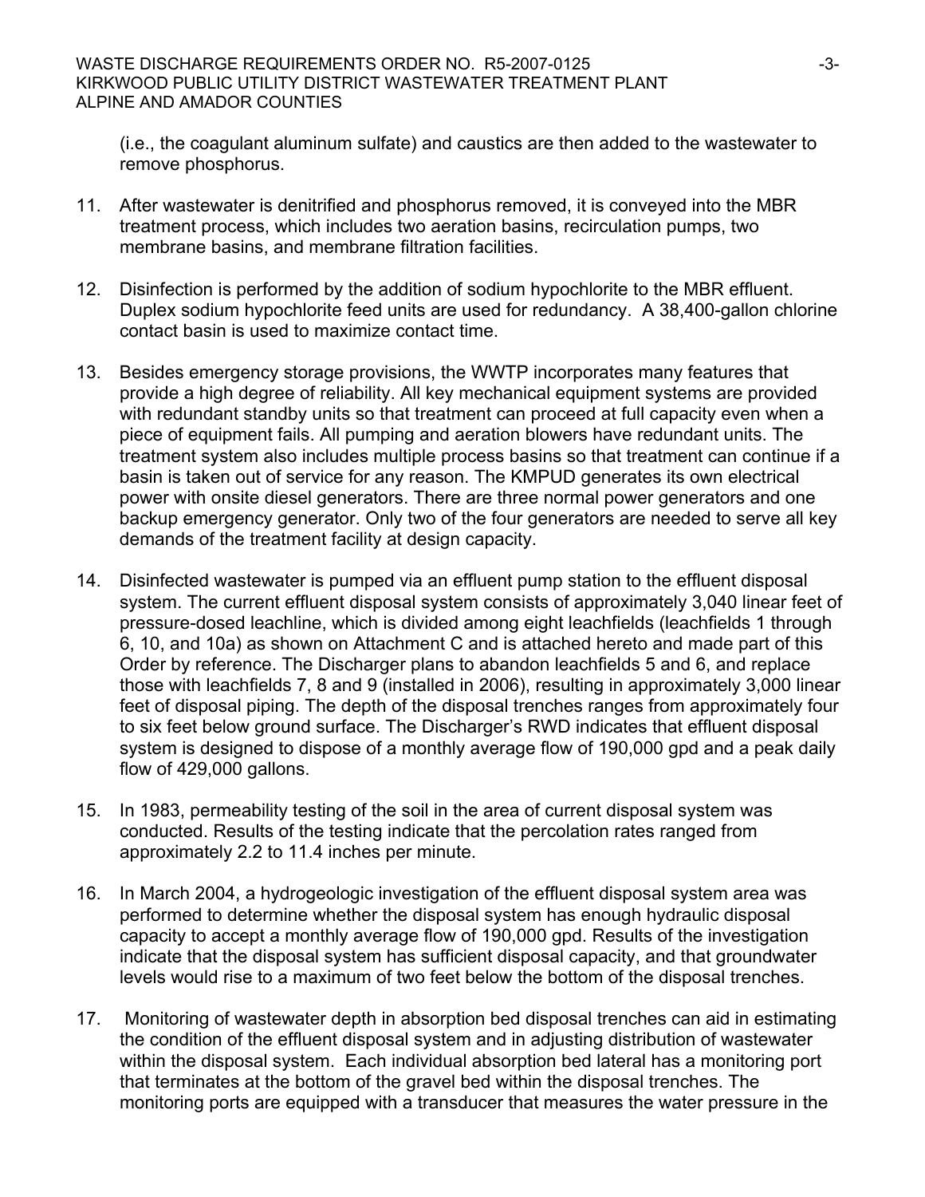(i.e., the coagulant aluminum sulfate) and caustics are then added to the wastewater to remove phosphorus.

11. After wastewater is denitrified and phosphorus removed, it is conveyed into the MBR treatment process, which includes two aeration basins, recirculation pumps, two membrane basins, and membrane filtration facilities.

12. Disinfection is performed by the addition of sodium hypochlorite to the MBR effluent. Duplex sodium hypochlorite feed units are used for redundancy. A 38,400-gallon chlorine contact basin is used to maximize contact time.

13. Besides emergency storage provisions, the WWTP incorporates many features that provide a high degree of reliability. All key mechanical equipment systems are provided with redundant standby units so that treatment can proceed at full capacity even when a piece of equipment fails. All pumping and aeration blowers have redundant units. The treatment system also includes multiple process basins so that treatment can continue if a basin is taken out of service for any reason. The KMPUD generates its own electrical power with onsite diesel generators. There are three normal power generators and one backup emergency generator. Only two of the four generators are needed to serve all key demands of the treatment facility at design capacity.

14. Disinfected wastewater is pumped via an effluent pump station to the effluent disposal system. The current effluent disposal system consists of approximately 3,040 linear feet of pressure-dosed leachline, which is divided among eight leachfields (leachfields 1 through 6, 10, and 10a) as shown on Attachment C and is attached hereto and made part of this Order by reference. The Discharger plans to abandon leachfields 5 and 6, and replace those with leachfields 7, 8 and 9 (installed in 2006), resulting in approximately 3,000 linear feet of disposal piping. The depth of the disposal trenches ranges from approximately four to six feet below ground surface. The Discharger's RWD indicates that effluent disposal system is designed to dispose of a monthly average flow of 190,000 gpd and a peak daily flow of 429,000 gallons.

15. In 1983, permeability testing of the soil in the area of current disposal system was conducted. Results of the testing indicate that the percolation rates ranged from approximately 2.2 to 11.4 inches per minute.

16. In March 2004, a hydrogeologic investigation of the effluent disposal system area was performed to determine whether the disposal system has enough hydraulic disposal capacity to accept a monthly average flow of 190,000 gpd. Results of the investigation indicate that the disposal system has sufficient disposal capacity, and that groundwater levels would rise to a maximum of two feet below the bottom of the disposal trenches.

17. Monitoring of wastewater depth in absorption bed disposal trenches can aid in estimating the condition of the effluent disposal system and in adjusting distribution of wastewater within the disposal system. Each individual absorption bed lateral has a monitoring port that terminates at the bottom of the gravel bed within the disposal trenches. The monitoring ports are equipped with a transducer that measures the water pressure in the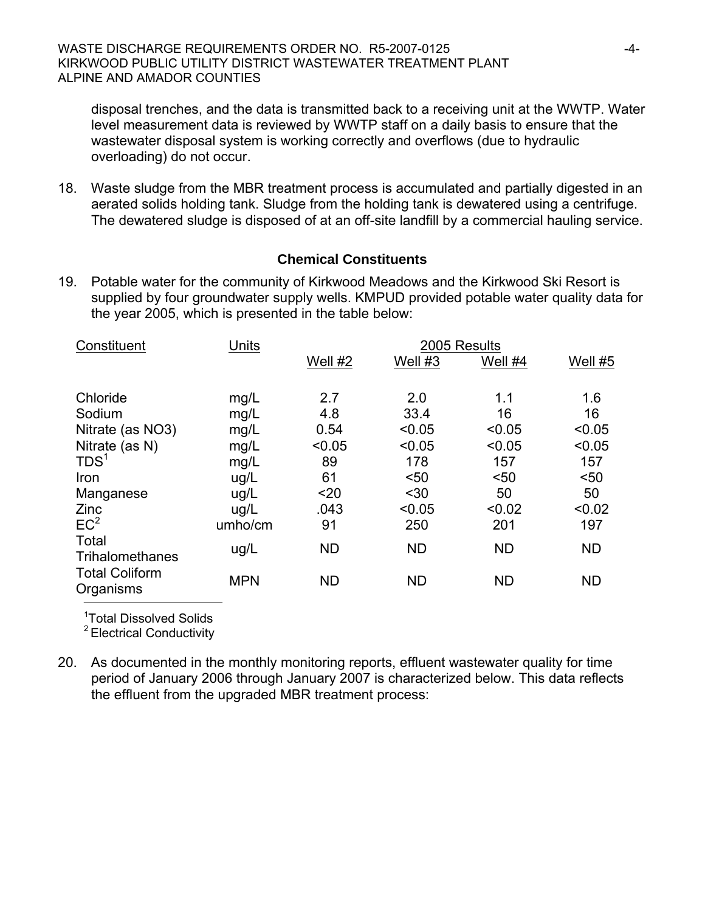disposal trenches, and the data is transmitted back to a receiving unit at the WWTP. Water level measurement data is reviewed by WWTP staff on a daily basis to ensure that the wastewater disposal system is working correctly and overflows (due to hydraulic overloading) do not occur.

18. Waste sludge from the MBR treatment process is accumulated and partially digested in an aerated solids holding tank. Sludge from the holding tank is dewatered using a centrifuge. The dewatered sludge is disposed of at an off-site landfill by a commercial hauling service.

### Chemical Constituents

19. Potable water for the community of Kirkwood Meadows and the Kirkwood Ski Resort is supplied by four groundwater supply wells. KMPUD provided potable water quality data for the year 2005, which is presented in the table below:

| Constituent | Units | 2005 Results | | | |
|---|---|---|---|---|---|
| | | Well #2 | Well #3 | Well #4 | Well #5 |
| Chloride | mg/L | 2.7 | 2.0 | 1.1 | 1.6 |
| Sodium | mg/L | 4.8 | 33.4 | 16 | 16 |
| Nitrate (as NO3) | mg/L | 0.54 | <0.05 | <0.05 | <0.05 |
| Nitrate (as N) | mg/L | <0.05 | <0.05 | <0.05 | <0.05 |
| TDS[1] | mg/L | 89 | 178 | 157 | 157 |
| Iron | ug/L | 61 | <50 | <50 | <50 |
| Manganese | ug/L | <20 | <30 | 50 | 50 |
| Zinc | ug/L | .043 | <0.05 | <0.02 | <0.02 |
| EC[2] | umho/cm | 91 | 250 | 201 | 197 |
| Total Trihalomethanes | ug/L | ND | ND | ND | ND |
| Total Coliform Organisms | MPN | ND | ND | ND | ND |

[1] Total Dissolved Solids
[2] Electrical Conductivity

20. As documented in the monthly monitoring reports, effluent wastewater quality for time period of January 2006 through January 2007 is characterized below. This data reflects the effluent from the upgraded MBR treatment process: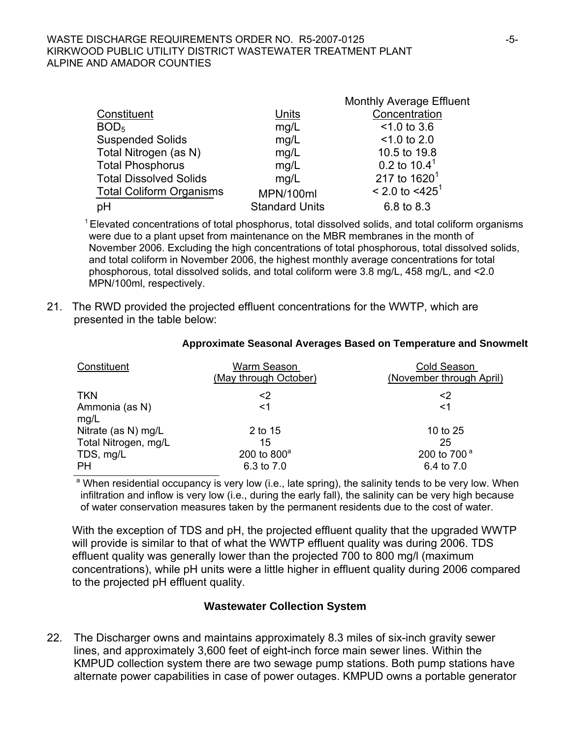| Constituent | Units | Monthly Average Effluent Concentration |
|---|---|---|
| $BOD_5$ | mg/L | <1.0 to 3.6 |
| Suspended Solids | mg/L | <1.0 to 2.0 |
| Total Nitrogen (as N) | mg/L | 10.5 to 19.8 |
| Total Phosphorus | mg/L | 0.2 to 10.4[1] |
| Total Dissolved Solids | mg/L | 217 to 1620[1] |
| Total Coliform Organisms | MPN/100ml | < 2.0 to <425[1] |
| pH | Standard Units | 6.8 to 8.3 |

[1] Elevated concentrations of total phosphorus, total dissolved solids, and total coliform organisms were due to a plant upset from maintenance on the MBR membranes in the month of November 2006. Excluding the high concentrations of total phosphorous, total dissolved solids, and total coliform in November 2006, the highest monthly average concentrations for total phosphorous, total dissolved solids, and total coliform were 3.8 mg/L, 458 mg/L, and <2.0 MPN/100ml, respectively.

21. The RWD provided the projected effluent concentrations for the WWTP, which are presented in the table below:

**Approximate Seasonal Averages Based on Temperature and Snowmelt**

| Constituent | Warm Season (May through October) | Cold Season (November through April) |
|---|---|---|
| TKN | <2 | <2 |
| Ammonia (as N) mg/L | <1 | <1 |
| Nitrate (as N) mg/L | 2 to 15 | 10 to 25 |
| Total Nitrogen, mg/L | 15 | 25 |
| TDS, mg/L | 200 to 800[a] | 200 to 700[a] |
| PH | 6.3 to 7.0 | 6.4 to 7.0 |

[a] When residential occupancy is very low (i.e., late spring), the salinity tends to be very low. When infiltration and inflow is very low (i.e., during the early fall), the salinity can be very high because of water conservation measures taken by the permanent residents due to the cost of water.

With the exception of TDS and pH, the projected effluent quality that the upgraded WWTP will provide is similar to that of what the WWTP effluent quality was during 2006. TDS effluent quality was generally lower than the projected 700 to 800 mg/l (maximum concentrations), while pH units were a little higher in effluent quality during 2006 compared to the projected pH effluent quality.

### Wastewater Collection System

22. The Discharger owns and maintains approximately 8.3 miles of six-inch gravity sewer lines, and approximately 3,600 feet of eight-inch force main sewer lines. Within the KMPUD collection system there are two sewage pump stations. Both pump stations have alternate power capabilities in case of power outages. KMPUD owns a portable generator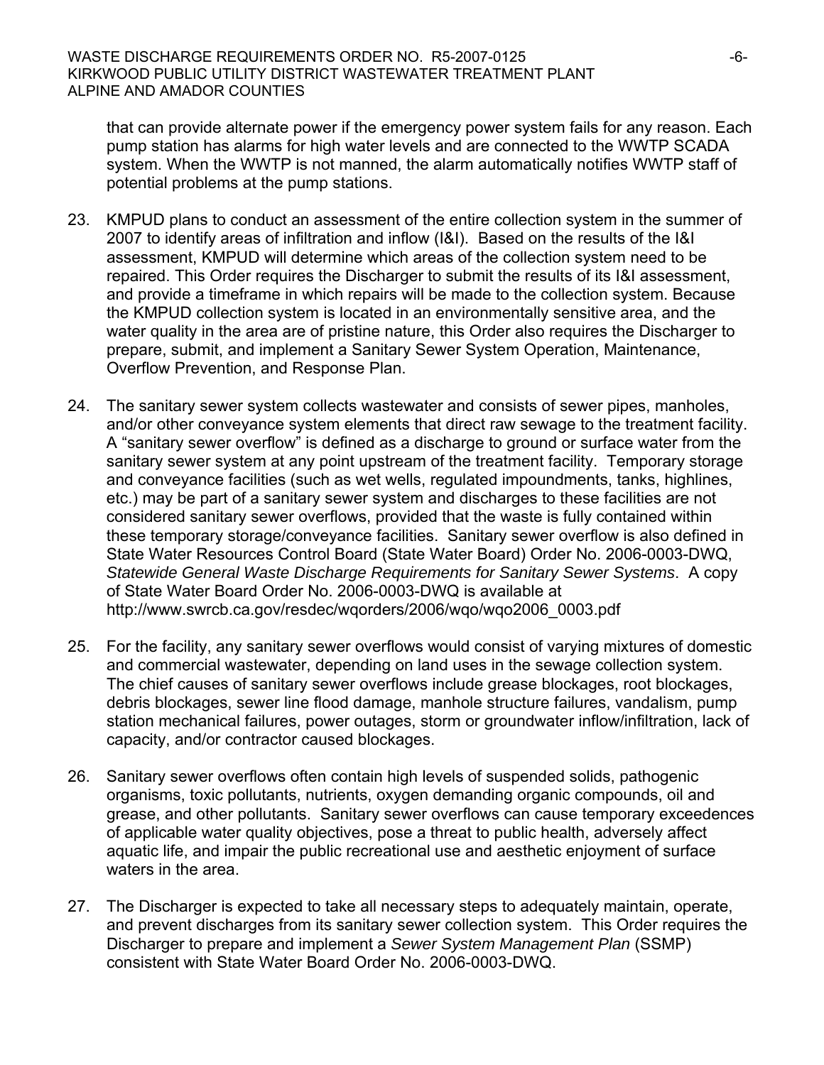that can provide alternate power if the emergency power system fails for any reason. Each pump station has alarms for high water levels and are connected to the WWTP SCADA system. When the WWTP is not manned, the alarm automatically notifies WWTP staff of potential problems at the pump stations.

23. KMPUD plans to conduct an assessment of the entire collection system in the summer of 2007 to identify areas of infiltration and inflow (I&I). Based on the results of the I&I assessment, KMPUD will determine which areas of the collection system need to be repaired. This Order requires the Discharger to submit the results of its I&I assessment, and provide a timeframe in which repairs will be made to the collection system. Because the KMPUD collection system is located in an environmentally sensitive area, and the water quality in the area are of pristine nature, this Order also requires the Discharger to prepare, submit, and implement a Sanitary Sewer System Operation, Maintenance, Overflow Prevention, and Response Plan.

24. The sanitary sewer system collects wastewater and consists of sewer pipes, manholes, and/or other conveyance system elements that direct raw sewage to the treatment facility. A "sanitary sewer overflow" is defined as a discharge to ground or surface water from the sanitary sewer system at any point upstream of the treatment facility. Temporary storage and conveyance facilities (such as wet wells, regulated impoundments, tanks, highlines, etc.) may be part of a sanitary sewer system and discharges to these facilities are not considered sanitary sewer overflows, provided that the waste is fully contained within these temporary storage/conveyance facilities. Sanitary sewer overflow is also defined in State Water Resources Control Board (State Water Board) Order No. 2006-0003-DWQ, *Statewide General Waste Discharge Requirements for Sanitary Sewer Systems*. A copy of State Water Board Order No. 2006-0003-DWQ is available at http://www.swrcb.ca.gov/resdec/wqorders/2006/wqo/wqo2006_0003.pdf

25. For the facility, any sanitary sewer overflows would consist of varying mixtures of domestic and commercial wastewater, depending on land uses in the sewage collection system. The chief causes of sanitary sewer overflows include grease blockages, root blockages, debris blockages, sewer line flood damage, manhole structure failures, vandalism, pump station mechanical failures, power outages, storm or groundwater inflow/infiltration, lack of capacity, and/or contractor caused blockages.

26. Sanitary sewer overflows often contain high levels of suspended solids, pathogenic organisms, toxic pollutants, nutrients, oxygen demanding organic compounds, oil and grease, and other pollutants. Sanitary sewer overflows can cause temporary exceedences of applicable water quality objectives, pose a threat to public health, adversely affect aquatic life, and impair the public recreational use and aesthetic enjoyment of surface waters in the area.

27. The Discharger is expected to take all necessary steps to adequately maintain, operate, and prevent discharges from its sanitary sewer collection system. This Order requires the Discharger to prepare and implement a *Sewer System Management Plan* (SSMP) consistent with State Water Board Order No. 2006-0003-DWQ.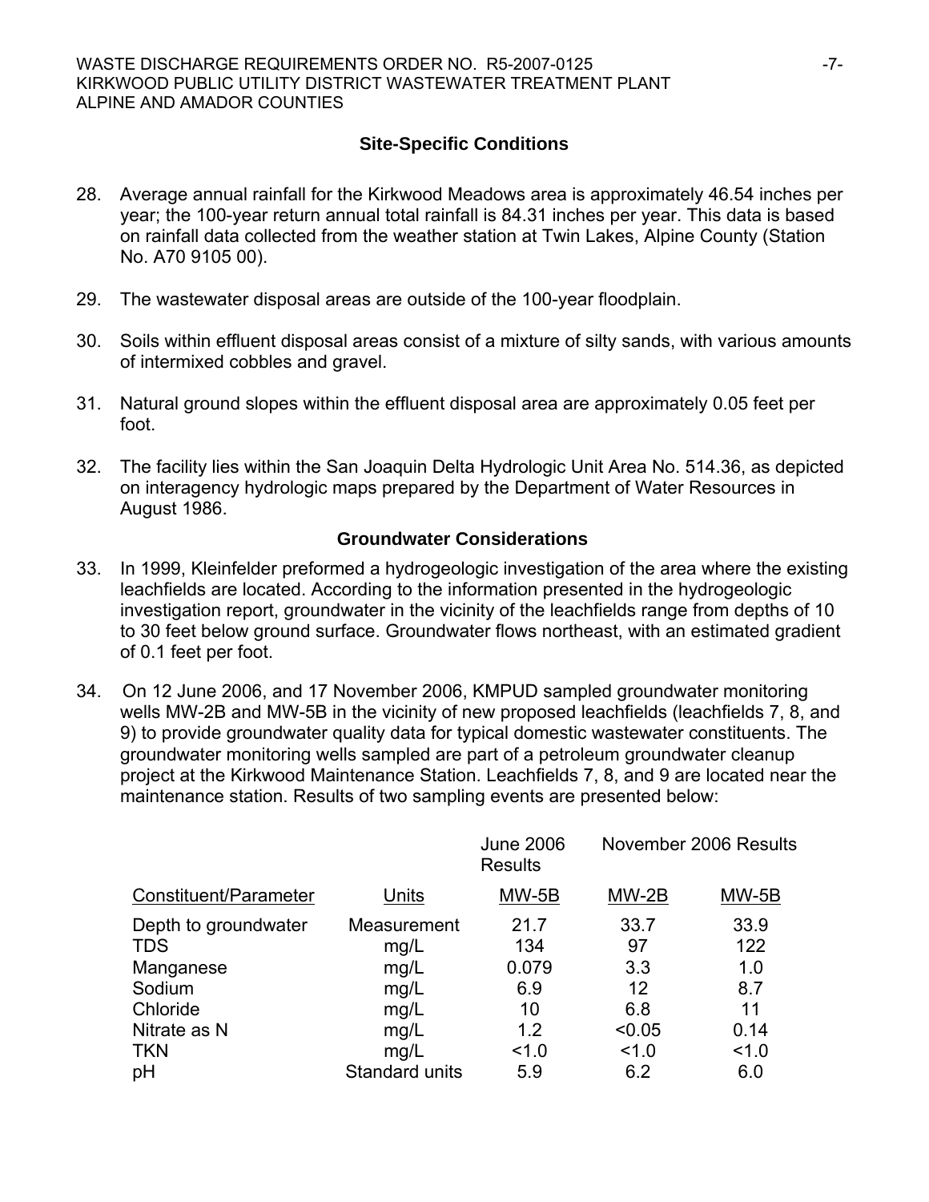## Site-Specific Conditions

28. Average annual rainfall for the Kirkwood Meadows area is approximately 46.54 inches per year; the 100-year return annual total rainfall is 84.31 inches per year. This data is based on rainfall data collected from the weather station at Twin Lakes, Alpine County (Station No. A70 9105 00).

29. The wastewater disposal areas are outside of the 100-year floodplain.

30. Soils within effluent disposal areas consist of a mixture of silty sands, with various amounts of intermixed cobbles and gravel.

31. Natural ground slopes within the effluent disposal area are approximately 0.05 feet per foot.

32. The facility lies within the San Joaquin Delta Hydrologic Unit Area No. 514.36, as depicted on interagency hydrologic maps prepared by the Department of Water Resources in August 1986.

## Groundwater Considerations

33. In 1999, Kleinfelder preformed a hydrogeologic investigation of the area where the existing leachfields are located. According to the information presented in the hydrogeologic investigation report, groundwater in the vicinity of the leachfields range from depths of 10 to 30 feet below ground surface. Groundwater flows northeast, with an estimated gradient of 0.1 feet per foot.

34. On 12 June 2006, and 17 November 2006, KMPUD sampled groundwater monitoring wells MW-2B and MW-5B in the vicinity of new proposed leachfields (leachfields 7, 8, and 9) to provide groundwater quality data for typical domestic wastewater constituents. The groundwater monitoring wells sampled are part of a petroleum groundwater cleanup project at the Kirkwood Maintenance Station. Leachfields 7, 8, and 9 are located near the maintenance station. Results of two sampling events are presented below:

| | | June 2006 Results | November 2006 Results | |
|---|---|---|---|---|
| Constituent/Parameter | Units | MW-5B | MW-2B | MW-5B |
| Depth to groundwater | Measurement | 21.7 | 33.7 | 33.9 |
| TDS | mg/L | 134 | 97 | 122 |
| Manganese | mg/L | 0.079 | 3.3 | 1.0 |
| Sodium | mg/L | 6.9 | 12 | 8.7 |
| Chloride | mg/L | 10 | 6.8 | 11 |
| Nitrate as N | mg/L | 1.2 | <0.05 | 0.14 |
| TKN | mg/L | <1.0 | <1.0 | <1.0 |
| pH | Standard units | 5.9 | 6.2 | 6.0 |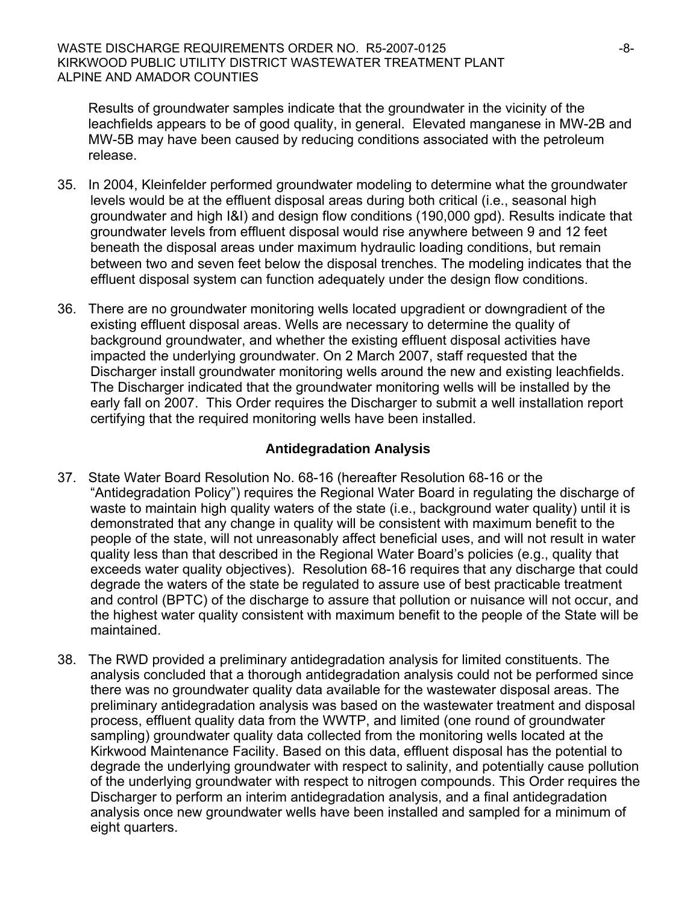Results of groundwater samples indicate that the groundwater in the vicinity of the leachfields appears to be of good quality, in general. Elevated manganese in MW-2B and MW-5B may have been caused by reducing conditions associated with the petroleum release.

35. In 2004, Kleinfelder performed groundwater modeling to determine what the groundwater levels would be at the effluent disposal areas during both critical (i.e., seasonal high groundwater and high I&I) and design flow conditions (190,000 gpd). Results indicate that groundwater levels from effluent disposal would rise anywhere between 9 and 12 feet beneath the disposal areas under maximum hydraulic loading conditions, but remain between two and seven feet below the disposal trenches. The modeling indicates that the effluent disposal system can function adequately under the design flow conditions.

36. There are no groundwater monitoring wells located upgradient or downgradient of the existing effluent disposal areas. Wells are necessary to determine the quality of background groundwater, and whether the existing effluent disposal activities have impacted the underlying groundwater. On 2 March 2007, staff requested that the Discharger install groundwater monitoring wells around the new and existing leachfields. The Discharger indicated that the groundwater monitoring wells will be installed by the early fall on 2007. This Order requires the Discharger to submit a well installation report certifying that the required monitoring wells have been installed.

### Antidegradation Analysis

37. State Water Board Resolution No. 68-16 (hereafter Resolution 68-16 or the "Antidegradation Policy") requires the Regional Water Board in regulating the discharge of waste to maintain high quality waters of the state (i.e., background water quality) until it is demonstrated that any change in quality will be consistent with maximum benefit to the people of the state, will not unreasonably affect beneficial uses, and will not result in water quality less than that described in the Regional Water Board's policies (e.g., quality that exceeds water quality objectives). Resolution 68-16 requires that any discharge that could degrade the waters of the state be regulated to assure use of best practicable treatment and control (BPTC) of the discharge to assure that pollution or nuisance will not occur, and the highest water quality consistent with maximum benefit to the people of the State will be maintained.

38. The RWD provided a preliminary antidegradation analysis for limited constituents. The analysis concluded that a thorough antidegradation analysis could not be performed since there was no groundwater quality data available for the wastewater disposal areas. The preliminary antidegradation analysis was based on the wastewater treatment and disposal process, effluent quality data from the WWTP, and limited (one round of groundwater sampling) groundwater quality data collected from the monitoring wells located at the Kirkwood Maintenance Facility. Based on this data, effluent disposal has the potential to degrade the underlying groundwater with respect to salinity, and potentially cause pollution of the underlying groundwater with respect to nitrogen compounds. This Order requires the Discharger to perform an interim antidegradation analysis, and a final antidegradation analysis once new groundwater wells have been installed and sampled for a minimum of eight quarters.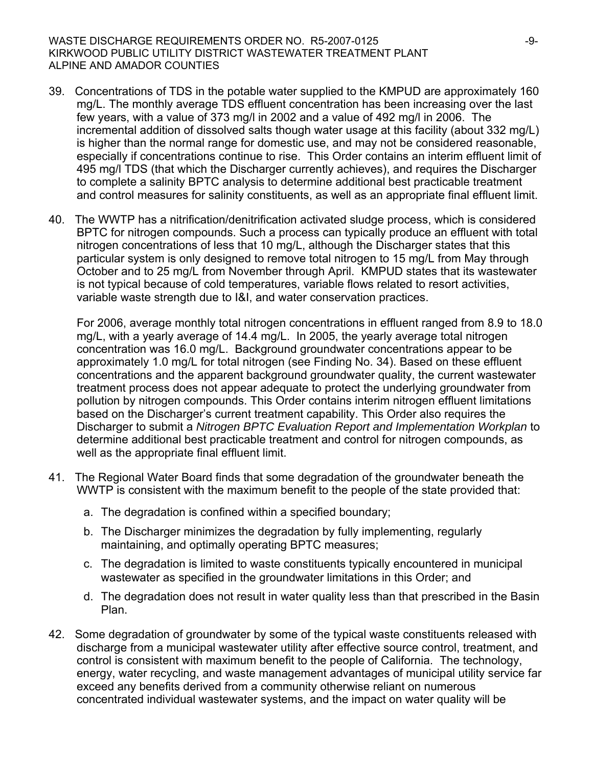39. Concentrations of TDS in the potable water supplied to the KMPUD are approximately 160 mg/L. The monthly average TDS effluent concentration has been increasing over the last few years, with a value of 373 mg/l in 2002 and a value of 492 mg/l in 2006. The incremental addition of dissolved salts though water usage at this facility (about 332 mg/L) is higher than the normal range for domestic use, and may not be considered reasonable, especially if concentrations continue to rise. This Order contains an interim effluent limit of 495 mg/l TDS (that which the Discharger currently achieves), and requires the Discharger to complete a salinity BPTC analysis to determine additional best practicable treatment and control measures for salinity constituents, as well as an appropriate final effluent limit.

40. The WWTP has a nitrification/denitrification activated sludge process, which is considered BPTC for nitrogen compounds. Such a process can typically produce an effluent with total nitrogen concentrations of less that 10 mg/L, although the Discharger states that this particular system is only designed to remove total nitrogen to 15 mg/L from May through October and to 25 mg/L from November through April. KMPUD states that its wastewater is not typical because of cold temperatures, variable flows related to resort activities, variable waste strength due to I&I, and water conservation practices.

    For 2006, average monthly total nitrogen concentrations in effluent ranged from 8.9 to 18.0 mg/L, with a yearly average of 14.4 mg/L. In 2005, the yearly average total nitrogen concentration was 16.0 mg/L. Background groundwater concentrations appear to be approximately 1.0 mg/L for total nitrogen (see Finding No. 34). Based on these effluent concentrations and the apparent background groundwater quality, the current wastewater treatment process does not appear adequate to protect the underlying groundwater from pollution by nitrogen compounds. This Order contains interim nitrogen effluent limitations based on the Discharger's current treatment capability. This Order also requires the Discharger to submit a *Nitrogen BPTC Evaluation Report and Implementation Workplan* to determine additional best practicable treatment and control for nitrogen compounds, as well as the appropriate final effluent limit.

41. The Regional Water Board finds that some degradation of the groundwater beneath the WWTP is consistent with the maximum benefit to the people of the state provided that:

    a. The degradation is confined within a specified boundary;

    b. The Discharger minimizes the degradation by fully implementing, regularly maintaining, and optimally operating BPTC measures;

    c. The degradation is limited to waste constituents typically encountered in municipal wastewater as specified in the groundwater limitations in this Order; and

    d. The degradation does not result in water quality less than that prescribed in the Basin Plan.

42. Some degradation of groundwater by some of the typical waste constituents released with discharge from a municipal wastewater utility after effective source control, treatment, and control is consistent with maximum benefit to the people of California. The technology, energy, water recycling, and waste management advantages of municipal utility service far exceed any benefits derived from a community otherwise reliant on numerous concentrated individual wastewater systems, and the impact on water quality will be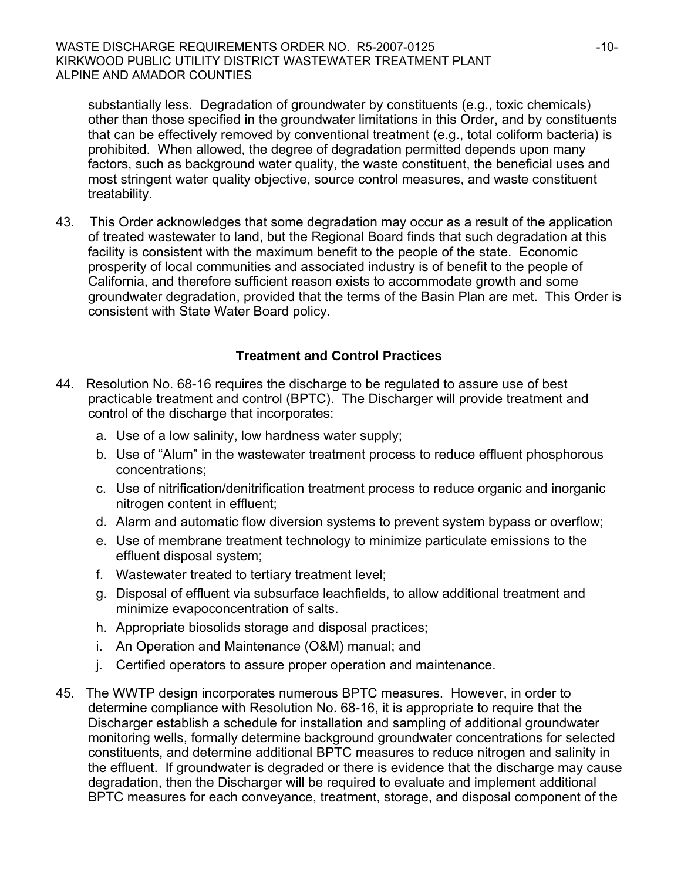substantially less. Degradation of groundwater by constituents (e.g., toxic chemicals) other than those specified in the groundwater limitations in this Order, and by constituents that can be effectively removed by conventional treatment (e.g., total coliform bacteria) is prohibited. When allowed, the degree of degradation permitted depends upon many factors, such as background water quality, the waste constituent, the beneficial uses and most stringent water quality objective, source control measures, and waste constituent treatability.

43. This Order acknowledges that some degradation may occur as a result of the application of treated wastewater to land, but the Regional Board finds that such degradation at this facility is consistent with the maximum benefit to the people of the state. Economic prosperity of local communities and associated industry is of benefit to the people of California, and therefore sufficient reason exists to accommodate growth and some groundwater degradation, provided that the terms of the Basin Plan are met. This Order is consistent with State Water Board policy.

## Treatment and Control Practices

44. Resolution No. 68-16 requires the discharge to be regulated to assure use of best practicable treatment and control (BPTC). The Discharger will provide treatment and control of the discharge that incorporates:

    a. Use of a low salinity, low hardness water supply;
    b. Use of "Alum" in the wastewater treatment process to reduce effluent phosphorous concentrations;
    c. Use of nitrification/denitrification treatment process to reduce organic and inorganic nitrogen content in effluent;
    d. Alarm and automatic flow diversion systems to prevent system bypass or overflow;
    e. Use of membrane treatment technology to minimize particulate emissions to the effluent disposal system;
    f. Wastewater treated to tertiary treatment level;
    g. Disposal of effluent via subsurface leachfields, to allow additional treatment and minimize evapoconcentration of salts.
    h. Appropriate biosolids storage and disposal practices;
    i. An Operation and Maintenance (O&M) manual; and
    j. Certified operators to assure proper operation and maintenance.

45. The WWTP design incorporates numerous BPTC measures. However, in order to determine compliance with Resolution No. 68-16, it is appropriate to require that the Discharger establish a schedule for installation and sampling of additional groundwater monitoring wells, formally determine background groundwater concentrations for selected constituents, and determine additional BPTC measures to reduce nitrogen and salinity in the effluent. If groundwater is degraded or there is evidence that the discharge may cause degradation, then the Discharger will be required to evaluate and implement additional BPTC measures for each conveyance, treatment, storage, and disposal component of the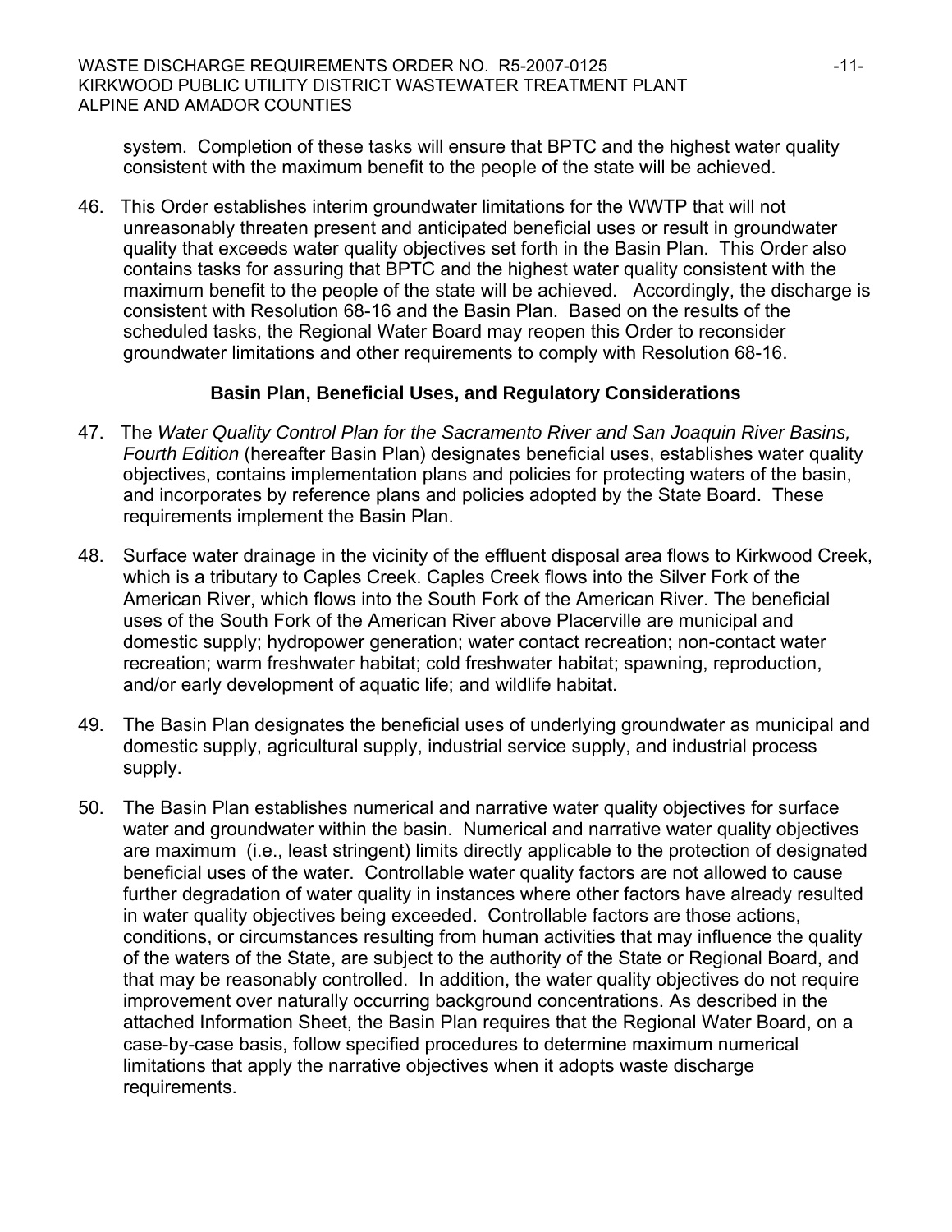system. Completion of these tasks will ensure that BPTC and the highest water quality consistent with the maximum benefit to the people of the state will be achieved.

46. This Order establishes interim groundwater limitations for the WWTP that will not unreasonably threaten present and anticipated beneficial uses or result in groundwater quality that exceeds water quality objectives set forth in the Basin Plan. This Order also contains tasks for assuring that BPTC and the highest water quality consistent with the maximum benefit to the people of the state will be achieved. Accordingly, the discharge is consistent with Resolution 68-16 and the Basin Plan. Based on the results of the scheduled tasks, the Regional Water Board may reopen this Order to reconsider groundwater limitations and other requirements to comply with Resolution 68-16.

## Basin Plan, Beneficial Uses, and Regulatory Considerations

47. The *Water Quality Control Plan for the Sacramento River and San Joaquin River Basins, Fourth Edition* (hereafter Basin Plan) designates beneficial uses, establishes water quality objectives, contains implementation plans and policies for protecting waters of the basin, and incorporates by reference plans and policies adopted by the State Board. These requirements implement the Basin Plan.

48. Surface water drainage in the vicinity of the effluent disposal area flows to Kirkwood Creek, which is a tributary to Caples Creek. Caples Creek flows into the Silver Fork of the American River, which flows into the South Fork of the American River. The beneficial uses of the South Fork of the American River above Placerville are municipal and domestic supply; hydropower generation; water contact recreation; non-contact water recreation; warm freshwater habitat; cold freshwater habitat; spawning, reproduction, and/or early development of aquatic life; and wildlife habitat.

49. The Basin Plan designates the beneficial uses of underlying groundwater as municipal and domestic supply, agricultural supply, industrial service supply, and industrial process supply.

50. The Basin Plan establishes numerical and narrative water quality objectives for surface water and groundwater within the basin. Numerical and narrative water quality objectives are maximum (i.e., least stringent) limits directly applicable to the protection of designated beneficial uses of the water. Controllable water quality factors are not allowed to cause further degradation of water quality in instances where other factors have already resulted in water quality objectives being exceeded. Controllable factors are those actions, conditions, or circumstances resulting from human activities that may influence the quality of the waters of the State, are subject to the authority of the State or Regional Board, and that may be reasonably controlled. In addition, the water quality objectives do not require improvement over naturally occurring background concentrations. As described in the attached Information Sheet, the Basin Plan requires that the Regional Water Board, on a case-by-case basis, follow specified procedures to determine maximum numerical limitations that apply the narrative objectives when it adopts waste discharge requirements.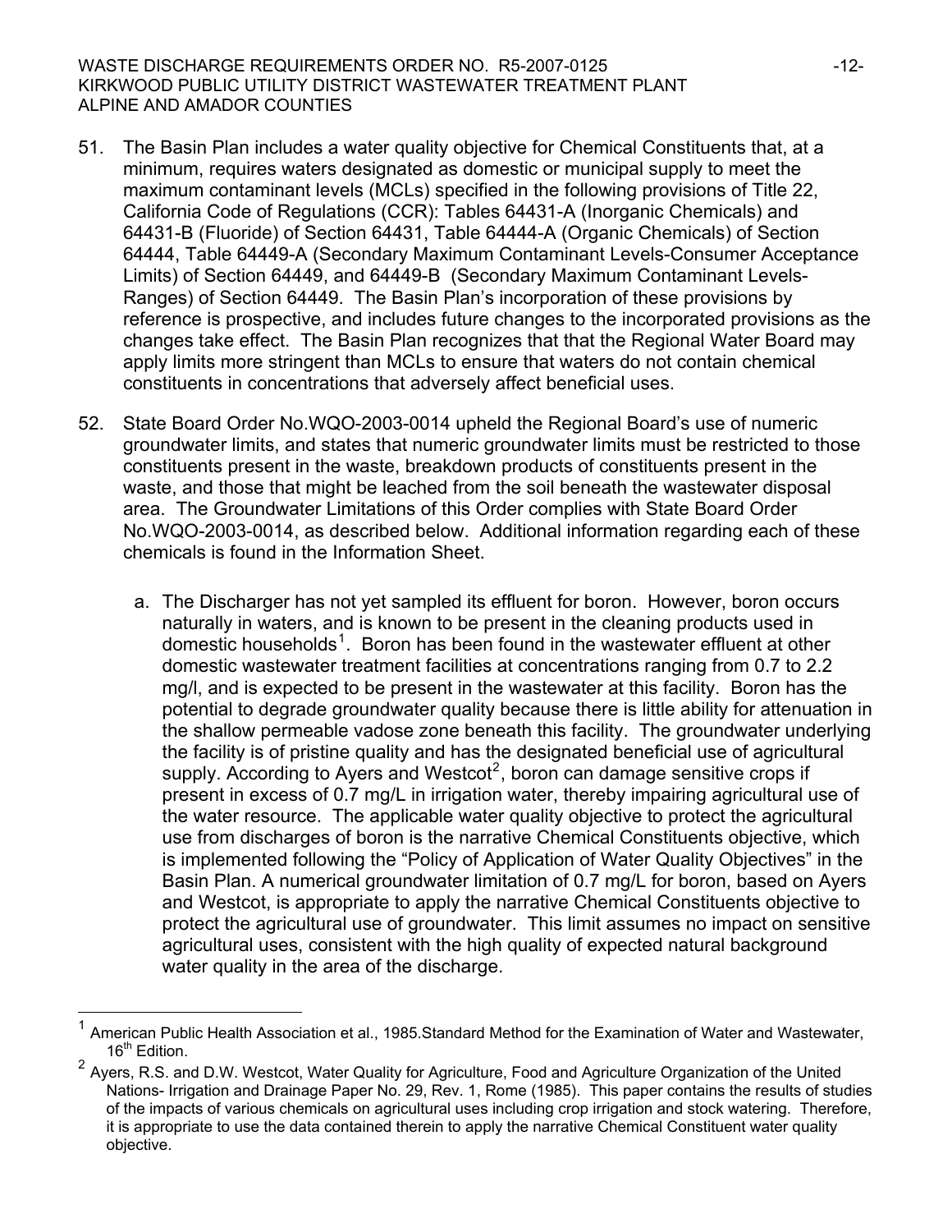51. The Basin Plan includes a water quality objective for Chemical Constituents that, at a minimum, requires waters designated as domestic or municipal supply to meet the maximum contaminant levels (MCLs) specified in the following provisions of Title 22, California Code of Regulations (CCR): Tables 64431-A (Inorganic Chemicals) and 64431-B (Fluoride) of Section 64431, Table 64444-A (Organic Chemicals) of Section 64444, Table 64449-A (Secondary Maximum Contaminant Levels-Consumer Acceptance Limits) of Section 64449, and 64449-B (Secondary Maximum Contaminant Levels-Ranges) of Section 64449. The Basin Plan's incorporation of these provisions by reference is prospective, and includes future changes to the incorporated provisions as the changes take effect. The Basin Plan recognizes that that the Regional Water Board may apply limits more stringent than MCLs to ensure that waters do not contain chemical constituents in concentrations that adversely affect beneficial uses.

52. State Board Order No.WQO-2003-0014 upheld the Regional Board's use of numeric groundwater limits, and states that numeric groundwater limits must be restricted to those constituents present in the waste, breakdown products of constituents present in the waste, and those that might be leached from the soil beneath the wastewater disposal area. The Groundwater Limitations of this Order complies with State Board Order No.WQO-2003-0014, as described below. Additional information regarding each of these chemicals is found in the Information Sheet.

    a. The Discharger has not yet sampled its effluent for boron. However, boron occurs naturally in waters, and is known to be present in the cleaning products used in domestic households[1]. Boron has been found in the wastewater effluent at other domestic wastewater treatment facilities at concentrations ranging from 0.7 to 2.2 mg/l, and is expected to be present in the wastewater at this facility. Boron has the potential to degrade groundwater quality because there is little ability for attenuation in the shallow permeable vadose zone beneath this facility. The groundwater underlying the facility is of pristine quality and has the designated beneficial use of agricultural supply. According to Ayers and Westcot[2], boron can damage sensitive crops if present in excess of 0.7 mg/L in irrigation water, thereby impairing agricultural use of the water resource. The applicable water quality objective to protect the agricultural use from discharges of boron is the narrative Chemical Constituents objective, which is implemented following the "Policy of Application of Water Quality Objectives" in the Basin Plan. A numerical groundwater limitation of 0.7 mg/L for boron, based on Ayers and Westcot, is appropriate to apply the narrative Chemical Constituents objective to protect the agricultural use of groundwater. This limit assumes no impact on sensitive agricultural uses, consistent with the high quality of expected natural background water quality in the area of the discharge.

---

[1] American Public Health Association et al., 1985.Standard Method for the Examination of Water and Wastewater, 16th Edition.

[2] Ayers, R.S. and D.W. Westcot, Water Quality for Agriculture, Food and Agriculture Organization of the United Nations- Irrigation and Drainage Paper No. 29, Rev. 1, Rome (1985). This paper contains the results of studies of the impacts of various chemicals on agricultural uses including crop irrigation and stock watering. Therefore, it is appropriate to use the data contained therein to apply the narrative Chemical Constituent water quality objective.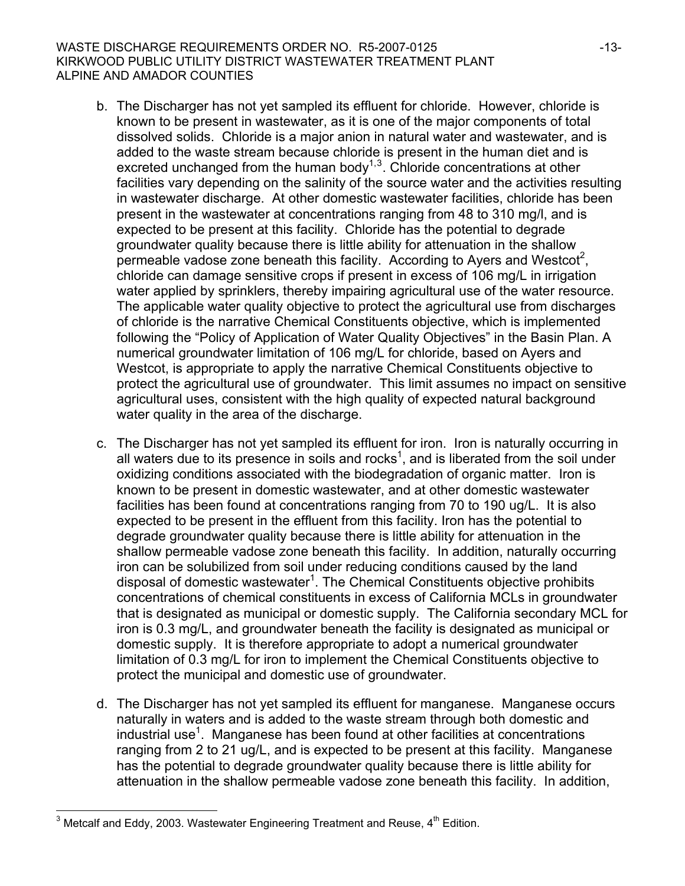b. The Discharger has not yet sampled its effluent for chloride. However, chloride is known to be present in wastewater, as it is one of the major components of total dissolved solids. Chloride is a major anion in natural water and wastewater, and is added to the waste stream because chloride is present in the human diet and is excreted unchanged from the human body[1,3]. Chloride concentrations at other facilities vary depending on the salinity of the source water and the activities resulting in wastewater discharge. At other domestic wastewater facilities, chloride has been present in the wastewater at concentrations ranging from 48 to 310 mg/l, and is expected to be present at this facility. Chloride has the potential to degrade groundwater quality because there is little ability for attenuation in the shallow permeable vadose zone beneath this facility. According to Ayers and Westcot[2], chloride can damage sensitive crops if present in excess of 106 mg/L in irrigation water applied by sprinklers, thereby impairing agricultural use of the water resource. The applicable water quality objective to protect the agricultural use from discharges of chloride is the narrative Chemical Constituents objective, which is implemented following the "Policy of Application of Water Quality Objectives" in the Basin Plan. A numerical groundwater limitation of 106 mg/L for chloride, based on Ayers and Westcot, is appropriate to apply the narrative Chemical Constituents objective to protect the agricultural use of groundwater. This limit assumes no impact on sensitive agricultural uses, consistent with the high quality of expected natural background water quality in the area of the discharge.

c. The Discharger has not yet sampled its effluent for iron. Iron is naturally occurring in all waters due to its presence in soils and rocks[1], and is liberated from the soil under oxidizing conditions associated with the biodegradation of organic matter. Iron is known to be present in domestic wastewater, and at other domestic wastewater facilities has been found at concentrations ranging from 70 to 190 ug/L. It is also expected to be present in the effluent from this facility. Iron has the potential to degrade groundwater quality because there is little ability for attenuation in the shallow permeable vadose zone beneath this facility. In addition, naturally occurring iron can be solubilized from soil under reducing conditions caused by the land disposal of domestic wastewater[1]. The Chemical Constituents objective prohibits concentrations of chemical constituents in excess of California MCLs in groundwater that is designated as municipal or domestic supply. The California secondary MCL for iron is 0.3 mg/L, and groundwater beneath the facility is designated as municipal or domestic supply. It is therefore appropriate to adopt a numerical groundwater limitation of 0.3 mg/L for iron to implement the Chemical Constituents objective to protect the municipal and domestic use of groundwater.

d. The Discharger has not yet sampled its effluent for manganese. Manganese occurs naturally in waters and is added to the waste stream through both domestic and industrial use[1]. Manganese has been found at other facilities at concentrations ranging from 2 to 21 ug/L, and is expected to be present at this facility. Manganese has the potential to degrade groundwater quality because there is little ability for attenuation in the shallow permeable vadose zone beneath this facility. In addition,

---

[3] Metcalf and Eddy, 2003. Wastewater Engineering Treatment and Reuse, 4th Edition.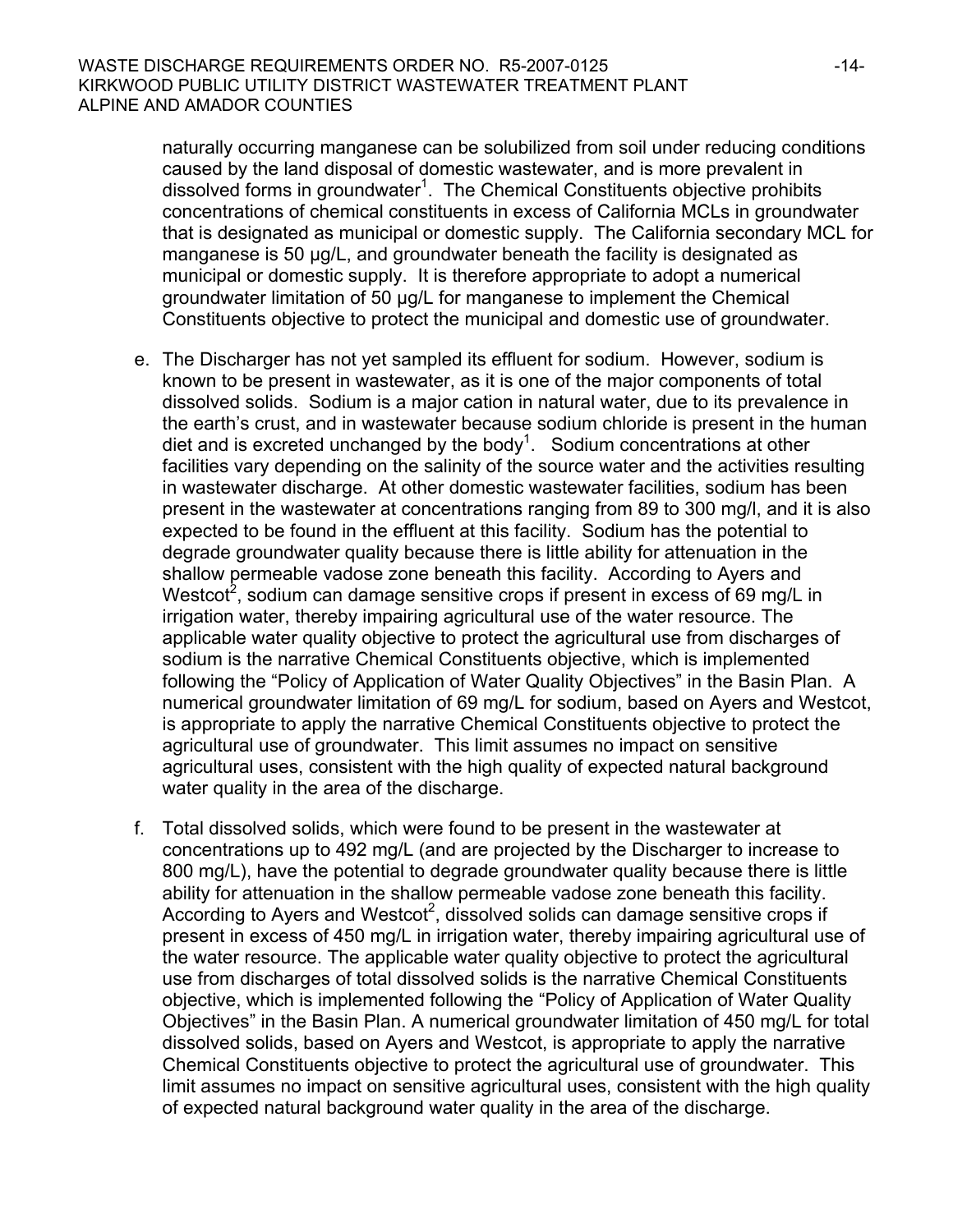naturally occurring manganese can be solubilized from soil under reducing conditions caused by the land disposal of domestic wastewater, and is more prevalent in dissolved forms in groundwater[1]. The Chemical Constituents objective prohibits concentrations of chemical constituents in excess of California MCLs in groundwater that is designated as municipal or domestic supply. The California secondary MCL for manganese is 50 µg/L, and groundwater beneath the facility is designated as municipal or domestic supply. It is therefore appropriate to adopt a numerical groundwater limitation of 50 µg/L for manganese to implement the Chemical Constituents objective to protect the municipal and domestic use of groundwater.

e. The Discharger has not yet sampled its effluent for sodium. However, sodium is known to be present in wastewater, as it is one of the major components of total dissolved solids. Sodium is a major cation in natural water, due to its prevalence in the earth's crust, and in wastewater because sodium chloride is present in the human diet and is excreted unchanged by the body[1]. Sodium concentrations at other facilities vary depending on the salinity of the source water and the activities resulting in wastewater discharge. At other domestic wastewater facilities, sodium has been present in the wastewater at concentrations ranging from 89 to 300 mg/l, and it is also expected to be found in the effluent at this facility. Sodium has the potential to degrade groundwater quality because there is little ability for attenuation in the shallow permeable vadose zone beneath this facility. According to Ayers and Westcot[2], sodium can damage sensitive crops if present in excess of 69 mg/L in irrigation water, thereby impairing agricultural use of the water resource. The applicable water quality objective to protect the agricultural use from discharges of sodium is the narrative Chemical Constituents objective, which is implemented following the "Policy of Application of Water Quality Objectives" in the Basin Plan. A numerical groundwater limitation of 69 mg/L for sodium, based on Ayers and Westcot, is appropriate to apply the narrative Chemical Constituents objective to protect the agricultural use of groundwater. This limit assumes no impact on sensitive agricultural uses, consistent with the high quality of expected natural background water quality in the area of the discharge.

f. Total dissolved solids, which were found to be present in the wastewater at concentrations up to 492 mg/L (and are projected by the Discharger to increase to 800 mg/L), have the potential to degrade groundwater quality because there is little ability for attenuation in the shallow permeable vadose zone beneath this facility. According to Ayers and Westcot[2], dissolved solids can damage sensitive crops if present in excess of 450 mg/L in irrigation water, thereby impairing agricultural use of the water resource. The applicable water quality objective to protect the agricultural use from discharges of total dissolved solids is the narrative Chemical Constituents objective, which is implemented following the "Policy of Application of Water Quality Objectives" in the Basin Plan. A numerical groundwater limitation of 450 mg/L for total dissolved solids, based on Ayers and Westcot, is appropriate to apply the narrative Chemical Constituents objective to protect the agricultural use of groundwater. This limit assumes no impact on sensitive agricultural uses, consistent with the high quality of expected natural background water quality in the area of the discharge.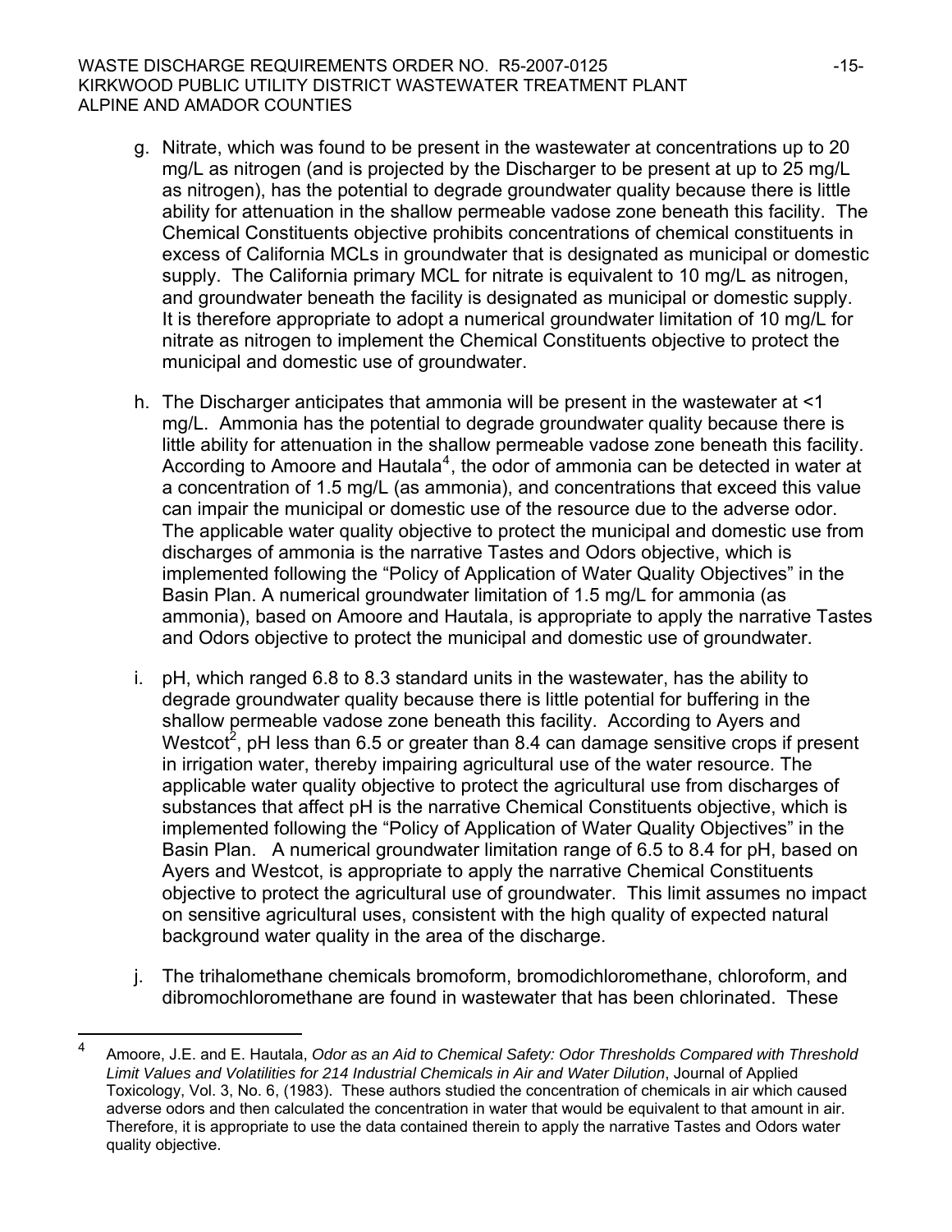g. Nitrate, which was found to be present in the wastewater at concentrations up to 20 mg/L as nitrogen (and is projected by the Discharger to be present at up to 25 mg/L as nitrogen), has the potential to degrade groundwater quality because there is little ability for attenuation in the shallow permeable vadose zone beneath this facility. The Chemical Constituents objective prohibits concentrations of chemical constituents in excess of California MCLs in groundwater that is designated as municipal or domestic supply. The California primary MCL for nitrate is equivalent to 10 mg/L as nitrogen, and groundwater beneath the facility is designated as municipal or domestic supply. It is therefore appropriate to adopt a numerical groundwater limitation of 10 mg/L for nitrate as nitrogen to implement the Chemical Constituents objective to protect the municipal and domestic use of groundwater.

h. The Discharger anticipates that ammonia will be present in the wastewater at <1 mg/L. Ammonia has the potential to degrade groundwater quality because there is little ability for attenuation in the shallow permeable vadose zone beneath this facility. According to Amoore and Hautala[4], the odor of ammonia can be detected in water at a concentration of 1.5 mg/L (as ammonia), and concentrations that exceed this value can impair the municipal or domestic use of the resource due to the adverse odor. The applicable water quality objective to protect the municipal and domestic use from discharges of ammonia is the narrative Tastes and Odors objective, which is implemented following the "Policy of Application of Water Quality Objectives" in the Basin Plan. A numerical groundwater limitation of 1.5 mg/L for ammonia (as ammonia), based on Amoore and Hautala, is appropriate to apply the narrative Tastes and Odors objective to protect the municipal and domestic use of groundwater.

i. pH, which ranged 6.8 to 8.3 standard units in the wastewater, has the ability to degrade groundwater quality because there is little potential for buffering in the shallow permeable vadose zone beneath this facility. According to Ayers and Westcot[2], pH less than 6.5 or greater than 8.4 can damage sensitive crops if present in irrigation water, thereby impairing agricultural use of the water resource. The applicable water quality objective to protect the agricultural use from discharges of substances that affect pH is the narrative Chemical Constituents objective, which is implemented following the "Policy of Application of Water Quality Objectives" in the Basin Plan. A numerical groundwater limitation range of 6.5 to 8.4 for pH, based on Ayers and Westcot, is appropriate to apply the narrative Chemical Constituents objective to protect the agricultural use of groundwater. This limit assumes no impact on sensitive agricultural uses, consistent with the high quality of expected natural background water quality in the area of the discharge.

j. The trihalomethane chemicals bromoform, bromodichloromethane, chloroform, and dibromochloromethane are found in wastewater that has been chlorinated. These

---

[4] Amoore, J.E. and E. Hautala, *Odor as an Aid to Chemical Safety: Odor Thresholds Compared with Threshold Limit Values and Volatilities for 214 Industrial Chemicals in Air and Water Dilution*, Journal of Applied Toxicology, Vol. 3, No. 6, (1983). These authors studied the concentration of chemicals in air which caused adverse odors and then calculated the concentration in water that would be equivalent to that amount in air. Therefore, it is appropriate to use the data contained therein to apply the narrative Tastes and Odors water quality objective.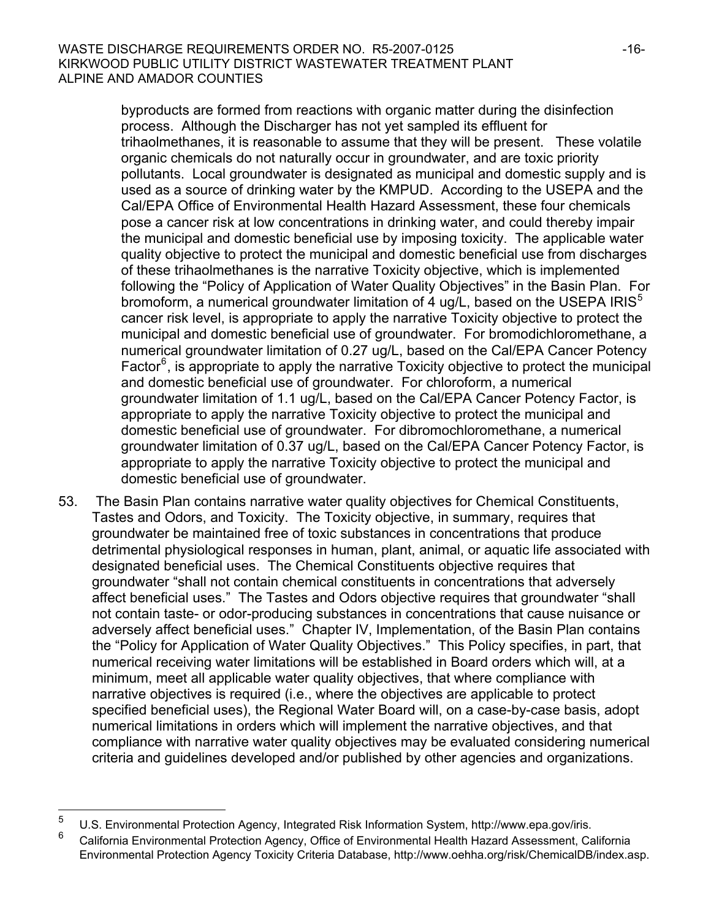byproducts are formed from reactions with organic matter during the disinfection process. Although the Discharger has not yet sampled its effluent for trihaolmethanes, it is reasonable to assume that they will be present. These volatile organic chemicals do not naturally occur in groundwater, and are toxic priority pollutants. Local groundwater is designated as municipal and domestic supply and is used as a source of drinking water by the KMPUD. According to the USEPA and the Cal/EPA Office of Environmental Health Hazard Assessment, these four chemicals pose a cancer risk at low concentrations in drinking water, and could thereby impair the municipal and domestic beneficial use by imposing toxicity. The applicable water quality objective to protect the municipal and domestic beneficial use from discharges of these trihaolmethanes is the narrative Toxicity objective, which is implemented following the "Policy of Application of Water Quality Objectives" in the Basin Plan. For bromoform, a numerical groundwater limitation of 4 ug/L, based on the USEPA IRIS[5] cancer risk level, is appropriate to apply the narrative Toxicity objective to protect the municipal and domestic beneficial use of groundwater. For bromodichloromethane, a numerical groundwater limitation of 0.27 ug/L, based on the Cal/EPA Cancer Potency Factor[6], is appropriate to apply the narrative Toxicity objective to protect the municipal and domestic beneficial use of groundwater. For chloroform, a numerical groundwater limitation of 1.1 ug/L, based on the Cal/EPA Cancer Potency Factor, is appropriate to apply the narrative Toxicity objective to protect the municipal and domestic beneficial use of groundwater. For dibromochloromethane, a numerical groundwater limitation of 0.37 ug/L, based on the Cal/EPA Cancer Potency Factor, is appropriate to apply the narrative Toxicity objective to protect the municipal and domestic beneficial use of groundwater.

53. The Basin Plan contains narrative water quality objectives for Chemical Constituents, Tastes and Odors, and Toxicity. The Toxicity objective, in summary, requires that groundwater be maintained free of toxic substances in concentrations that produce detrimental physiological responses in human, plant, animal, or aquatic life associated with designated beneficial uses. The Chemical Constituents objective requires that groundwater "shall not contain chemical constituents in concentrations that adversely affect beneficial uses." The Tastes and Odors objective requires that groundwater "shall not contain taste- or odor-producing substances in concentrations that cause nuisance or adversely affect beneficial uses." Chapter IV, Implementation, of the Basin Plan contains the "Policy for Application of Water Quality Objectives." This Policy specifies, in part, that numerical receiving water limitations will be established in Board orders which will, at a minimum, meet all applicable water quality objectives, that where compliance with narrative objectives is required (i.e., where the objectives are applicable to protect specified beneficial uses), the Regional Water Board will, on a case-by-case basis, adopt numerical limitations in orders which will implement the narrative objectives, and that compliance with narrative water quality objectives may be evaluated considering numerical criteria and guidelines developed and/or published by other agencies and organizations.

---

[5] U.S. Environmental Protection Agency, Integrated Risk Information System, http://www.epa.gov/iris.

[6] California Environmental Protection Agency, Office of Environmental Health Hazard Assessment, California Environmental Protection Agency Toxicity Criteria Database, http://www.oehha.org/risk/ChemicalDB/index.asp.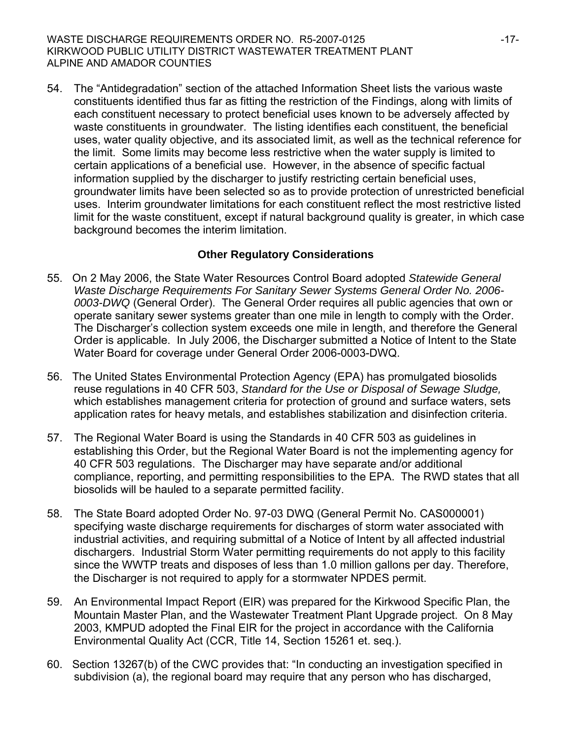54. The "Antidegradation" section of the attached Information Sheet lists the various waste constituents identified thus far as fitting the restriction of the Findings, along with limits of each constituent necessary to protect beneficial uses known to be adversely affected by waste constituents in groundwater. The listing identifies each constituent, the beneficial uses, water quality objective, and its associated limit, as well as the technical reference for the limit. Some limits may become less restrictive when the water supply is limited to certain applications of a beneficial use. However, in the absence of specific factual information supplied by the discharger to justify restricting certain beneficial uses, groundwater limits have been selected so as to provide protection of unrestricted beneficial uses. Interim groundwater limitations for each constituent reflect the most restrictive listed limit for the waste constituent, except if natural background quality is greater, in which case background becomes the interim limitation.

### Other Regulatory Considerations

55. On 2 May 2006, the State Water Resources Control Board adopted *Statewide General Waste Discharge Requirements For Sanitary Sewer Systems General Order No. 2006-0003-DWQ* (General Order). The General Order requires all public agencies that own or operate sanitary sewer systems greater than one mile in length to comply with the Order. The Discharger's collection system exceeds one mile in length, and therefore the General Order is applicable. In July 2006, the Discharger submitted a Notice of Intent to the State Water Board for coverage under General Order 2006-0003-DWQ.

56. The United States Environmental Protection Agency (EPA) has promulgated biosolids reuse regulations in 40 CFR 503, *Standard for the Use or Disposal of Sewage Sludge,* which establishes management criteria for protection of ground and surface waters, sets application rates for heavy metals, and establishes stabilization and disinfection criteria.

57. The Regional Water Board is using the Standards in 40 CFR 503 as guidelines in establishing this Order, but the Regional Water Board is not the implementing agency for 40 CFR 503 regulations. The Discharger may have separate and/or additional compliance, reporting, and permitting responsibilities to the EPA. The RWD states that all biosolids will be hauled to a separate permitted facility.

58. The State Board adopted Order No. 97-03 DWQ (General Permit No. CAS000001) specifying waste discharge requirements for discharges of storm water associated with industrial activities, and requiring submittal of a Notice of Intent by all affected industrial dischargers. Industrial Storm Water permitting requirements do not apply to this facility since the WWTP treats and disposes of less than 1.0 million gallons per day. Therefore, the Discharger is not required to apply for a stormwater NPDES permit.

59. An Environmental Impact Report (EIR) was prepared for the Kirkwood Specific Plan, the Mountain Master Plan, and the Wastewater Treatment Plant Upgrade project. On 8 May 2003, KMPUD adopted the Final EIR for the project in accordance with the California Environmental Quality Act (CCR, Title 14, Section 15261 et. seq.).

60. Section 13267(b) of the CWC provides that: "In conducting an investigation specified in subdivision (a), the regional board may require that any person who has discharged,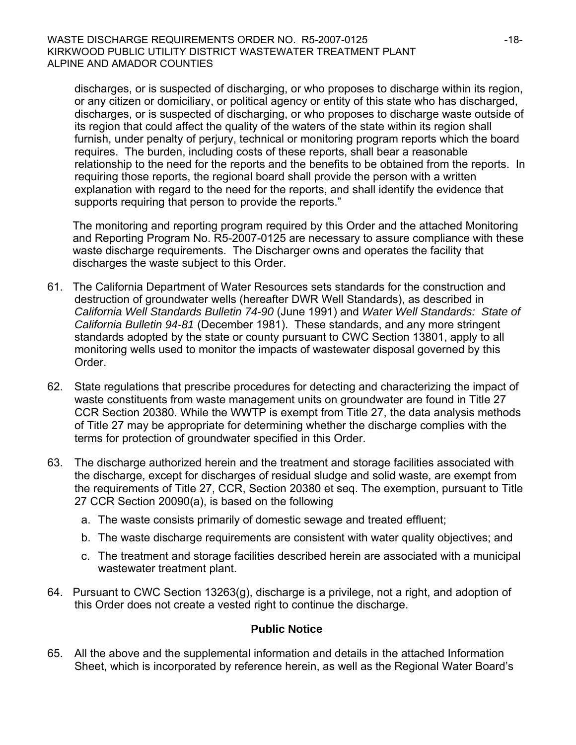discharges, or is suspected of discharging, or who proposes to discharge within its region, or any citizen or domiciliary, or political agency or entity of this state who has discharged, discharges, or is suspected of discharging, or who proposes to discharge waste outside of its region that could affect the quality of the waters of the state within its region shall furnish, under penalty of perjury, technical or monitoring program reports which the board requires. The burden, including costs of these reports, shall bear a reasonable relationship to the need for the reports and the benefits to be obtained from the reports. In requiring those reports, the regional board shall provide the person with a written explanation with regard to the need for the reports, and shall identify the evidence that supports requiring that person to provide the reports."

The monitoring and reporting program required by this Order and the attached Monitoring and Reporting Program No. R5-2007-0125 are necessary to assure compliance with these waste discharge requirements. The Discharger owns and operates the facility that discharges the waste subject to this Order.

61. The California Department of Water Resources sets standards for the construction and destruction of groundwater wells (hereafter DWR Well Standards), as described in *California Well Standards Bulletin 74-90* (June 1991) and *Water Well Standards: State of California Bulletin 94-81* (December 1981). These standards, and any more stringent standards adopted by the state or county pursuant to CWC Section 13801, apply to all monitoring wells used to monitor the impacts of wastewater disposal governed by this Order.

62. State regulations that prescribe procedures for detecting and characterizing the impact of waste constituents from waste management units on groundwater are found in Title 27 CCR Section 20380. While the WWTP is exempt from Title 27, the data analysis methods of Title 27 may be appropriate for determining whether the discharge complies with the terms for protection of groundwater specified in this Order.

63. The discharge authorized herein and the treatment and storage facilities associated with the discharge, except for discharges of residual sludge and solid waste, are exempt from the requirements of Title 27, CCR, Section 20380 et seq. The exemption, pursuant to Title 27 CCR Section 20090(a), is based on the following

    a. The waste consists primarily of domestic sewage and treated effluent;

    b. The waste discharge requirements are consistent with water quality objectives; and

    c. The treatment and storage facilities described herein are associated with a municipal wastewater treatment plant.

64. Pursuant to CWC Section 13263(g), discharge is a privilege, not a right, and adoption of this Order does not create a vested right to continue the discharge.

**Public Notice**

65. All the above and the supplemental information and details in the attached Information Sheet, which is incorporated by reference herein, as well as the Regional Water Board's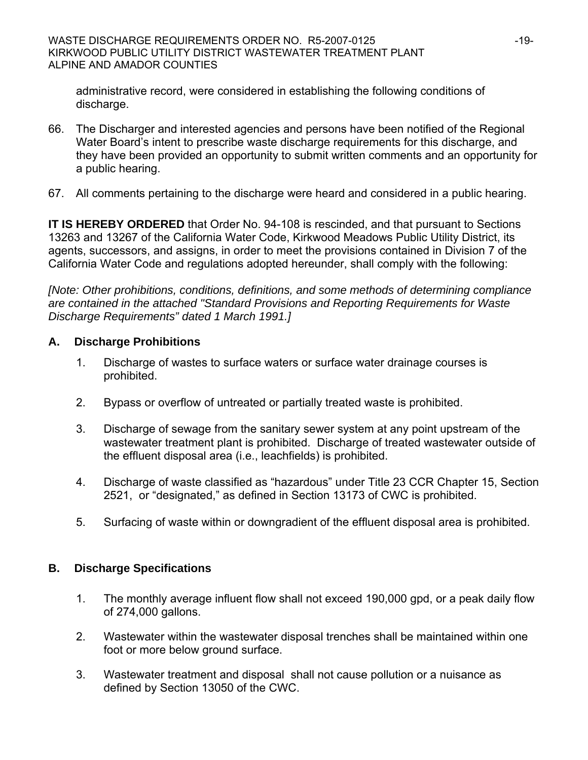administrative record, were considered in establishing the following conditions of discharge.

66. The Discharger and interested agencies and persons have been notified of the Regional Water Board's intent to prescribe waste discharge requirements for this discharge, and they have been provided an opportunity to submit written comments and an opportunity for a public hearing.

67. All comments pertaining to the discharge were heard and considered in a public hearing.

**IT IS HEREBY ORDERED** that Order No. 94-108 is rescinded, and that pursuant to Sections 13263 and 13267 of the California Water Code, Kirkwood Meadows Public Utility District, its agents, successors, and assigns, in order to meet the provisions contained in Division 7 of the California Water Code and regulations adopted hereunder, shall comply with the following:

*[Note: Other prohibitions, conditions, definitions, and some methods of determining compliance are contained in the attached "Standard Provisions and Reporting Requirements for Waste Discharge Requirements" dated 1 March 1991.]*

## A. Discharge Prohibitions

1. Discharge of wastes to surface waters or surface water drainage courses is prohibited.

2. Bypass or overflow of untreated or partially treated waste is prohibited.

3. Discharge of sewage from the sanitary sewer system at any point upstream of the wastewater treatment plant is prohibited. Discharge of treated wastewater outside of the effluent disposal area (i.e., leachfields) is prohibited.

4. Discharge of waste classified as "hazardous" under Title 23 CCR Chapter 15, Section 2521, or "designated," as defined in Section 13173 of CWC is prohibited.

5. Surfacing of waste within or downgradient of the effluent disposal area is prohibited.

## B. Discharge Specifications

1. The monthly average influent flow shall not exceed 190,000 gpd, or a peak daily flow of 274,000 gallons.

2. Wastewater within the wastewater disposal trenches shall be maintained within one foot or more below ground surface.

3. Wastewater treatment and disposal shall not cause pollution or a nuisance as defined by Section 13050 of the CWC.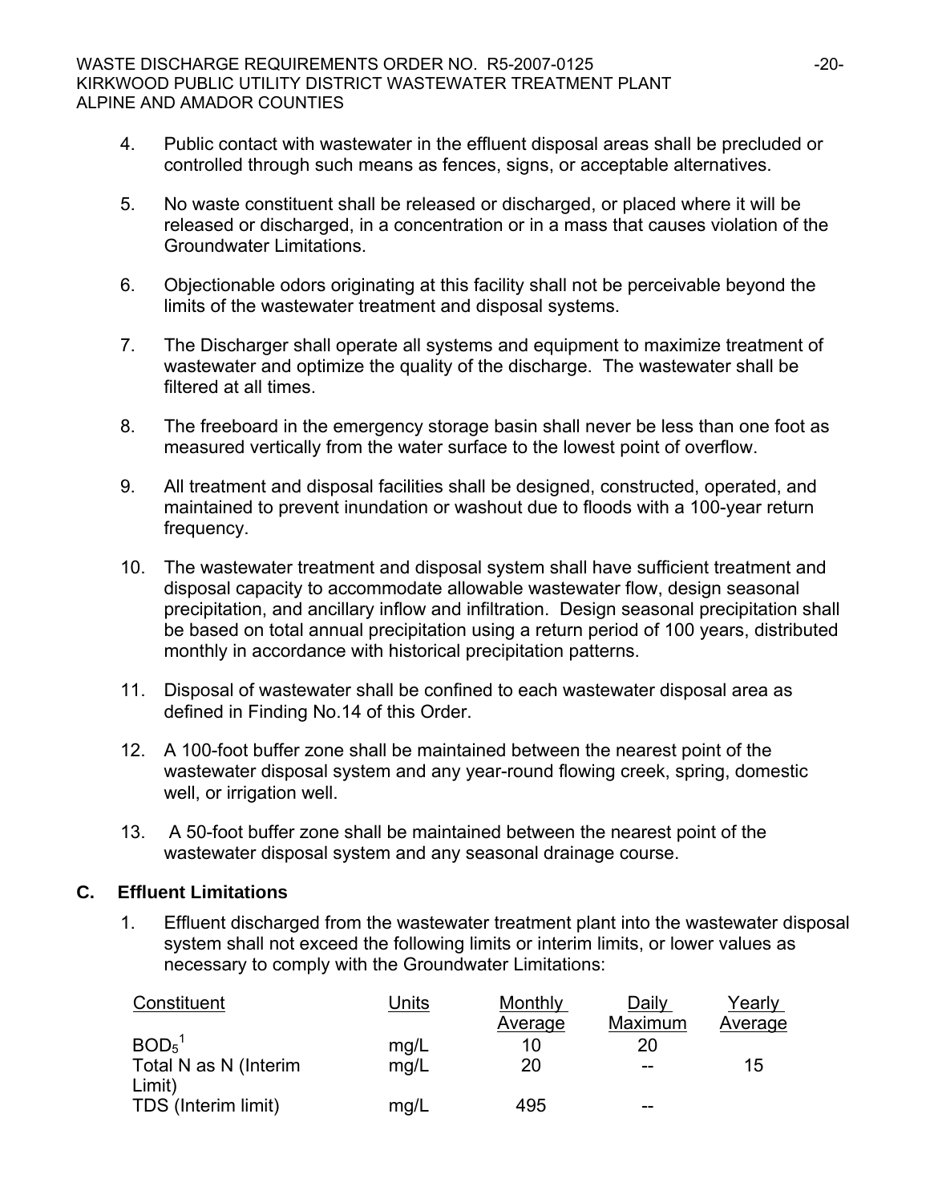4. Public contact with wastewater in the effluent disposal areas shall be precluded or controlled through such means as fences, signs, or acceptable alternatives.

5. No waste constituent shall be released or discharged, or placed where it will be released or discharged, in a concentration or in a mass that causes violation of the Groundwater Limitations.

6. Objectionable odors originating at this facility shall not be perceivable beyond the limits of the wastewater treatment and disposal systems.

7. The Discharger shall operate all systems and equipment to maximize treatment of wastewater and optimize the quality of the discharge. The wastewater shall be filtered at all times.

8. The freeboard in the emergency storage basin shall never be less than one foot as measured vertically from the water surface to the lowest point of overflow.

9. All treatment and disposal facilities shall be designed, constructed, operated, and maintained to prevent inundation or washout due to floods with a 100-year return frequency.

10. The wastewater treatment and disposal system shall have sufficient treatment and disposal capacity to accommodate allowable wastewater flow, design seasonal precipitation, and ancillary inflow and infiltration. Design seasonal precipitation shall be based on total annual precipitation using a return period of 100 years, distributed monthly in accordance with historical precipitation patterns.

11. Disposal of wastewater shall be confined to each wastewater disposal area as defined in Finding No.14 of this Order.

12. A 100-foot buffer zone shall be maintained between the nearest point of the wastewater disposal system and any year-round flowing creek, spring, domestic well, or irrigation well.

13. A 50-foot buffer zone shall be maintained between the nearest point of the wastewater disposal system and any seasonal drainage course.

## C. Effluent Limitations

1. Effluent discharged from the wastewater treatment plant into the wastewater disposal system shall not exceed the following limits or interim limits, or lower values as necessary to comply with the Groundwater Limitations:

| Constituent | Units | Monthly Average | Daily Maximum | Yearly Average |
|---|---|---|---|---|
| $BOD_5$[1] | mg/L | 10 | 20 | |
| Total N as N (Interim Limit) | mg/L | 20 | -- | 15 |
| TDS (Interim limit) | mg/L | 495 | -- | |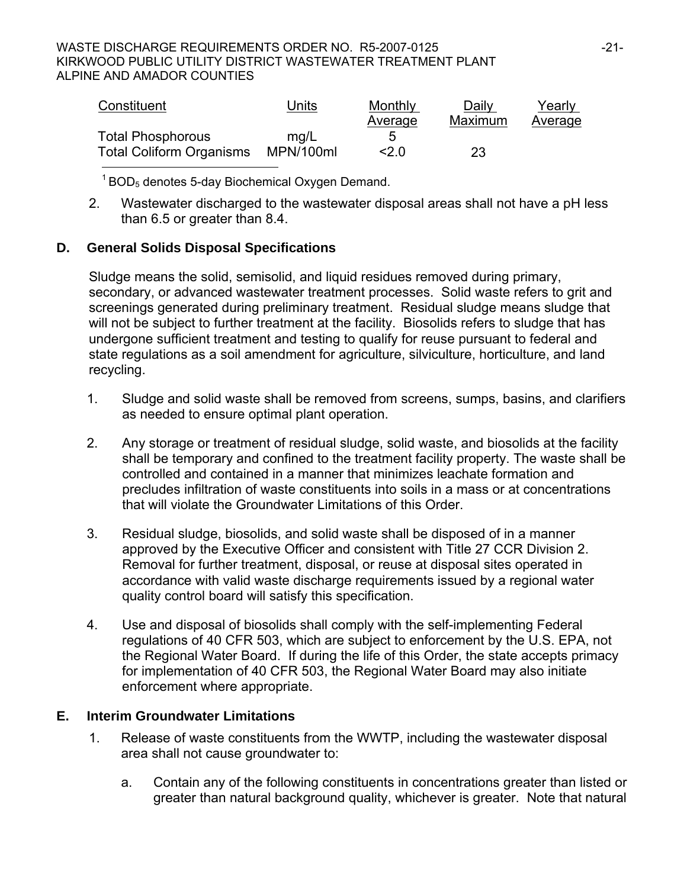| Constituent | Units | Monthly Average | Daily Maximum | Yearly Average |
|---|---|---|---|---|
| Total Phosphorous | mg/L | 5 | | |
| Total Coliform Organisms | MPN/100ml | <2.0 | 23 | |

[1] $BOD_5$ denotes 5-day Biochemical Oxygen Demand.

2. Wastewater discharged to the wastewater disposal areas shall not have a pH less than 6.5 or greater than 8.4.

## D. General Solids Disposal Specifications

Sludge means the solid, semisolid, and liquid residues removed during primary, secondary, or advanced wastewater treatment processes. Solid waste refers to grit and screenings generated during preliminary treatment. Residual sludge means sludge that will not be subject to further treatment at the facility. Biosolids refers to sludge that has undergone sufficient treatment and testing to qualify for reuse pursuant to federal and state regulations as a soil amendment for agriculture, silviculture, horticulture, and land recycling.

1. Sludge and solid waste shall be removed from screens, sumps, basins, and clarifiers as needed to ensure optimal plant operation.

2. Any storage or treatment of residual sludge, solid waste, and biosolids at the facility shall be temporary and confined to the treatment facility property. The waste shall be controlled and contained in a manner that minimizes leachate formation and precludes infiltration of waste constituents into soils in a mass or at concentrations that will violate the Groundwater Limitations of this Order.

3. Residual sludge, biosolids, and solid waste shall be disposed of in a manner approved by the Executive Officer and consistent with Title 27 CCR Division 2. Removal for further treatment, disposal, or reuse at disposal sites operated in accordance with valid waste discharge requirements issued by a regional water quality control board will satisfy this specification.

4. Use and disposal of biosolids shall comply with the self-implementing Federal regulations of 40 CFR 503, which are subject to enforcement by the U.S. EPA, not the Regional Water Board. If during the life of this Order, the state accepts primacy for implementation of 40 CFR 503, the Regional Water Board may also initiate enforcement where appropriate.

## E. Interim Groundwater Limitations

1. Release of waste constituents from the WWTP, including the wastewater disposal area shall not cause groundwater to:

   a. Contain any of the following constituents in concentrations greater than listed or greater than natural background quality, whichever is greater. Note that natural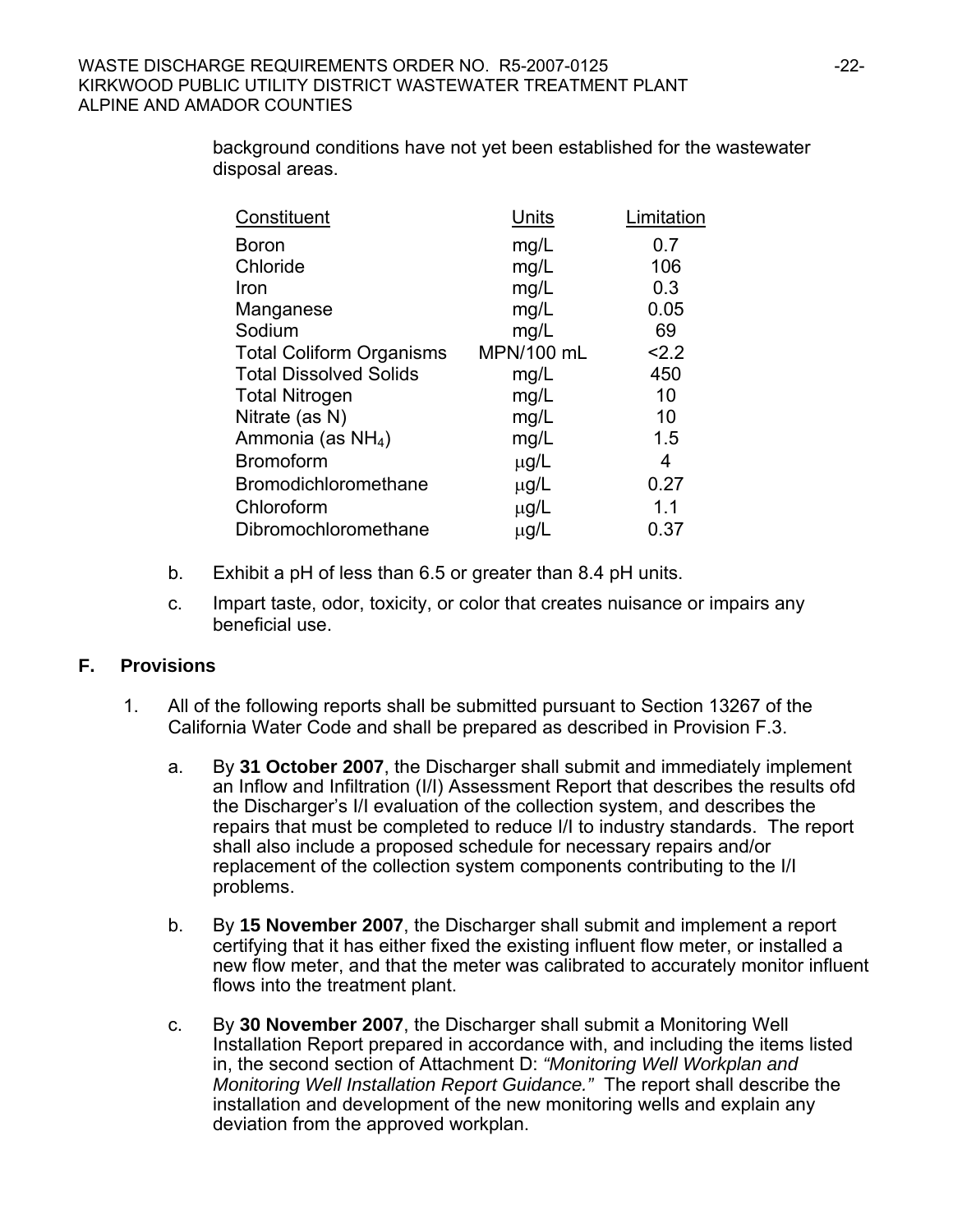background conditions have not yet been established for the wastewater disposal areas.

| Constituent | Units | Limitation |
|---|---|---|
| Boron | mg/L | 0.7 |
| Chloride | mg/L | 106 |
| Iron | mg/L | 0.3 |
| Manganese | mg/L | 0.05 |
| Sodium | mg/L | 69 |
| Total Coliform Organisms | MPN/100 mL | <2.2 |
| Total Dissolved Solids | mg/L | 450 |
| Total Nitrogen | mg/L | 10 |
| Nitrate (as N) | mg/L | 10 |
| Ammonia (as $NH_4$) | mg/L | 1.5 |
| Bromoform | µg/L | 4 |
| Bromodichloromethane | µg/L | 0.27 |
| Chloroform | µg/L | 1.1 |
| Dibromochloromethane | µg/L | 0.37 |

b. Exhibit a pH of less than 6.5 or greater than 8.4 pH units.

c. Impart taste, odor, toxicity, or color that creates nuisance or impairs any beneficial use.

## F. Provisions

1. All of the following reports shall be submitted pursuant to Section 13267 of the California Water Code and shall be prepared as described in Provision F.3.

   a. By **31 October 2007**, the Discharger shall submit and immediately implement an Inflow and Infiltration (I/I) Assessment Report that describes the results ofd the Discharger's I/I evaluation of the collection system, and describes the repairs that must be completed to reduce I/I to industry standards. The report shall also include a proposed schedule for necessary repairs and/or replacement of the collection system components contributing to the I/I problems.

   b. By **15 November 2007**, the Discharger shall submit and implement a report certifying that it has either fixed the existing influent flow meter, or installed a new flow meter, and that the meter was calibrated to accurately monitor influent flows into the treatment plant.

   c. By **30 November 2007**, the Discharger shall submit a Monitoring Well Installation Report prepared in accordance with, and including the items listed in, the second section of Attachment D: *"Monitoring Well Workplan and Monitoring Well Installation Report Guidance."* The report shall describe the installation and development of the new monitoring wells and explain any deviation from the approved workplan.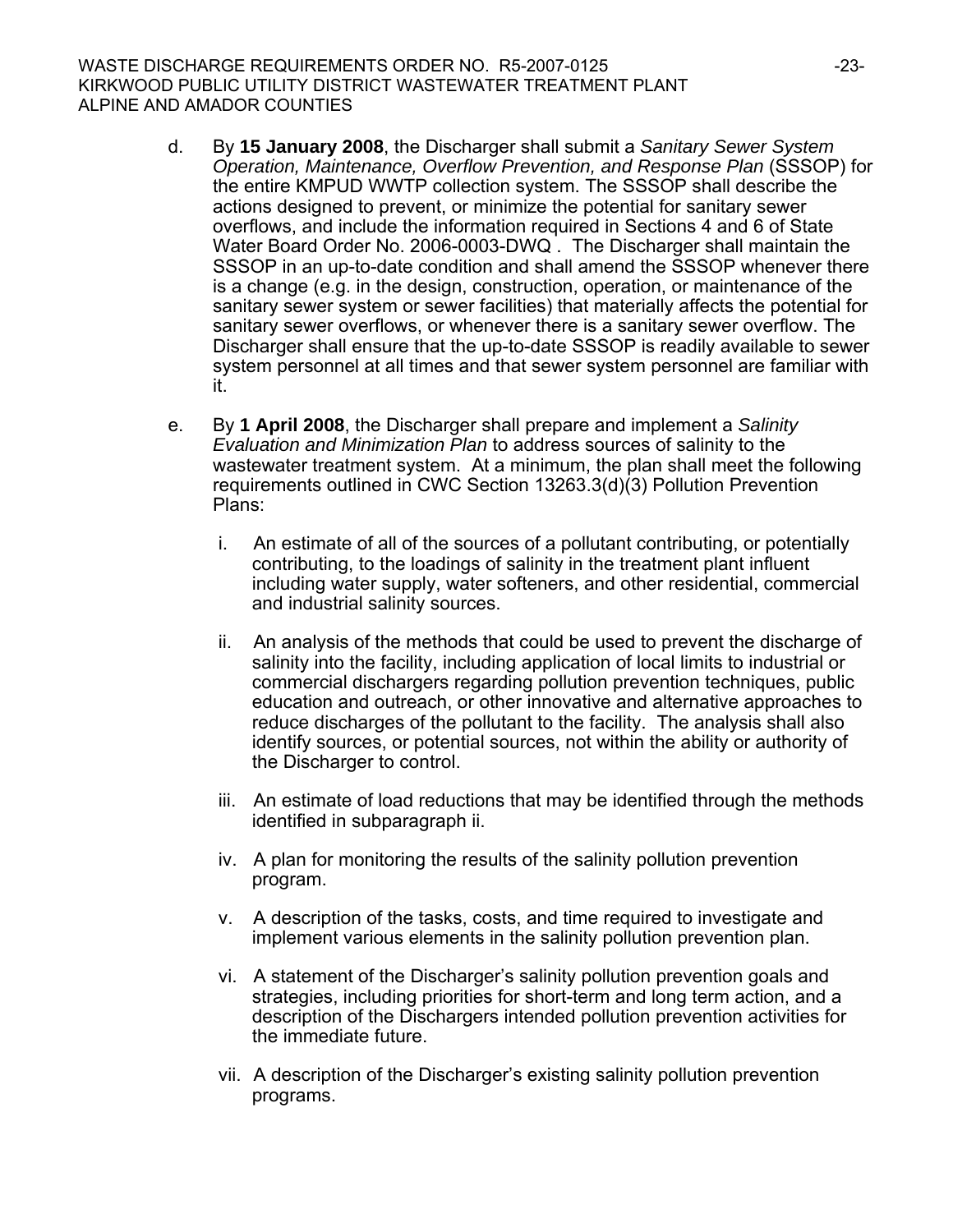d. By **15 January 2008**, the Discharger shall submit a *Sanitary Sewer System Operation, Maintenance, Overflow Prevention, and Response Plan* (SSSOP) for the entire KMPUD WWTP collection system. The SSSOP shall describe the actions designed to prevent, or minimize the potential for sanitary sewer overflows, and include the information required in Sections 4 and 6 of State Water Board Order No. 2006-0003-DWQ . The Discharger shall maintain the SSSOP in an up-to-date condition and shall amend the SSSOP whenever there is a change (e.g. in the design, construction, operation, or maintenance of the sanitary sewer system or sewer facilities) that materially affects the potential for sanitary sewer overflows, or whenever there is a sanitary sewer overflow. The Discharger shall ensure that the up-to-date SSSOP is readily available to sewer system personnel at all times and that sewer system personnel are familiar with it.

e. By **1 April 2008**, the Discharger shall prepare and implement a *Salinity Evaluation and Minimization Plan* to address sources of salinity to the wastewater treatment system. At a minimum, the plan shall meet the following requirements outlined in CWC Section 13263.3(d)(3) Pollution Prevention Plans:

   i. An estimate of all of the sources of a pollutant contributing, or potentially contributing, to the loadings of salinity in the treatment plant influent including water supply, water softeners, and other residential, commercial and industrial salinity sources.

   ii. An analysis of the methods that could be used to prevent the discharge of salinity into the facility, including application of local limits to industrial or commercial dischargers regarding pollution prevention techniques, public education and outreach, or other innovative and alternative approaches to reduce discharges of the pollutant to the facility. The analysis shall also identify sources, or potential sources, not within the ability or authority of the Discharger to control.

   iii. An estimate of load reductions that may be identified through the methods identified in subparagraph ii.

   iv. A plan for monitoring the results of the salinity pollution prevention program.

   v. A description of the tasks, costs, and time required to investigate and implement various elements in the salinity pollution prevention plan.

   vi. A statement of the Discharger's salinity pollution prevention goals and strategies, including priorities for short-term and long term action, and a description of the Dischargers intended pollution prevention activities for the immediate future.

   vii. A description of the Discharger's existing salinity pollution prevention programs.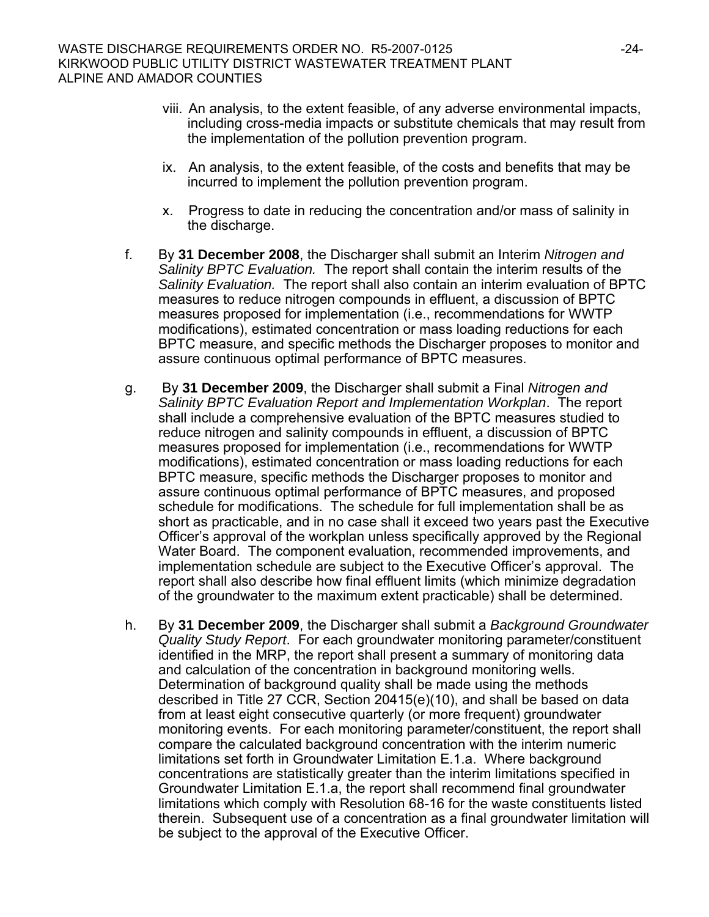viii. An analysis, to the extent feasible, of any adverse environmental impacts, including cross-media impacts or substitute chemicals that may result from the implementation of the pollution prevention program.

ix. An analysis, to the extent feasible, of the costs and benefits that may be incurred to implement the pollution prevention program.

x. Progress to date in reducing the concentration and/or mass of salinity in the discharge.

f. By **31 December 2008**, the Discharger shall submit an Interim *Nitrogen and Salinity BPTC Evaluation.* The report shall contain the interim results of the *Salinity Evaluation.* The report shall also contain an interim evaluation of BPTC measures to reduce nitrogen compounds in effluent, a discussion of BPTC measures proposed for implementation (i.e., recommendations for WWTP modifications), estimated concentration or mass loading reductions for each BPTC measure, and specific methods the Discharger proposes to monitor and assure continuous optimal performance of BPTC measures.

g. By **31 December 2009**, the Discharger shall submit a Final *Nitrogen and Salinity BPTC Evaluation Report and Implementation Workplan*. The report shall include a comprehensive evaluation of the BPTC measures studied to reduce nitrogen and salinity compounds in effluent, a discussion of BPTC measures proposed for implementation (i.e., recommendations for WWTP modifications), estimated concentration or mass loading reductions for each BPTC measure, specific methods the Discharger proposes to monitor and assure continuous optimal performance of BPTC measures, and proposed schedule for modifications. The schedule for full implementation shall be as short as practicable, and in no case shall it exceed two years past the Executive Officer's approval of the workplan unless specifically approved by the Regional Water Board. The component evaluation, recommended improvements, and implementation schedule are subject to the Executive Officer's approval. The report shall also describe how final effluent limits (which minimize degradation of the groundwater to the maximum extent practicable) shall be determined.

h. By **31 December 2009**, the Discharger shall submit a *Background Groundwater Quality Study Report*. For each groundwater monitoring parameter/constituent identified in the MRP, the report shall present a summary of monitoring data and calculation of the concentration in background monitoring wells. Determination of background quality shall be made using the methods described in Title 27 CCR, Section 20415(e)(10), and shall be based on data from at least eight consecutive quarterly (or more frequent) groundwater monitoring events. For each monitoring parameter/constituent, the report shall compare the calculated background concentration with the interim numeric limitations set forth in Groundwater Limitation E.1.a. Where background concentrations are statistically greater than the interim limitations specified in Groundwater Limitation E.1.a, the report shall recommend final groundwater limitations which comply with Resolution 68-16 for the waste constituents listed therein. Subsequent use of a concentration as a final groundwater limitation will be subject to the approval of the Executive Officer.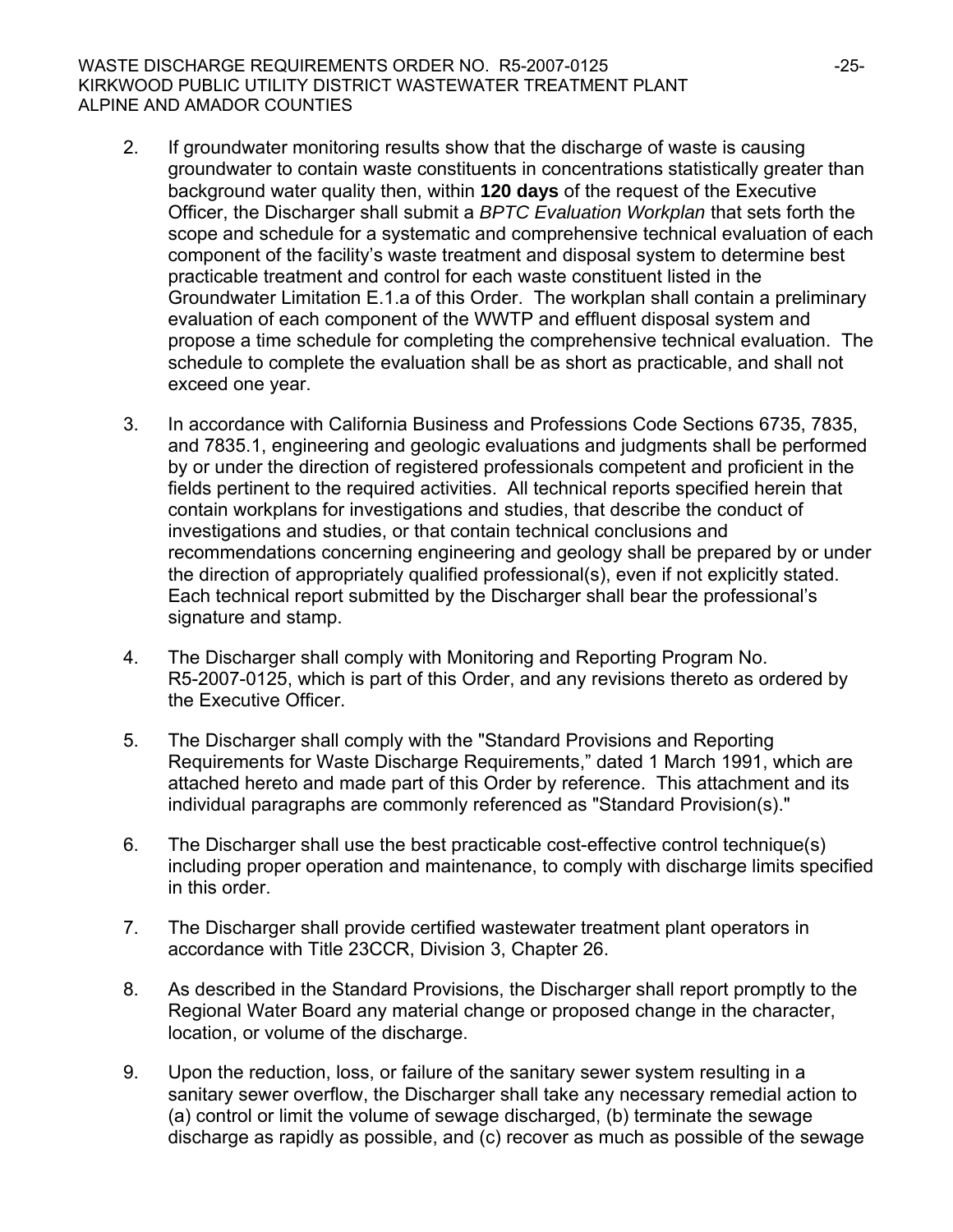2. If groundwater monitoring results show that the discharge of waste is causing groundwater to contain waste constituents in concentrations statistically greater than background water quality then, within **120 days** of the request of the Executive Officer, the Discharger shall submit a *BPTC Evaluation Workplan* that sets forth the scope and schedule for a systematic and comprehensive technical evaluation of each component of the facility's waste treatment and disposal system to determine best practicable treatment and control for each waste constituent listed in the Groundwater Limitation E.1.a of this Order. The workplan shall contain a preliminary evaluation of each component of the WWTP and effluent disposal system and propose a time schedule for completing the comprehensive technical evaluation. The schedule to complete the evaluation shall be as short as practicable, and shall not exceed one year.

3. In accordance with California Business and Professions Code Sections 6735, 7835, and 7835.1, engineering and geologic evaluations and judgments shall be performed by or under the direction of registered professionals competent and proficient in the fields pertinent to the required activities. All technical reports specified herein that contain workplans for investigations and studies, that describe the conduct of investigations and studies, or that contain technical conclusions and recommendations concerning engineering and geology shall be prepared by or under the direction of appropriately qualified professional(s), even if not explicitly stated. Each technical report submitted by the Discharger shall bear the professional's signature and stamp.

4. The Discharger shall comply with Monitoring and Reporting Program No. R5-2007-0125, which is part of this Order, and any revisions thereto as ordered by the Executive Officer.

5. The Discharger shall comply with the "Standard Provisions and Reporting Requirements for Waste Discharge Requirements," dated 1 March 1991, which are attached hereto and made part of this Order by reference. This attachment and its individual paragraphs are commonly referenced as "Standard Provision(s)."

6. The Discharger shall use the best practicable cost-effective control technique(s) including proper operation and maintenance, to comply with discharge limits specified in this order.

7. The Discharger shall provide certified wastewater treatment plant operators in accordance with Title 23CCR, Division 3, Chapter 26.

8. As described in the Standard Provisions, the Discharger shall report promptly to the Regional Water Board any material change or proposed change in the character, location, or volume of the discharge.

9. Upon the reduction, loss, or failure of the sanitary sewer system resulting in a sanitary sewer overflow, the Discharger shall take any necessary remedial action to (a) control or limit the volume of sewage discharged, (b) terminate the sewage discharge as rapidly as possible, and (c) recover as much as possible of the sewage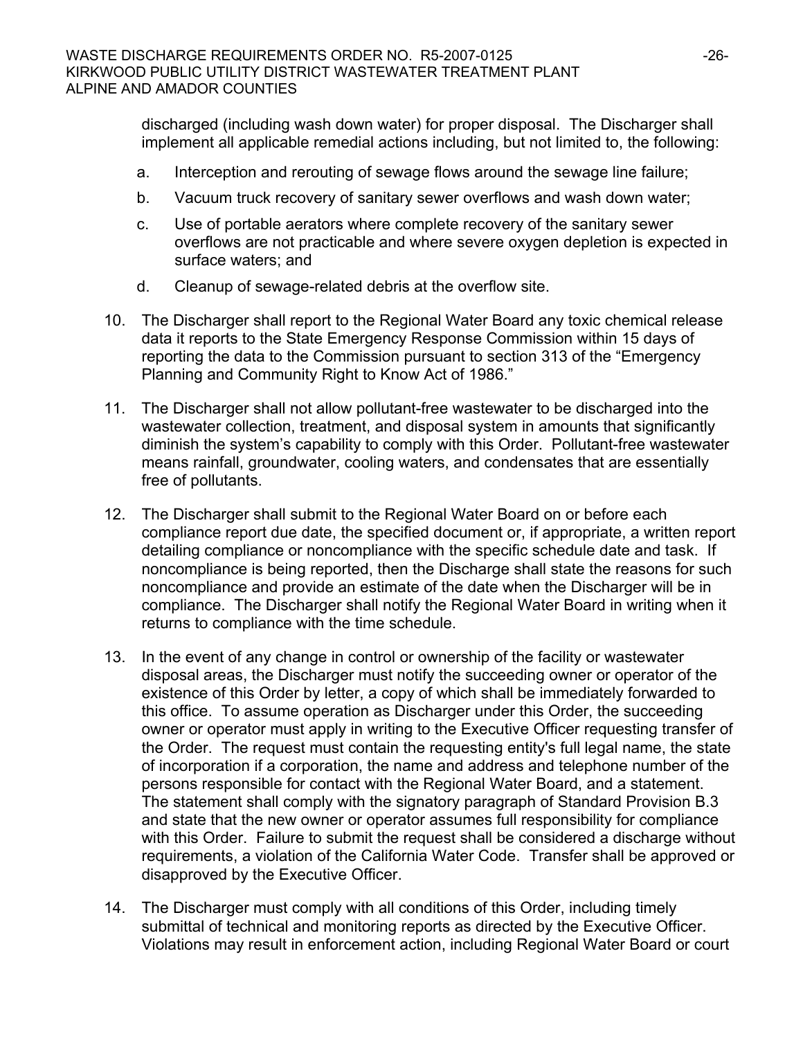discharged (including wash down water) for proper disposal. The Discharger shall implement all applicable remedial actions including, but not limited to, the following:

a. Interception and rerouting of sewage flows around the sewage line failure;

b. Vacuum truck recovery of sanitary sewer overflows and wash down water;

c. Use of portable aerators where complete recovery of the sanitary sewer overflows are not practicable and where severe oxygen depletion is expected in surface waters; and

d. Cleanup of sewage-related debris at the overflow site.

10. The Discharger shall report to the Regional Water Board any toxic chemical release data it reports to the State Emergency Response Commission within 15 days of reporting the data to the Commission pursuant to section 313 of the "Emergency Planning and Community Right to Know Act of 1986."

11. The Discharger shall not allow pollutant-free wastewater to be discharged into the wastewater collection, treatment, and disposal system in amounts that significantly diminish the system's capability to comply with this Order. Pollutant-free wastewater means rainfall, groundwater, cooling waters, and condensates that are essentially free of pollutants.

12. The Discharger shall submit to the Regional Water Board on or before each compliance report due date, the specified document or, if appropriate, a written report detailing compliance or noncompliance with the specific schedule date and task. If noncompliance is being reported, then the Discharge shall state the reasons for such noncompliance and provide an estimate of the date when the Discharger will be in compliance. The Discharger shall notify the Regional Water Board in writing when it returns to compliance with the time schedule.

13. In the event of any change in control or ownership of the facility or wastewater disposal areas, the Discharger must notify the succeeding owner or operator of the existence of this Order by letter, a copy of which shall be immediately forwarded to this office. To assume operation as Discharger under this Order, the succeeding owner or operator must apply in writing to the Executive Officer requesting transfer of the Order. The request must contain the requesting entity's full legal name, the state of incorporation if a corporation, the name and address and telephone number of the persons responsible for contact with the Regional Water Board, and a statement. The statement shall comply with the signatory paragraph of Standard Provision B.3 and state that the new owner or operator assumes full responsibility for compliance with this Order. Failure to submit the request shall be considered a discharge without requirements, a violation of the California Water Code. Transfer shall be approved or disapproved by the Executive Officer.

14. The Discharger must comply with all conditions of this Order, including timely submittal of technical and monitoring reports as directed by the Executive Officer. Violations may result in enforcement action, including Regional Water Board or court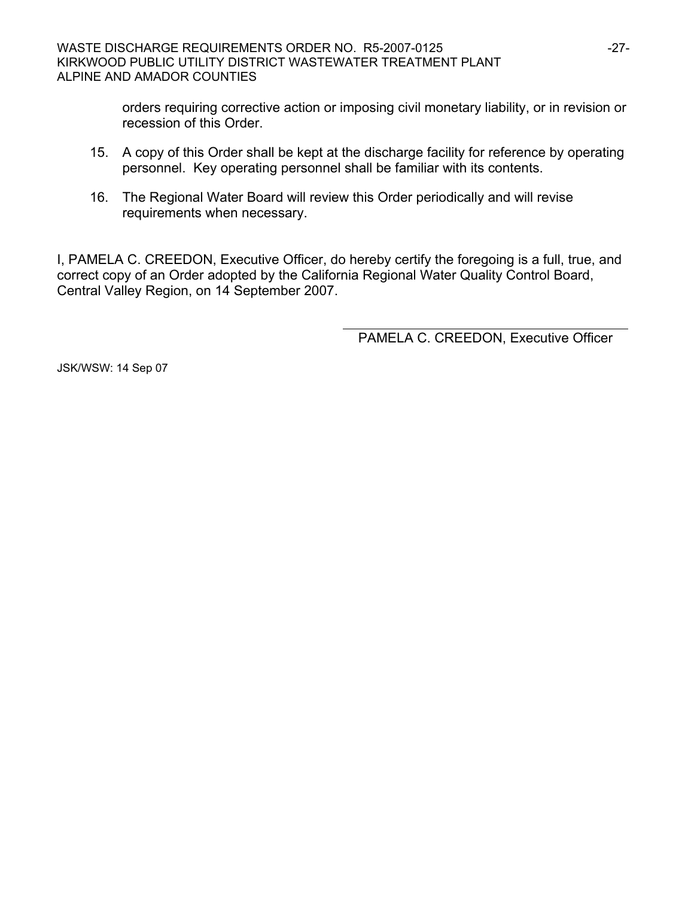orders requiring corrective action or imposing civil monetary liability, or in revision or recession of this Order.

15. A copy of this Order shall be kept at the discharge facility for reference by operating personnel. Key operating personnel shall be familiar with its contents.

16. The Regional Water Board will review this Order periodically and will revise requirements when necessary.

I, PAMELA C. CREEDON, Executive Officer, do hereby certify the foregoing is a full, true, and correct copy of an Order adopted by the California Regional Water Quality Control Board, Central Valley Region, on 14 September 2007.

PAMELA C. CREEDON, Executive Officer

JSK/WSW: 14 Sep 07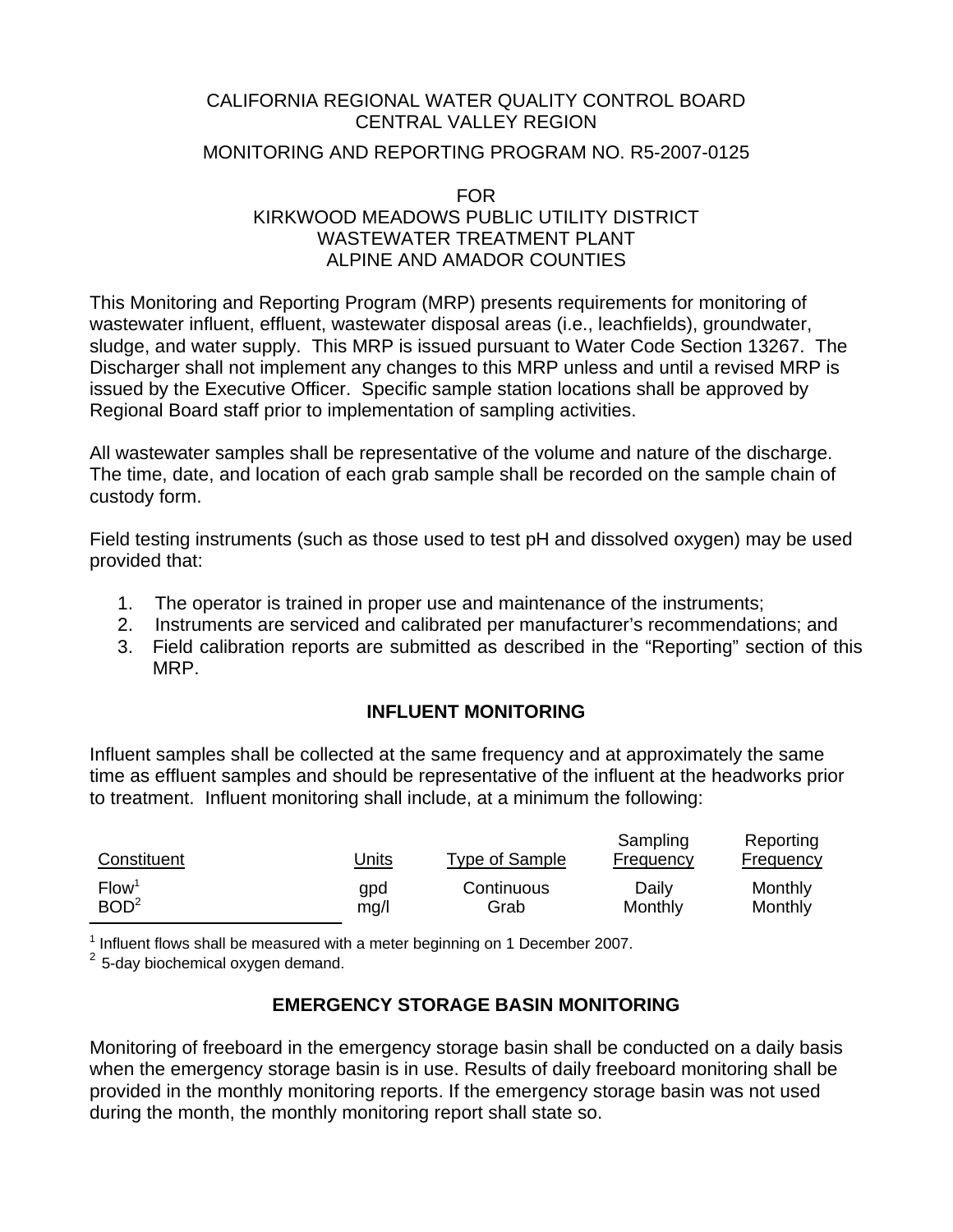CALIFORNIA REGIONAL WATER QUALITY CONTROL BOARD
CENTRAL VALLEY REGION

MONITORING AND REPORTING PROGRAM NO. R5-2007-0125

FOR
KIRKWOOD MEADOWS PUBLIC UTILITY DISTRICT
WASTEWATER TREATMENT PLANT
ALPINE AND AMADOR COUNTIES

This Monitoring and Reporting Program (MRP) presents requirements for monitoring of wastewater influent, effluent, wastewater disposal areas (i.e., leachfields), groundwater, sludge, and water supply. This MRP is issued pursuant to Water Code Section 13267. The Discharger shall not implement any changes to this MRP unless and until a revised MRP is issued by the Executive Officer. Specific sample station locations shall be approved by Regional Board staff prior to implementation of sampling activities.

All wastewater samples shall be representative of the volume and nature of the discharge. The time, date, and location of each grab sample shall be recorded on the sample chain of custody form.

Field testing instruments (such as those used to test pH and dissolved oxygen) may be used provided that:

1. The operator is trained in proper use and maintenance of the instruments;
2. Instruments are serviced and calibrated per manufacturer's recommendations; and
3. Field calibration reports are submitted as described in the "Reporting" section of this MRP.

## INFLUENT MONITORING

Influent samples shall be collected at the same frequency and at approximately the same time as effluent samples and should be representative of the influent at the headworks prior to treatment. Influent monitoring shall include, at a minimum the following:

| Constituent | Units | Type of Sample | Sampling Frequency | Reporting Frequency |
|---|---|---|---|---|
| Flow[1] | gpd | Continuous | Daily | Monthly |
| BOD[2] | mg/l | Grab | Monthly | Monthly |

[1] Influent flows shall be measured with a meter beginning on 1 December 2007.
[2] 5-day biochemical oxygen demand.

## EMERGENCY STORAGE BASIN MONITORING

Monitoring of freeboard in the emergency storage basin shall be conducted on a daily basis when the emergency storage basin is in use. Results of daily freeboard monitoring shall be provided in the monthly monitoring reports. If the emergency storage basin was not used during the month, the monthly monitoring report shall state so.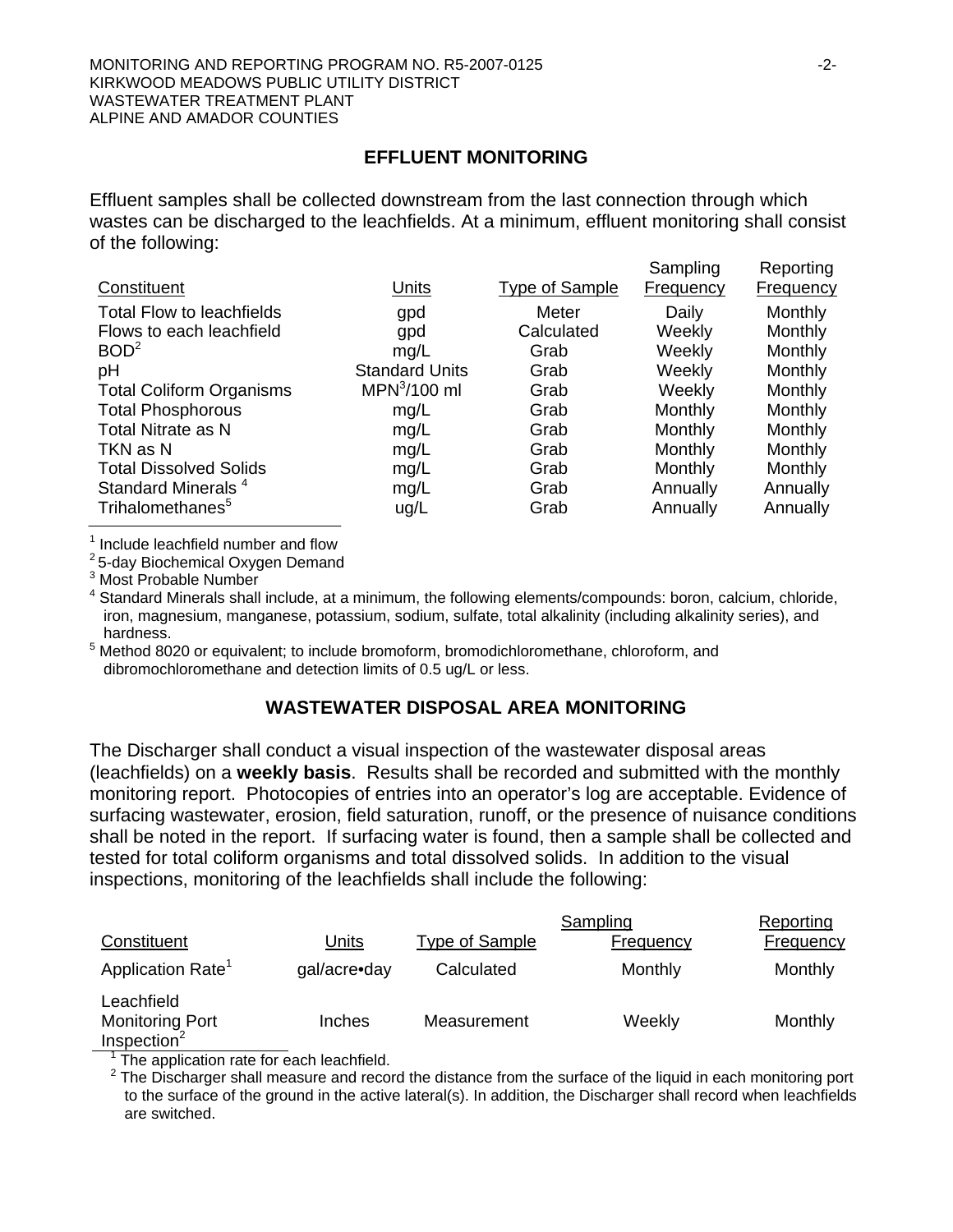## EFFLUENT MONITORING

Effluent samples shall be collected downstream from the last connection through which wastes can be discharged to the leachfields. At a minimum, effluent monitoring shall consist of the following:

| Constituent | Units | Type of Sample | Sampling Frequency | Reporting Frequency |
|---|---|---|---|---|
| Total Flow to leachfields | gpd | Meter | Daily | Monthly |
| Flows to each leachfield | gpd | Calculated | Weekly | Monthly |
| BOD[2] | mg/L | Grab | Weekly | Monthly |
| pH | Standard Units | Grab | Weekly | Monthly |
| Total Coliform Organisms | MPN[3]/100 ml | Grab | Weekly | Monthly |
| Total Phosphorous | mg/L | Grab | Monthly | Monthly |
| Total Nitrate as N | mg/L | Grab | Monthly | Monthly |
| TKN as N | mg/L | Grab | Monthly | Monthly |
| Total Dissolved Solids | mg/L | Grab | Monthly | Monthly |
| Standard Minerals [4] | mg/L | Grab | Annually | Annually |
| Trihalomethanes[5] | ug/L | Grab | Annually | Annually |

[1] Include leachfield number and flow
[2] 5-day Biochemical Oxygen Demand
[3] Most Probable Number
[4] Standard Minerals shall include, at a minimum, the following elements/compounds: boron, calcium, chloride, iron, magnesium, manganese, potassium, sodium, sulfate, total alkalinity (including alkalinity series), and hardness.
[5] Method 8020 or equivalent; to include bromoform, bromodichloromethane, chloroform, and dibromochloromethane and detection limits of 0.5 ug/L or less.

## WASTEWATER DISPOSAL AREA MONITORING

The Discharger shall conduct a visual inspection of the wastewater disposal areas (leachfields) on a **weekly basis**. Results shall be recorded and submitted with the monthly monitoring report. Photocopies of entries into an operator's log are acceptable. Evidence of surfacing wastewater, erosion, field saturation, runoff, or the presence of nuisance conditions shall be noted in the report. If surfacing water is found, then a sample shall be collected and tested for total coliform organisms and total dissolved solids. In addition to the visual inspections, monitoring of the leachfields shall include the following:

| Constituent | Units | Type of Sample | Sampling Frequency | Reporting Frequency |
|---|---|---|---|---|
| Application Rate[1] | gal/acre•day | Calculated | Monthly | Monthly |
| Leachfield Monitoring Port Inspection[2] | Inches | Measurement | Weekly | Monthly |

[1] The application rate for each leachfield.
[2] The Discharger shall measure and record the distance from the surface of the liquid in each monitoring port to the surface of the ground in the active lateral(s). In addition, the Discharger shall record when leachfields are switched.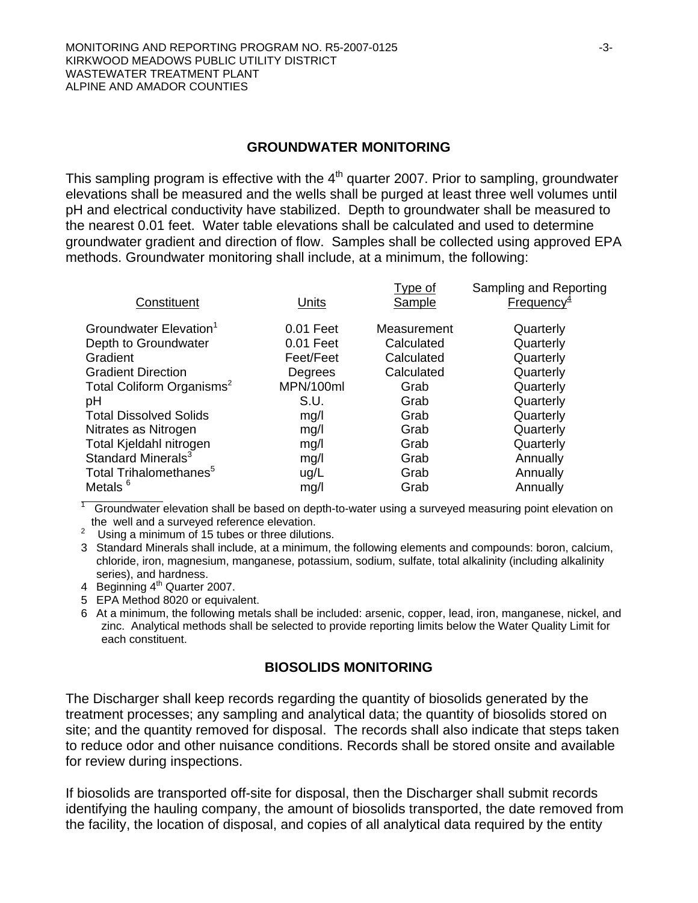## GROUNDWATER MONITORING

This sampling program is effective with the 4th quarter 2007. Prior to sampling, groundwater elevations shall be measured and the wells shall be purged at least three well volumes until pH and electrical conductivity have stabilized. Depth to groundwater shall be measured to the nearest 0.01 feet. Water table elevations shall be calculated and used to determine groundwater gradient and direction of flow. Samples shall be collected using approved EPA methods. Groundwater monitoring shall include, at a minimum, the following:

| Constituent | Units | Type of Sample | Sampling and Reporting Frequency[4] |
|---|---|---|---|
| Groundwater Elevation[1] | 0.01 Feet | Measurement | Quarterly |
| Depth to Groundwater | 0.01 Feet | Calculated | Quarterly |
| Gradient | Feet/Feet | Calculated | Quarterly |
| Gradient Direction | Degrees | Calculated | Quarterly |
| Total Coliform Organisms[2] | MPN/100ml | Grab | Quarterly |
| pH | S.U. | Grab | Quarterly |
| Total Dissolved Solids | mg/l | Grab | Quarterly |
| Nitrates as Nitrogen | mg/l | Grab | Quarterly |
| Total Kjeldahl nitrogen | mg/l | Grab | Quarterly |
| Standard Minerals[3] | mg/l | Grab | Annually |
| Total Trihalomethanes[5] | ug/L | Grab | Annually |
| Metals [6] | mg/l | Grab | Annually |

1 Groundwater elevation shall be based on depth-to-water using a surveyed measuring point elevation on the well and a surveyed reference elevation.
2 Using a minimum of 15 tubes or three dilutions.
3 Standard Minerals shall include, at a minimum, the following elements and compounds: boron, calcium, chloride, iron, magnesium, manganese, potassium, sodium, sulfate, total alkalinity (including alkalinity series), and hardness.
4 Beginning 4th Quarter 2007.
5 EPA Method 8020 or equivalent.
6 At a minimum, the following metals shall be included: arsenic, copper, lead, iron, manganese, nickel, and zinc. Analytical methods shall be selected to provide reporting limits below the Water Quality Limit for each constituent.

## BIOSOLIDS MONITORING

The Discharger shall keep records regarding the quantity of biosolids generated by the treatment processes; any sampling and analytical data; the quantity of biosolids stored on site; and the quantity removed for disposal. The records shall also indicate that steps taken to reduce odor and other nuisance conditions. Records shall be stored onsite and available for review during inspections.

If biosolids are transported off-site for disposal, then the Discharger shall submit records identifying the hauling company, the amount of biosolids transported, the date removed from the facility, the location of disposal, and copies of all analytical data required by the entity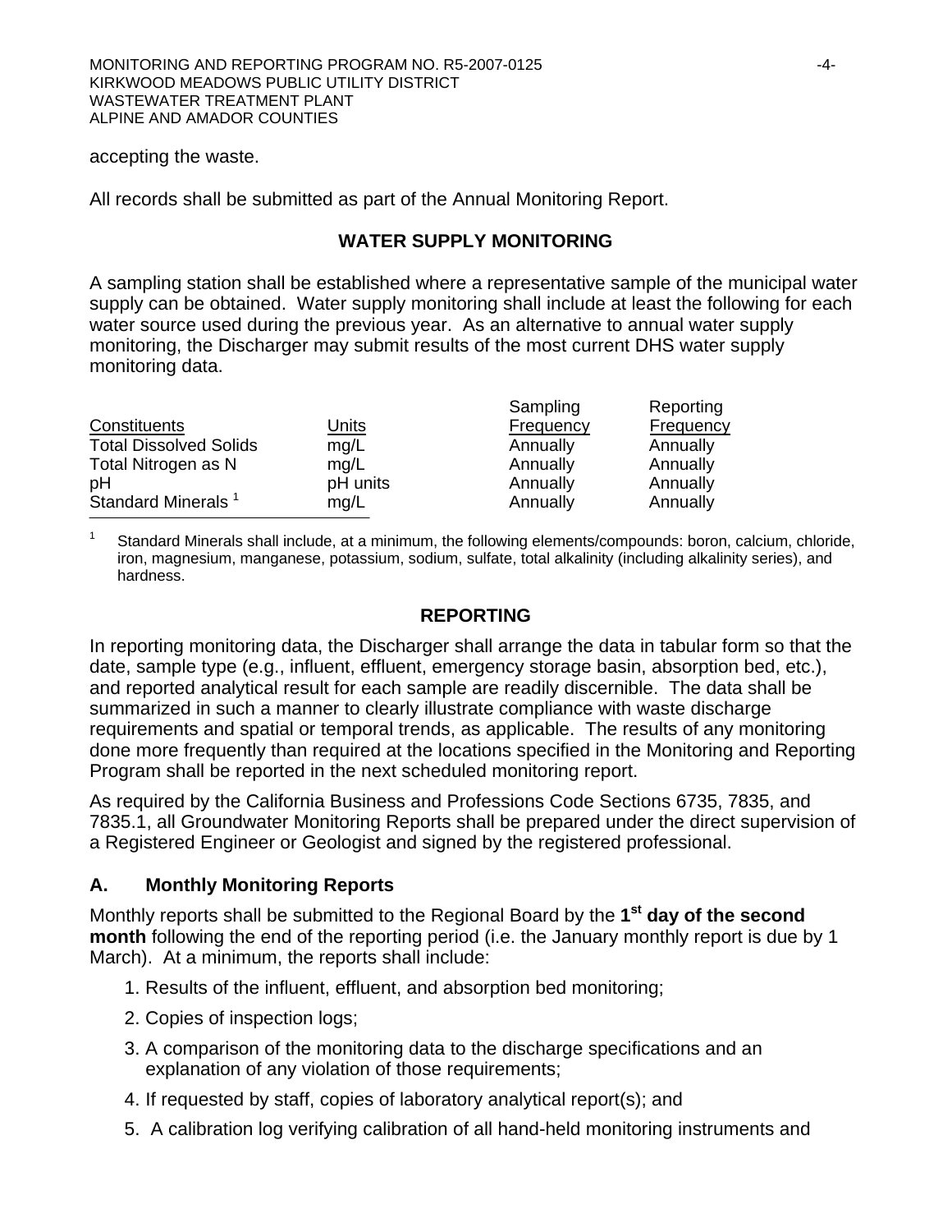accepting the waste.

All records shall be submitted as part of the Annual Monitoring Report.

## WATER SUPPLY MONITORING

A sampling station shall be established where a representative sample of the municipal water supply can be obtained. Water supply monitoring shall include at least the following for each water source used during the previous year. As an alternative to annual water supply monitoring, the Discharger may submit results of the most current DHS water supply monitoring data.

| Constituents | Units | Sampling Frequency | Reporting Frequency |
|---|---|---|---|
| Total Dissolved Solids | mg/L | Annually | Annually |
| Total Nitrogen as N | mg/L | Annually | Annually |
| pH | pH units | Annually | Annually |
| Standard Minerals [1] | mg/L | Annually | Annually |

[1] Standard Minerals shall include, at a minimum, the following elements/compounds: boron, calcium, chloride, iron, magnesium, manganese, potassium, sodium, sulfate, total alkalinity (including alkalinity series), and hardness.

## REPORTING

In reporting monitoring data, the Discharger shall arrange the data in tabular form so that the date, sample type (e.g., influent, effluent, emergency storage basin, absorption bed, etc.), and reported analytical result for each sample are readily discernible. The data shall be summarized in such a manner to clearly illustrate compliance with waste discharge requirements and spatial or temporal trends, as applicable. The results of any monitoring done more frequently than required at the locations specified in the Monitoring and Reporting Program shall be reported in the next scheduled monitoring report.

As required by the California Business and Professions Code Sections 6735, 7835, and 7835.1, all Groundwater Monitoring Reports shall be prepared under the direct supervision of a Registered Engineer or Geologist and signed by the registered professional.

### A. Monthly Monitoring Reports

Monthly reports shall be submitted to the Regional Board by the **1st day of the second month** following the end of the reporting period (i.e. the January monthly report is due by 1 March). At a minimum, the reports shall include:

1. Results of the influent, effluent, and absorption bed monitoring;
2. Copies of inspection logs;
3. A comparison of the monitoring data to the discharge specifications and an explanation of any violation of those requirements;
4. If requested by staff, copies of laboratory analytical report(s); and
5. A calibration log verifying calibration of all hand-held monitoring instruments and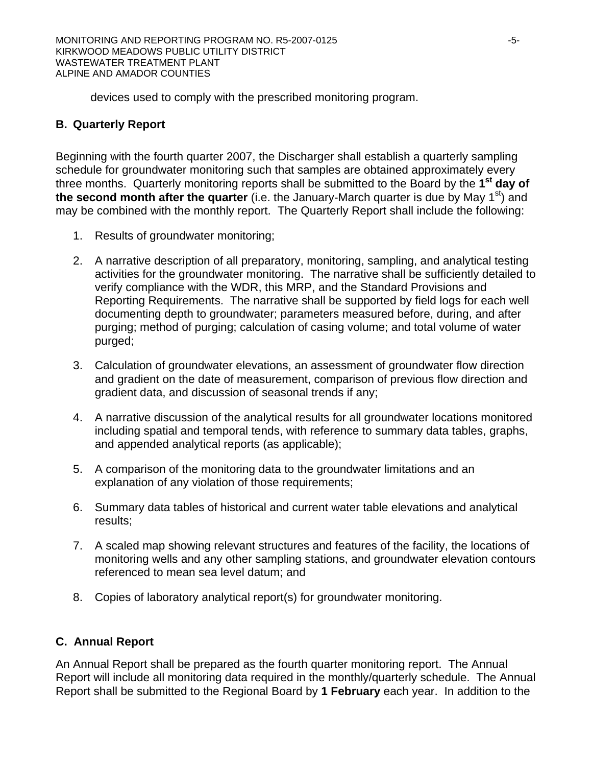devices used to comply with the prescribed monitoring program.

## B. Quarterly Report

Beginning with the fourth quarter 2007, the Discharger shall establish a quarterly sampling schedule for groundwater monitoring such that samples are obtained approximately every three months. Quarterly monitoring reports shall be submitted to the Board by the **1st day of the second month after the quarter** (i.e. the January-March quarter is due by May 1st) and may be combined with the monthly report. The Quarterly Report shall include the following:

1. Results of groundwater monitoring;
2. A narrative description of all preparatory, monitoring, sampling, and analytical testing activities for the groundwater monitoring. The narrative shall be sufficiently detailed to verify compliance with the WDR, this MRP, and the Standard Provisions and Reporting Requirements. The narrative shall be supported by field logs for each well documenting depth to groundwater; parameters measured before, during, and after purging; method of purging; calculation of casing volume; and total volume of water purged;
3. Calculation of groundwater elevations, an assessment of groundwater flow direction and gradient on the date of measurement, comparison of previous flow direction and gradient data, and discussion of seasonal trends if any;
4. A narrative discussion of the analytical results for all groundwater locations monitored including spatial and temporal tends, with reference to summary data tables, graphs, and appended analytical reports (as applicable);
5. A comparison of the monitoring data to the groundwater limitations and an explanation of any violation of those requirements;
6. Summary data tables of historical and current water table elevations and analytical results;
7. A scaled map showing relevant structures and features of the facility, the locations of monitoring wells and any other sampling stations, and groundwater elevation contours referenced to mean sea level datum; and
8. Copies of laboratory analytical report(s) for groundwater monitoring.

## C. Annual Report

An Annual Report shall be prepared as the fourth quarter monitoring report. The Annual Report will include all monitoring data required in the monthly/quarterly schedule. The Annual Report shall be submitted to the Regional Board by **1 February** each year. In addition to the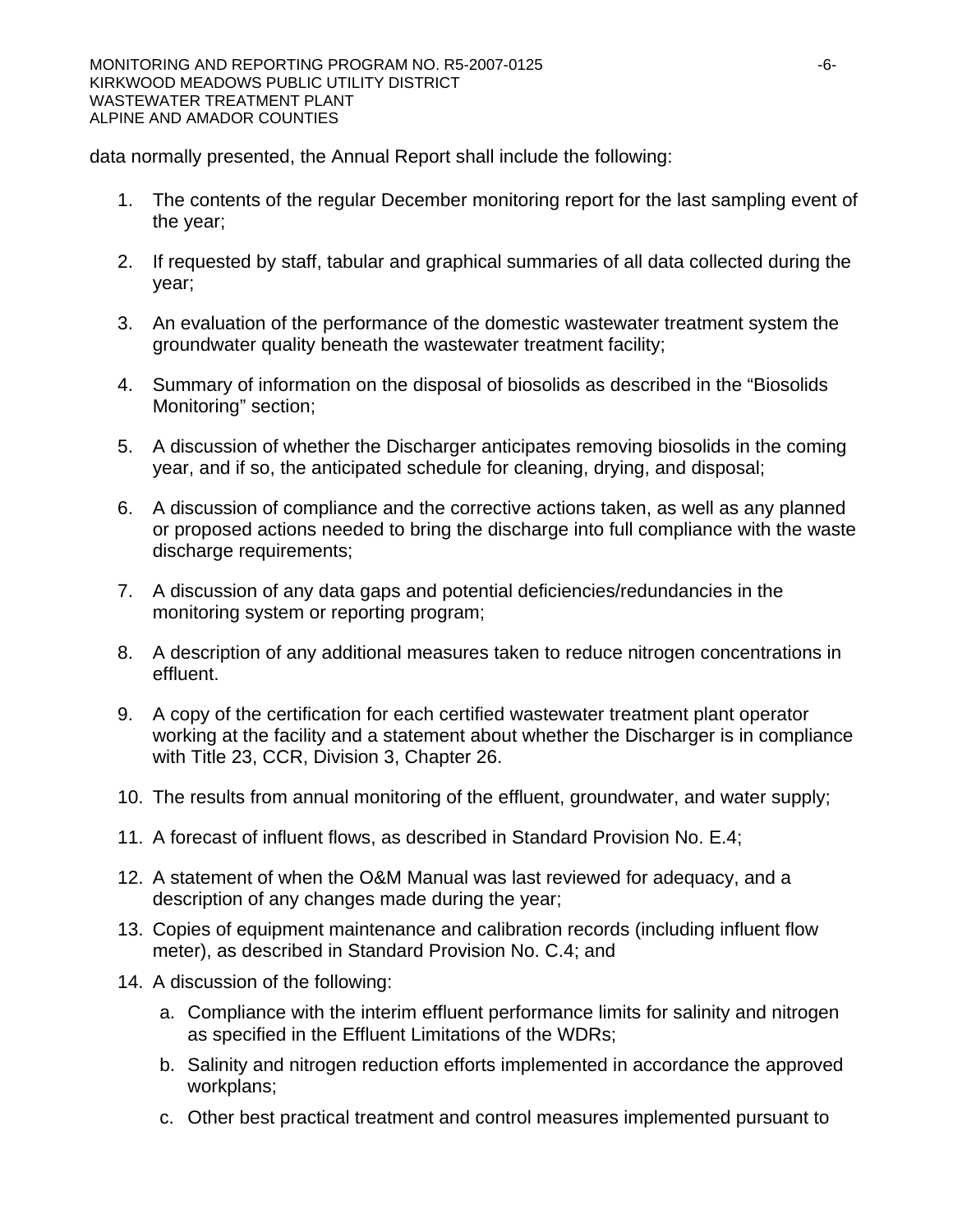data normally presented, the Annual Report shall include the following:

1. The contents of the regular December monitoring report for the last sampling event of the year;

2. If requested by staff, tabular and graphical summaries of all data collected during the year;

3. An evaluation of the performance of the domestic wastewater treatment system the groundwater quality beneath the wastewater treatment facility;

4. Summary of information on the disposal of biosolids as described in the "Biosolids Monitoring" section;

5. A discussion of whether the Discharger anticipates removing biosolids in the coming year, and if so, the anticipated schedule for cleaning, drying, and disposal;

6. A discussion of compliance and the corrective actions taken, as well as any planned or proposed actions needed to bring the discharge into full compliance with the waste discharge requirements;

7. A discussion of any data gaps and potential deficiencies/redundancies in the monitoring system or reporting program;

8. A description of any additional measures taken to reduce nitrogen concentrations in effluent.

9. A copy of the certification for each certified wastewater treatment plant operator working at the facility and a statement about whether the Discharger is in compliance with Title 23, CCR, Division 3, Chapter 26.

10. The results from annual monitoring of the effluent, groundwater, and water supply;

11. A forecast of influent flows, as described in Standard Provision No. E.4;

12. A statement of when the O&M Manual was last reviewed for adequacy, and a description of any changes made during the year;

13. Copies of equipment maintenance and calibration records (including influent flow meter), as described in Standard Provision No. C.4; and

14. A discussion of the following:
    a. Compliance with the interim effluent performance limits for salinity and nitrogen as specified in the Effluent Limitations of the WDRs;
    b. Salinity and nitrogen reduction efforts implemented in accordance the approved workplans;
    c. Other best practical treatment and control measures implemented pursuant to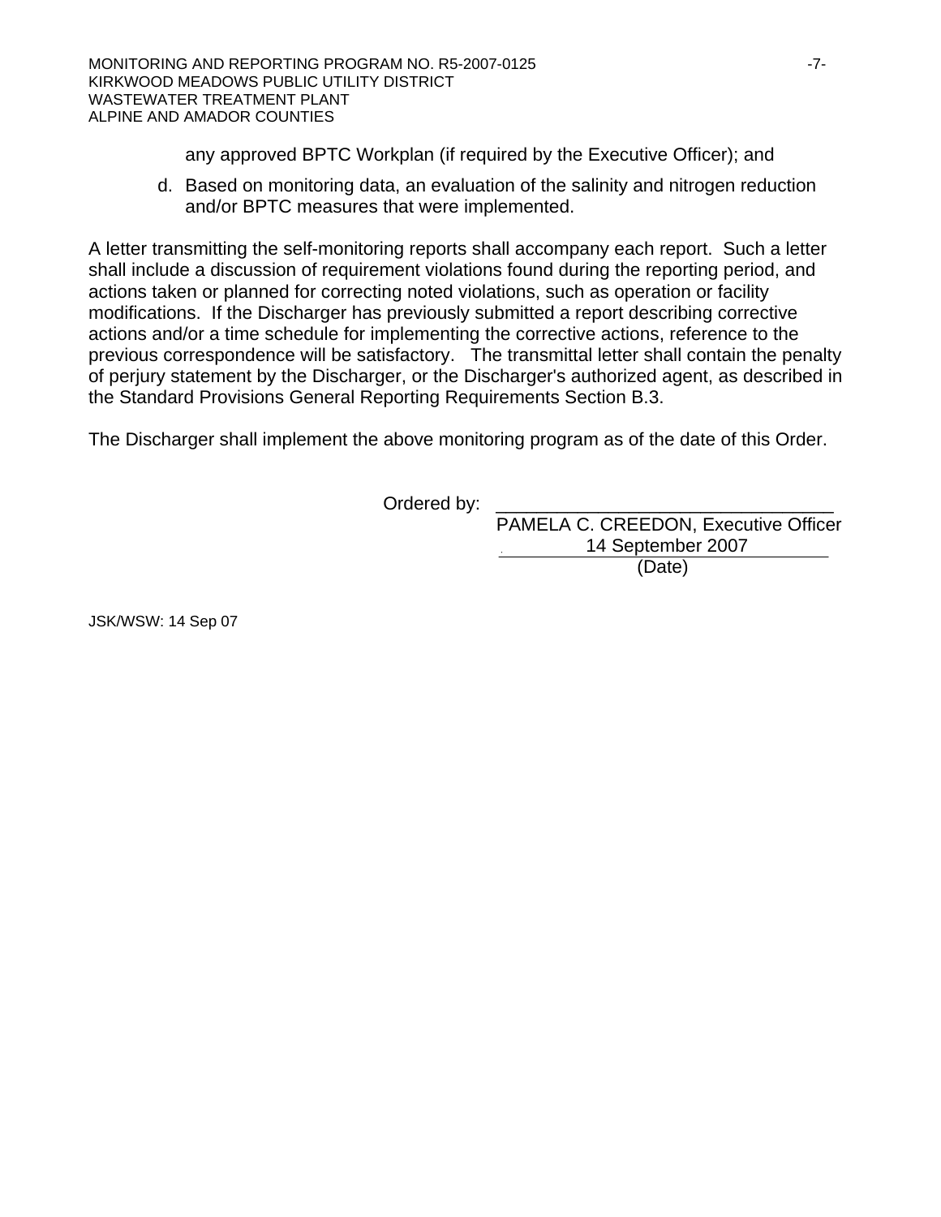any approved BPTC Workplan (if required by the Executive Officer); and

d. Based on monitoring data, an evaluation of the salinity and nitrogen reduction and/or BPTC measures that were implemented.

A letter transmitting the self-monitoring reports shall accompany each report. Such a letter shall include a discussion of requirement violations found during the reporting period, and actions taken or planned for correcting noted violations, such as operation or facility modifications. If the Discharger has previously submitted a report describing corrective actions and/or a time schedule for implementing the corrective actions, reference to the previous correspondence will be satisfactory. The transmittal letter shall contain the penalty of perjury statement by the Discharger, or the Discharger's authorized agent, as described in the Standard Provisions General Reporting Requirements Section B.3.

The Discharger shall implement the above monitoring program as of the date of this Order.

Ordered by: ________________________________
PAMELA C. CREEDON, Executive Officer
14 September 2007
(Date)

JSK/WSW: 14 Sep 07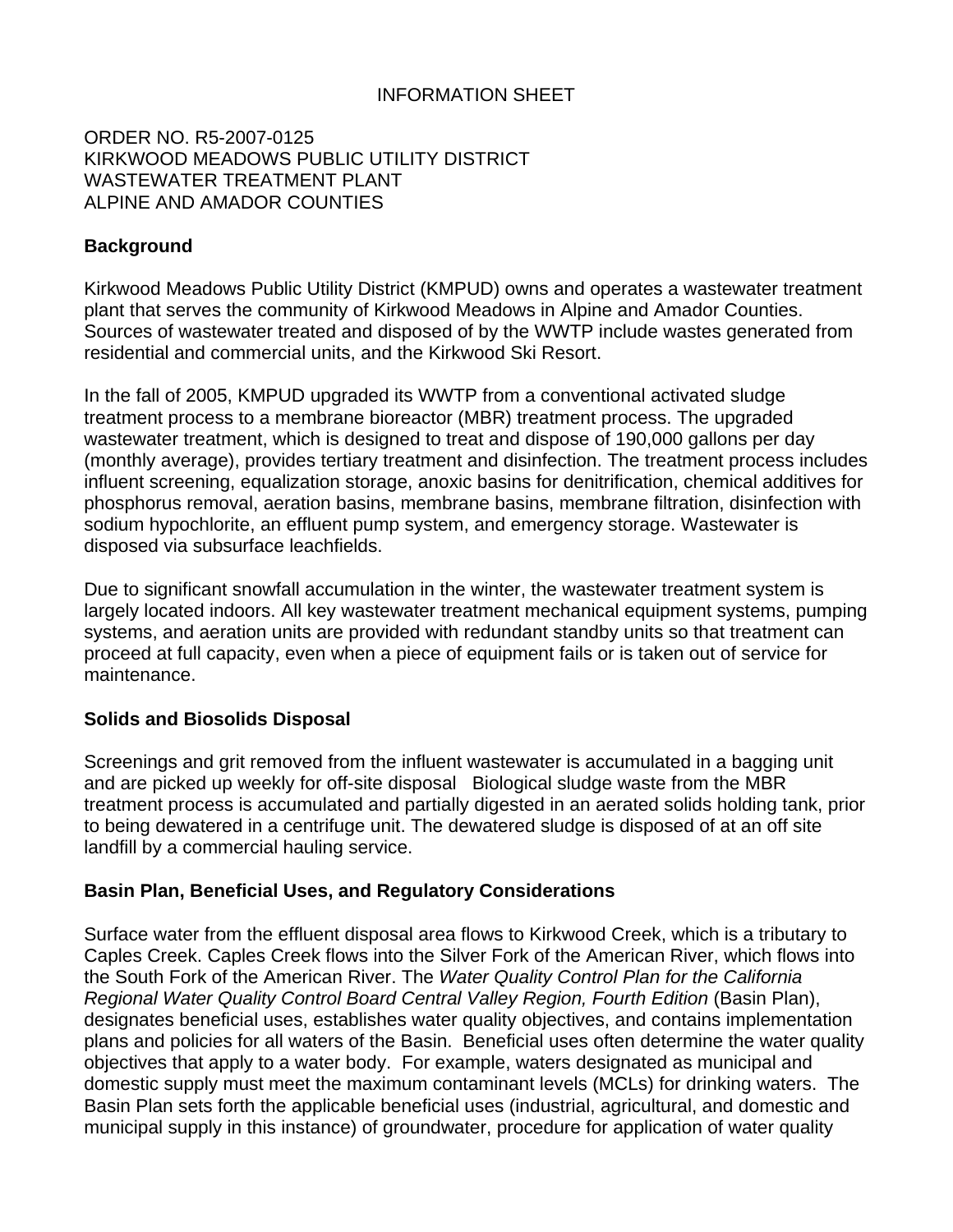INFORMATION SHEET

ORDER NO. R5-2007-0125
KIRKWOOD MEADOWS PUBLIC UTILITY DISTRICT
WASTEWATER TREATMENT PLANT
ALPINE AND AMADOR COUNTIES

## Background

Kirkwood Meadows Public Utility District (KMPUD) owns and operates a wastewater treatment plant that serves the community of Kirkwood Meadows in Alpine and Amador Counties. Sources of wastewater treated and disposed of by the WWTP include wastes generated from residential and commercial units, and the Kirkwood Ski Resort.

In the fall of 2005, KMPUD upgraded its WWTP from a conventional activated sludge treatment process to a membrane bioreactor (MBR) treatment process. The upgraded wastewater treatment, which is designed to treat and dispose of 190,000 gallons per day (monthly average), provides tertiary treatment and disinfection. The treatment process includes influent screening, equalization storage, anoxic basins for denitrification, chemical additives for phosphorus removal, aeration basins, membrane basins, membrane filtration, disinfection with sodium hypochlorite, an effluent pump system, and emergency storage. Wastewater is disposed via subsurface leachfields.

Due to significant snowfall accumulation in the winter, the wastewater treatment system is largely located indoors. All key wastewater treatment mechanical equipment systems, pumping systems, and aeration units are provided with redundant standby units so that treatment can proceed at full capacity, even when a piece of equipment fails or is taken out of service for maintenance.

## Solids and Biosolids Disposal

Screenings and grit removed from the influent wastewater is accumulated in a bagging unit and are picked up weekly for off-site disposal Biological sludge waste from the MBR treatment process is accumulated and partially digested in an aerated solids holding tank, prior to being dewatered in a centrifuge unit. The dewatered sludge is disposed of at an off site landfill by a commercial hauling service.

## Basin Plan, Beneficial Uses, and Regulatory Considerations

Surface water from the effluent disposal area flows to Kirkwood Creek, which is a tributary to Caples Creek. Caples Creek flows into the Silver Fork of the American River, which flows into the South Fork of the American River. The *Water Quality Control Plan for the California Regional Water Quality Control Board Central Valley Region, Fourth Edition* (Basin Plan), designates beneficial uses, establishes water quality objectives, and contains implementation plans and policies for all waters of the Basin. Beneficial uses often determine the water quality objectives that apply to a water body. For example, waters designated as municipal and domestic supply must meet the maximum contaminant levels (MCLs) for drinking waters. The Basin Plan sets forth the applicable beneficial uses (industrial, agricultural, and domestic and municipal supply in this instance) of groundwater, procedure for application of water quality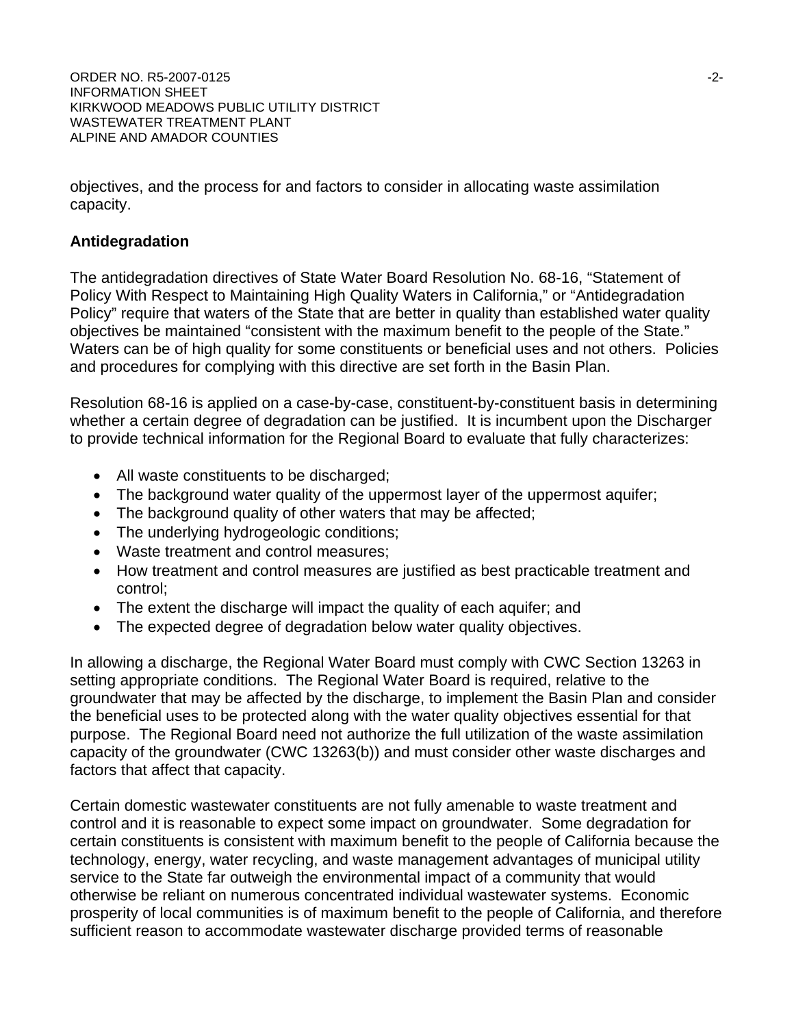objectives, and the process for and factors to consider in allocating waste assimilation capacity.

**Antidegradation**

The antidegradation directives of State Water Board Resolution No. 68-16, "Statement of Policy With Respect to Maintaining High Quality Waters in California," or "Antidegradation Policy" require that waters of the State that are better in quality than established water quality objectives be maintained "consistent with the maximum benefit to the people of the State." Waters can be of high quality for some constituents or beneficial uses and not others. Policies and procedures for complying with this directive are set forth in the Basin Plan.

Resolution 68-16 is applied on a case-by-case, constituent-by-constituent basis in determining whether a certain degree of degradation can be justified. It is incumbent upon the Discharger to provide technical information for the Regional Board to evaluate that fully characterizes:

- All waste constituents to be discharged;
- The background water quality of the uppermost layer of the uppermost aquifer;
- The background quality of other waters that may be affected;
- The underlying hydrogeologic conditions;
- Waste treatment and control measures;
- How treatment and control measures are justified as best practicable treatment and control;
- The extent the discharge will impact the quality of each aquifer; and
- The expected degree of degradation below water quality objectives.

In allowing a discharge, the Regional Water Board must comply with CWC Section 13263 in setting appropriate conditions. The Regional Water Board is required, relative to the groundwater that may be affected by the discharge, to implement the Basin Plan and consider the beneficial uses to be protected along with the water quality objectives essential for that purpose. The Regional Board need not authorize the full utilization of the waste assimilation capacity of the groundwater (CWC 13263(b)) and must consider other waste discharges and factors that affect that capacity.

Certain domestic wastewater constituents are not fully amenable to waste treatment and control and it is reasonable to expect some impact on groundwater. Some degradation for certain constituents is consistent with maximum benefit to the people of California because the technology, energy, water recycling, and waste management advantages of municipal utility service to the State far outweigh the environmental impact of a community that would otherwise be reliant on numerous concentrated individual wastewater systems. Economic prosperity of local communities is of maximum benefit to the people of California, and therefore sufficient reason to accommodate wastewater discharge provided terms of reasonable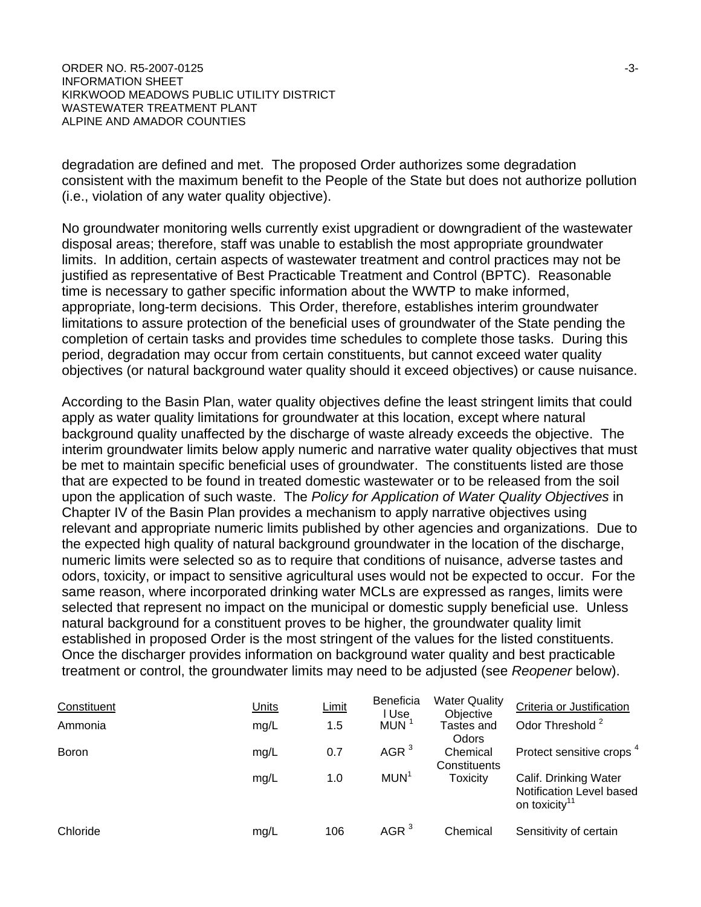degradation are defined and met. The proposed Order authorizes some degradation consistent with the maximum benefit to the People of the State but does not authorize pollution (i.e., violation of any water quality objective).

No groundwater monitoring wells currently exist upgradient or downgradient of the wastewater disposal areas; therefore, staff was unable to establish the most appropriate groundwater limits. In addition, certain aspects of wastewater treatment and control practices may not be justified as representative of Best Practicable Treatment and Control (BPTC). Reasonable time is necessary to gather specific information about the WWTP to make informed, appropriate, long-term decisions. This Order, therefore, establishes interim groundwater limitations to assure protection of the beneficial uses of groundwater of the State pending the completion of certain tasks and provides time schedules to complete those tasks. During this period, degradation may occur from certain constituents, but cannot exceed water quality objectives (or natural background water quality should it exceed objectives) or cause nuisance.

According to the Basin Plan, water quality objectives define the least stringent limits that could apply as water quality limitations for groundwater at this location, except where natural background quality unaffected by the discharge of waste already exceeds the objective. The interim groundwater limits below apply numeric and narrative water quality objectives that must be met to maintain specific beneficial uses of groundwater. The constituents listed are those that are expected to be found in treated domestic wastewater or to be released from the soil upon the application of such waste. The *Policy for Application of Water Quality Objectives* in Chapter IV of the Basin Plan provides a mechanism to apply narrative objectives using relevant and appropriate numeric limits published by other agencies and organizations. Due to the expected high quality of natural background groundwater in the location of the discharge, numeric limits were selected so as to require that conditions of nuisance, adverse tastes and odors, toxicity, or impact to sensitive agricultural uses would not be expected to occur. For the same reason, where incorporated drinking water MCLs are expressed as ranges, limits were selected that represent no impact on the municipal or domestic supply beneficial use. Unless natural background for a constituent proves to be higher, the groundwater quality limit established in proposed Order is the most stringent of the values for the listed constituents. Once the discharger provides information on background water quality and best practicable treatment or control, the groundwater limits may need to be adjusted (see *Reopener* below).

| Constituent | Units | Limit | Beneficial Use | Water Quality Objective | Criteria or Justification |
|---|---|---|---|---|---|
| Ammonia | mg/L | 1.5 | MUN [1] | Tastes and Odors | Odor Threshold [2] |
| Boron | mg/L | 0.7 | AGR [3] | Chemical Constituents | Protect sensitive crops [4] |
| | mg/L | 1.0 | MUN[1] | Toxicity | Calif. Drinking Water Notification Level based on toxicity[11] |
| Chloride | mg/L | 106 | AGR [3] | Chemical | Sensitivity of certain |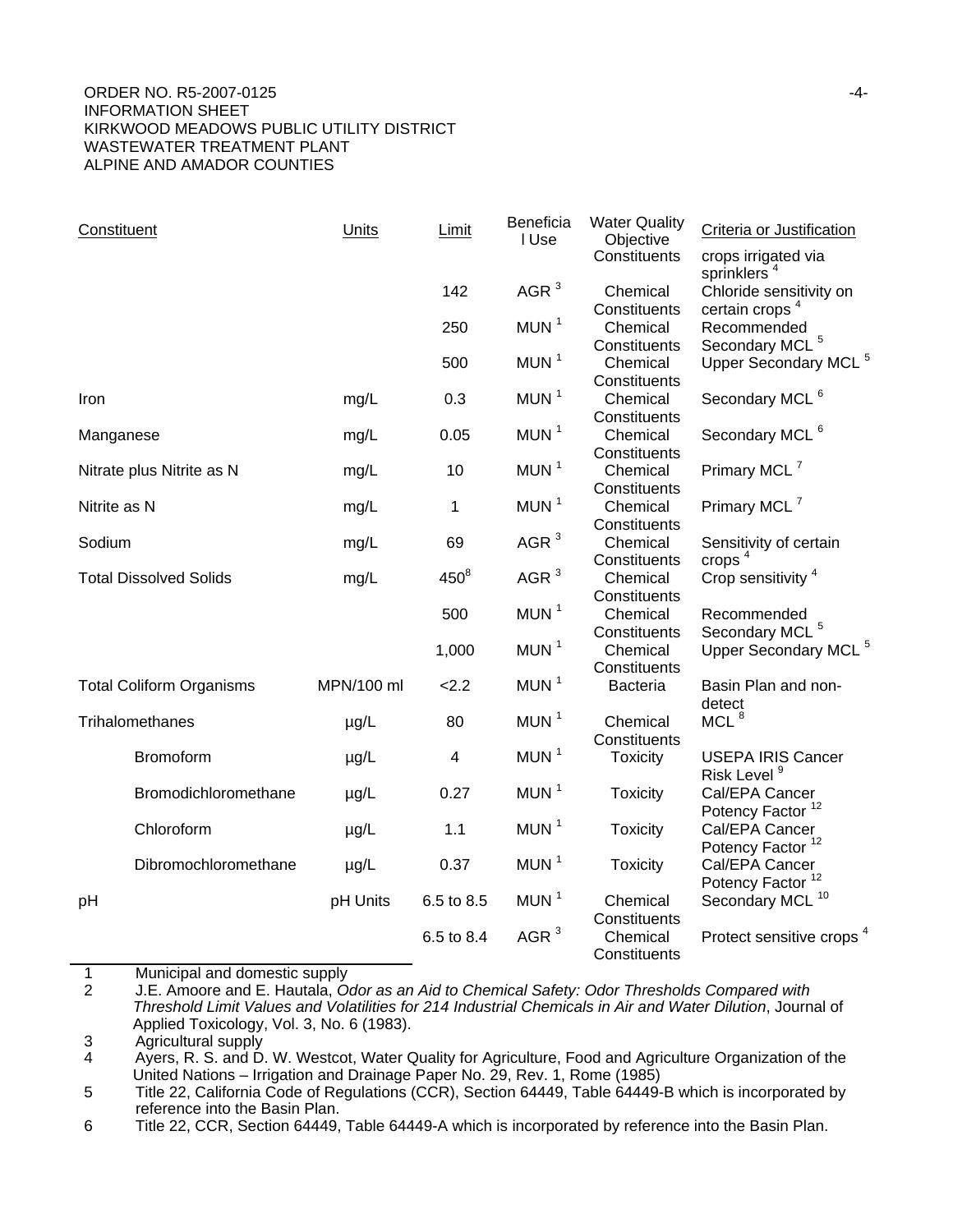ORDER NO. R5-2007-0125
INFORMATION SHEET
KIRKWOOD MEADOWS PUBLIC UTILITY DISTRICT
WASTEWATER TREATMENT PLANT
ALPINE AND AMADOR COUNTIES

| Constituent | Units | Limit | Beneficial Use | Water Quality Objective | Criteria or Justification |
|---|---|---|---|---|---|
| | | | | Constituents | crops irrigated via sprinklers [4] |
| | | 142 | AGR [3] | Chemical Constituents | Chloride sensitivity on certain crops [4] |
| | | 250 | MUN [1] | Chemical Constituents | Recommended Secondary MCL [5] |
| | | 500 | MUN [1] | Chemical Constituents | Upper Secondary MCL [5] |
| Iron | mg/L | 0.3 | MUN [1] | Chemical Constituents | Secondary MCL [6] |
| Manganese | mg/L | 0.05 | MUN [1] | Chemical Constituents | Secondary MCL [6] |
| Nitrate plus Nitrite as N | mg/L | 10 | MUN [1] | Chemical Constituents | Primary MCL [7] |
| Nitrite as N | mg/L | 1 | MUN [1] | Chemical Constituents | Primary MCL [7] |
| Sodium | mg/L | 69 | AGR [3] | Chemical Constituents | Sensitivity of certain crops [4] |
| Total Dissolved Solids | mg/L | 450[8] | AGR [3] | Chemical Constituents | Crop sensitivity [4] |
| | | 500 | MUN [1] | Chemical Constituents | Recommended Secondary MCL [5] |
| | | 1,000 | MUN [1] | Chemical Constituents | Upper Secondary MCL [5] |
| Total Coliform Organisms | MPN/100 ml | <2.2 | MUN [1] | Bacteria | Basin Plan and non-detect |
| Trihalomethanes | µg/L | 80 | MUN [1] | Chemical Constituents | MCL [8] |
| Bromoform | µg/L | 4 | MUN [1] | Toxicity | USEPA IRIS Cancer Risk Level [9] |
| Bromodichloromethane | µg/L | 0.27 | MUN [1] | Toxicity | Cal/EPA Cancer Potency Factor [12] |
| Chloroform | µg/L | 1.1 | MUN [1] | Toxicity | Cal/EPA Cancer Potency Factor [12] |
| Dibromochloromethane | µg/L | 0.37 | MUN [1] | Toxicity | Cal/EPA Cancer Potency Factor [12] |
| pH | pH Units | 6.5 to 8.5 | MUN [1] | Chemical Constituents | Secondary MCL [10] |
| | | 6.5 to 8.4 | AGR [3] | Chemical Constituents | Protect sensitive crops [4] |

1 Municipal and domestic supply
2 J.E. Amoore and E. Hautala, *Odor as an Aid to Chemical Safety: Odor Thresholds Compared with Threshold Limit Values and Volatilities for 214 Industrial Chemicals in Air and Water Dilution*, Journal of Applied Toxicology, Vol. 3, No. 6 (1983).
3 Agricultural supply
4 Ayers, R. S. and D. W. Westcot, Water Quality for Agriculture, Food and Agriculture Organization of the United Nations – Irrigation and Drainage Paper No. 29, Rev. 1, Rome (1985)
5 Title 22, California Code of Regulations (CCR), Section 64449, Table 64449-B which is incorporated by reference into the Basin Plan.
6 Title 22, CCR, Section 64449, Table 64449-A which is incorporated by reference into the Basin Plan.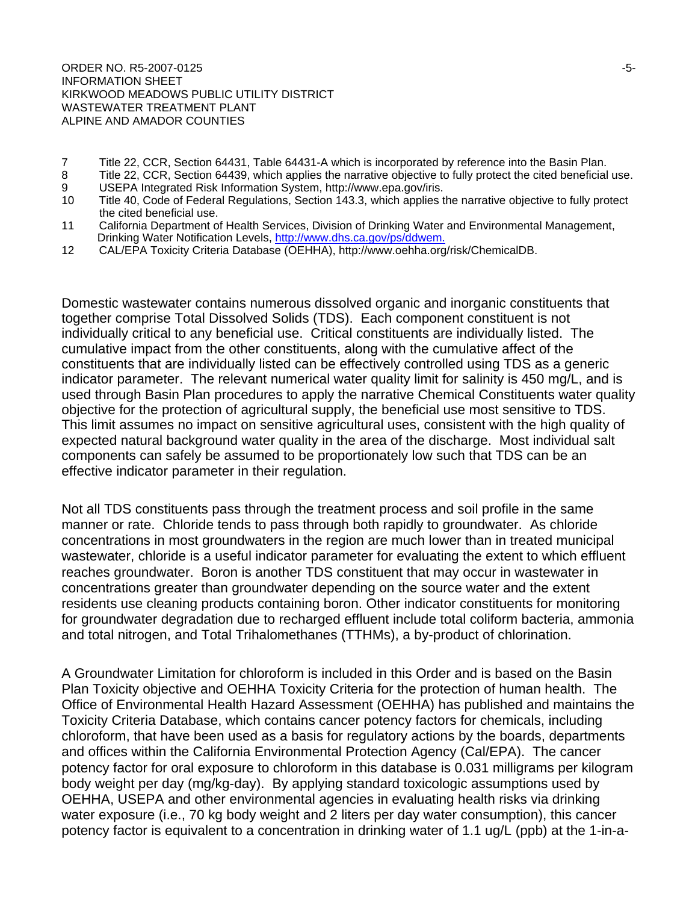7 Title 22, CCR, Section 64431, Table 64431-A which is incorporated by reference into the Basin Plan.
8 Title 22, CCR, Section 64439, which applies the narrative objective to fully protect the cited beneficial use.
9 USEPA Integrated Risk Information System, http://www.epa.gov/iris.
10 Title 40, Code of Federal Regulations, Section 143.3, which applies the narrative objective to fully protect the cited beneficial use.
11 California Department of Health Services, Division of Drinking Water and Environmental Management, Drinking Water Notification Levels, http://www.dhs.ca.gov/ps/ddwem.
12 CAL/EPA Toxicity Criteria Database (OEHHA), http://www.oehha.org/risk/ChemicalDB.

Domestic wastewater contains numerous dissolved organic and inorganic constituents that together comprise Total Dissolved Solids (TDS). Each component constituent is not individually critical to any beneficial use. Critical constituents are individually listed. The cumulative impact from the other constituents, along with the cumulative affect of the constituents that are individually listed can be effectively controlled using TDS as a generic indicator parameter. The relevant numerical water quality limit for salinity is 450 mg/L, and is used through Basin Plan procedures to apply the narrative Chemical Constituents water quality objective for the protection of agricultural supply, the beneficial use most sensitive to TDS. This limit assumes no impact on sensitive agricultural uses, consistent with the high quality of expected natural background water quality in the area of the discharge. Most individual salt components can safely be assumed to be proportionately low such that TDS can be an effective indicator parameter in their regulation.

Not all TDS constituents pass through the treatment process and soil profile in the same manner or rate. Chloride tends to pass through both rapidly to groundwater. As chloride concentrations in most groundwaters in the region are much lower than in treated municipal wastewater, chloride is a useful indicator parameter for evaluating the extent to which effluent reaches groundwater. Boron is another TDS constituent that may occur in wastewater in concentrations greater than groundwater depending on the source water and the extent residents use cleaning products containing boron. Other indicator constituents for monitoring for groundwater degradation due to recharged effluent include total coliform bacteria, ammonia and total nitrogen, and Total Trihalomethanes (TTHMs), a by-product of chlorination.

A Groundwater Limitation for chloroform is included in this Order and is based on the Basin Plan Toxicity objective and OEHHA Toxicity Criteria for the protection of human health. The Office of Environmental Health Hazard Assessment (OEHHA) has published and maintains the Toxicity Criteria Database, which contains cancer potency factors for chemicals, including chloroform, that have been used as a basis for regulatory actions by the boards, departments and offices within the California Environmental Protection Agency (Cal/EPA). The cancer potency factor for oral exposure to chloroform in this database is 0.031 milligrams per kilogram body weight per day (mg/kg-day). By applying standard toxicologic assumptions used by OEHHA, USEPA and other environmental agencies in evaluating health risks via drinking water exposure (i.e., 70 kg body weight and 2 liters per day water consumption), this cancer potency factor is equivalent to a concentration in drinking water of 1.1 ug/L (ppb) at the 1-in-a-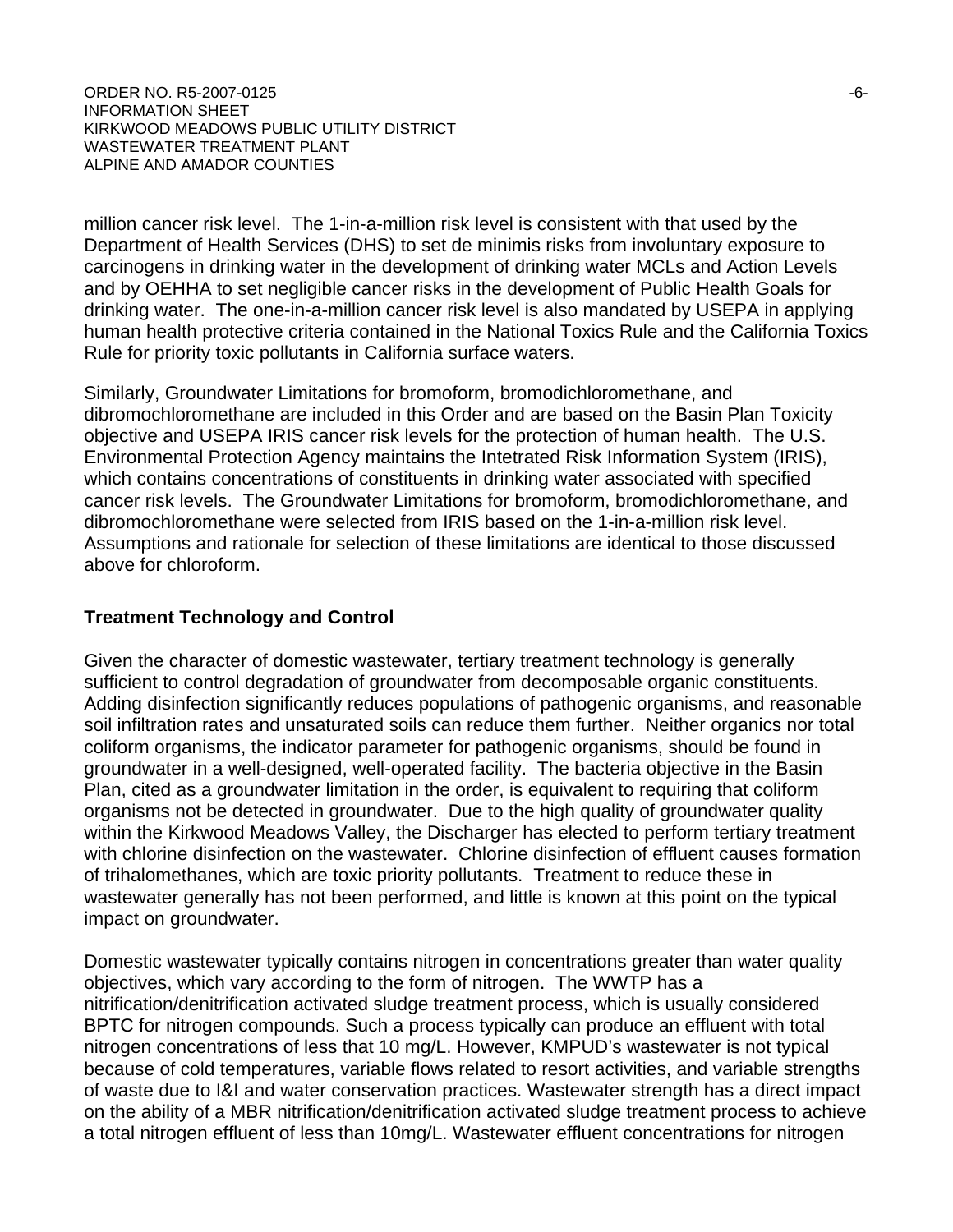million cancer risk level. The 1-in-a-million risk level is consistent with that used by the Department of Health Services (DHS) to set de minimis risks from involuntary exposure to carcinogens in drinking water in the development of drinking water MCLs and Action Levels and by OEHHA to set negligible cancer risks in the development of Public Health Goals for drinking water. The one-in-a-million cancer risk level is also mandated by USEPA in applying human health protective criteria contained in the National Toxics Rule and the California Toxics Rule for priority toxic pollutants in California surface waters.

Similarly, Groundwater Limitations for bromoform, bromodichloromethane, and dibromochloromethane are included in this Order and are based on the Basin Plan Toxicity objective and USEPA IRIS cancer risk levels for the protection of human health. The U.S. Environmental Protection Agency maintains the Intetrated Risk Information System (IRIS), which contains concentrations of constituents in drinking water associated with specified cancer risk levels. The Groundwater Limitations for bromoform, bromodichloromethane, and dibromochloromethane were selected from IRIS based on the 1-in-a-million risk level. Assumptions and rationale for selection of these limitations are identical to those discussed above for chloroform.

**Treatment Technology and Control**

Given the character of domestic wastewater, tertiary treatment technology is generally sufficient to control degradation of groundwater from decomposable organic constituents. Adding disinfection significantly reduces populations of pathogenic organisms, and reasonable soil infiltration rates and unsaturated soils can reduce them further. Neither organics nor total coliform organisms, the indicator parameter for pathogenic organisms, should be found in groundwater in a well-designed, well-operated facility. The bacteria objective in the Basin Plan, cited as a groundwater limitation in the order, is equivalent to requiring that coliform organisms not be detected in groundwater. Due to the high quality of groundwater quality within the Kirkwood Meadows Valley, the Discharger has elected to perform tertiary treatment with chlorine disinfection on the wastewater. Chlorine disinfection of effluent causes formation of trihalomethanes, which are toxic priority pollutants. Treatment to reduce these in wastewater generally has not been performed, and little is known at this point on the typical impact on groundwater.

Domestic wastewater typically contains nitrogen in concentrations greater than water quality objectives, which vary according to the form of nitrogen. The WWTP has a nitrification/denitrification activated sludge treatment process, which is usually considered BPTC for nitrogen compounds. Such a process typically can produce an effluent with total nitrogen concentrations of less that 10 mg/L. However, KMPUD's wastewater is not typical because of cold temperatures, variable flows related to resort activities, and variable strengths of waste due to I&I and water conservation practices. Wastewater strength has a direct impact on the ability of a MBR nitrification/denitrification activated sludge treatment process to achieve a total nitrogen effluent of less than 10mg/L. Wastewater effluent concentrations for nitrogen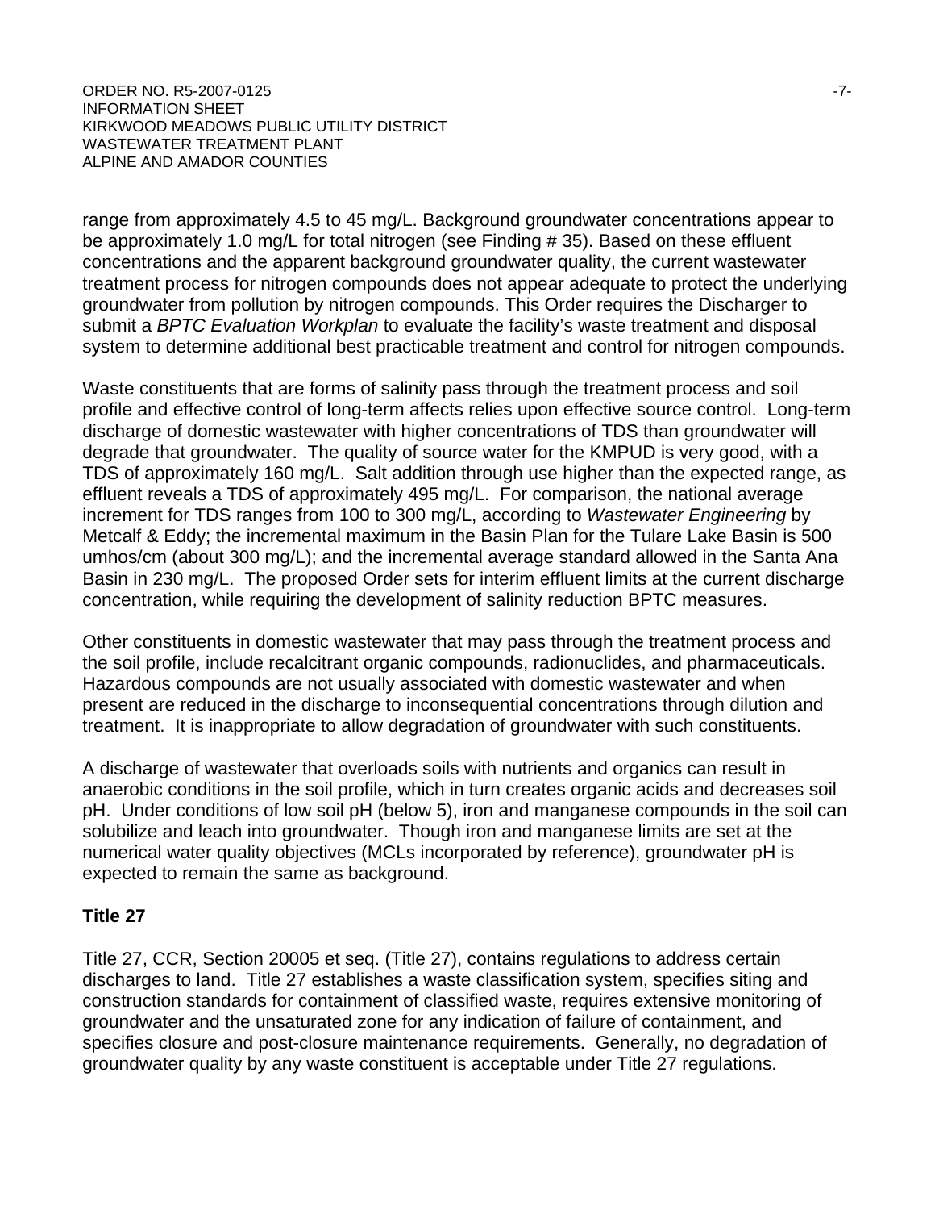range from approximately 4.5 to 45 mg/L. Background groundwater concentrations appear to be approximately 1.0 mg/L for total nitrogen (see Finding # 35). Based on these effluent concentrations and the apparent background groundwater quality, the current wastewater treatment process for nitrogen compounds does not appear adequate to protect the underlying groundwater from pollution by nitrogen compounds. This Order requires the Discharger to submit a *BPTC Evaluation Workplan* to evaluate the facility's waste treatment and disposal system to determine additional best practicable treatment and control for nitrogen compounds.

Waste constituents that are forms of salinity pass through the treatment process and soil profile and effective control of long-term affects relies upon effective source control. Long-term discharge of domestic wastewater with higher concentrations of TDS than groundwater will degrade that groundwater. The quality of source water for the KMPUD is very good, with a TDS of approximately 160 mg/L. Salt addition through use higher than the expected range, as effluent reveals a TDS of approximately 495 mg/L. For comparison, the national average increment for TDS ranges from 100 to 300 mg/L, according to *Wastewater Engineering* by Metcalf & Eddy; the incremental maximum in the Basin Plan for the Tulare Lake Basin is 500 umhos/cm (about 300 mg/L); and the incremental average standard allowed in the Santa Ana Basin in 230 mg/L. The proposed Order sets for interim effluent limits at the current discharge concentration, while requiring the development of salinity reduction BPTC measures.

Other constituents in domestic wastewater that may pass through the treatment process and the soil profile, include recalcitrant organic compounds, radionuclides, and pharmaceuticals. Hazardous compounds are not usually associated with domestic wastewater and when present are reduced in the discharge to inconsequential concentrations through dilution and treatment. It is inappropriate to allow degradation of groundwater with such constituents.

A discharge of wastewater that overloads soils with nutrients and organics can result in anaerobic conditions in the soil profile, which in turn creates organic acids and decreases soil pH. Under conditions of low soil pH (below 5), iron and manganese compounds in the soil can solubilize and leach into groundwater. Though iron and manganese limits are set at the numerical water quality objectives (MCLs incorporated by reference), groundwater pH is expected to remain the same as background.

**Title 27**

Title 27, CCR, Section 20005 et seq. (Title 27), contains regulations to address certain discharges to land. Title 27 establishes a waste classification system, specifies siting and construction standards for containment of classified waste, requires extensive monitoring of groundwater and the unsaturated zone for any indication of failure of containment, and specifies closure and post-closure maintenance requirements. Generally, no degradation of groundwater quality by any waste constituent is acceptable under Title 27 regulations.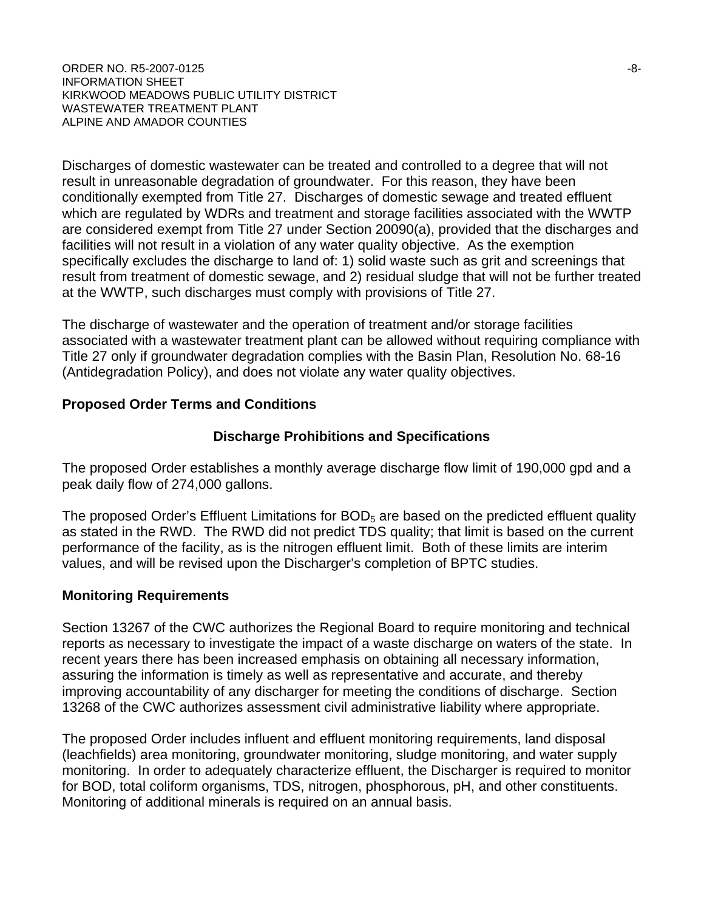Discharges of domestic wastewater can be treated and controlled to a degree that will not result in unreasonable degradation of groundwater. For this reason, they have been conditionally exempted from Title 27. Discharges of domestic sewage and treated effluent which are regulated by WDRs and treatment and storage facilities associated with the WWTP are considered exempt from Title 27 under Section 20090(a), provided that the discharges and facilities will not result in a violation of any water quality objective. As the exemption specifically excludes the discharge to land of: 1) solid waste such as grit and screenings that result from treatment of domestic sewage, and 2) residual sludge that will not be further treated at the WWTP, such discharges must comply with provisions of Title 27.

The discharge of wastewater and the operation of treatment and/or storage facilities associated with a wastewater treatment plant can be allowed without requiring compliance with Title 27 only if groundwater degradation complies with the Basin Plan, Resolution No. 68-16 (Antidegradation Policy), and does not violate any water quality objectives.

## Proposed Order Terms and Conditions

### Discharge Prohibitions and Specifications

The proposed Order establishes a monthly average discharge flow limit of 190,000 gpd and a peak daily flow of 274,000 gallons.

The proposed Order's Effluent Limitations for $BOD_5$ are based on the predicted effluent quality as stated in the RWD. The RWD did not predict TDS quality; that limit is based on the current performance of the facility, as is the nitrogen effluent limit. Both of these limits are interim values, and will be revised upon the Discharger's completion of BPTC studies.

## Monitoring Requirements

Section 13267 of the CWC authorizes the Regional Board to require monitoring and technical reports as necessary to investigate the impact of a waste discharge on waters of the state. In recent years there has been increased emphasis on obtaining all necessary information, assuring the information is timely as well as representative and accurate, and thereby improving accountability of any discharger for meeting the conditions of discharge. Section 13268 of the CWC authorizes assessment civil administrative liability where appropriate.

The proposed Order includes influent and effluent monitoring requirements, land disposal (leachfields) area monitoring, groundwater monitoring, sludge monitoring, and water supply monitoring. In order to adequately characterize effluent, the Discharger is required to monitor for BOD, total coliform organisms, TDS, nitrogen, phosphorous, pH, and other constituents. Monitoring of additional minerals is required on an annual basis.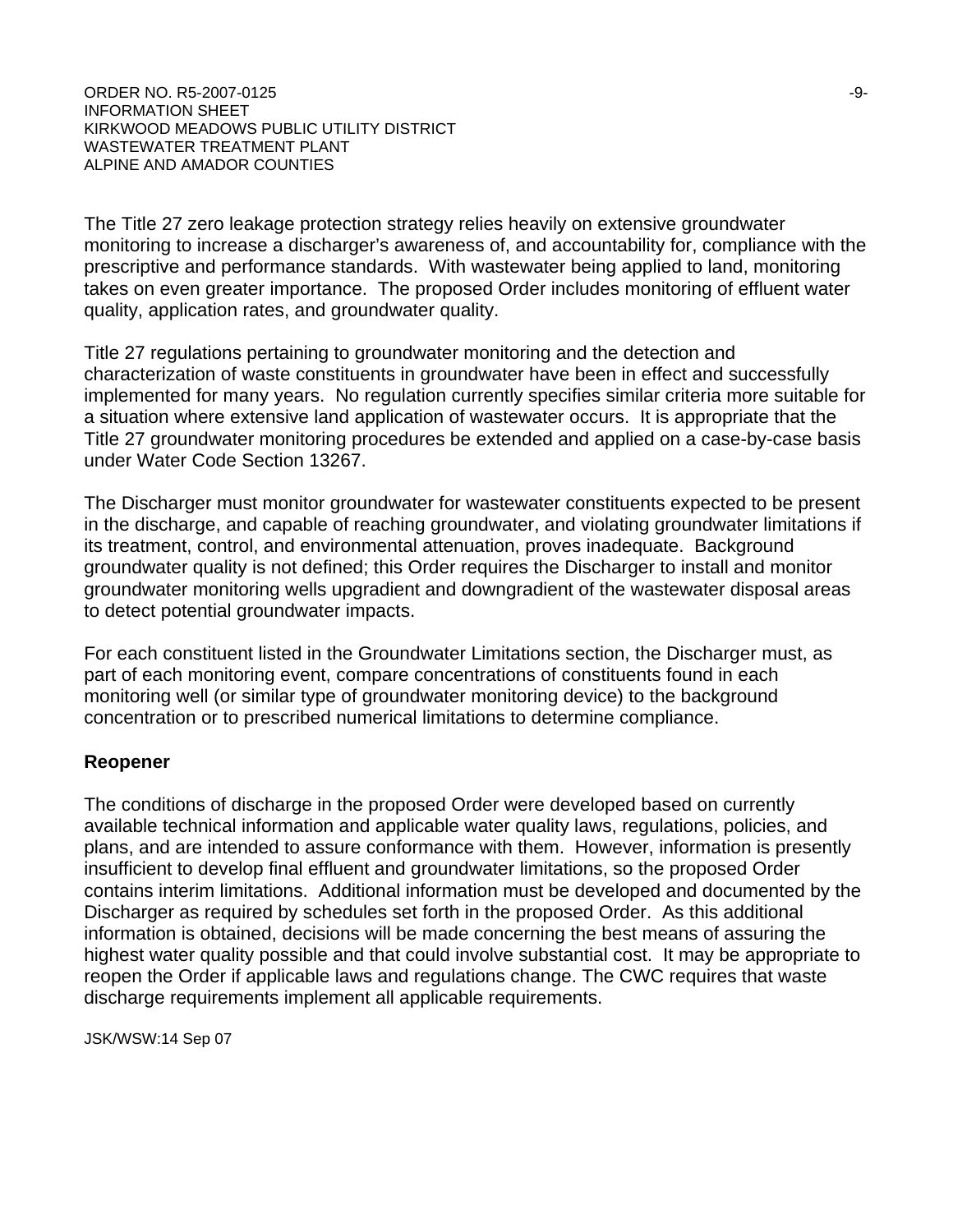The Title 27 zero leakage protection strategy relies heavily on extensive groundwater monitoring to increase a discharger's awareness of, and accountability for, compliance with the prescriptive and performance standards. With wastewater being applied to land, monitoring takes on even greater importance. The proposed Order includes monitoring of effluent water quality, application rates, and groundwater quality.

Title 27 regulations pertaining to groundwater monitoring and the detection and characterization of waste constituents in groundwater have been in effect and successfully implemented for many years. No regulation currently specifies similar criteria more suitable for a situation where extensive land application of wastewater occurs. It is appropriate that the Title 27 groundwater monitoring procedures be extended and applied on a case-by-case basis under Water Code Section 13267.

The Discharger must monitor groundwater for wastewater constituents expected to be present in the discharge, and capable of reaching groundwater, and violating groundwater limitations if its treatment, control, and environmental attenuation, proves inadequate. Background groundwater quality is not defined; this Order requires the Discharger to install and monitor groundwater monitoring wells upgradient and downgradient of the wastewater disposal areas to detect potential groundwater impacts.

For each constituent listed in the Groundwater Limitations section, the Discharger must, as part of each monitoring event, compare concentrations of constituents found in each monitoring well (or similar type of groundwater monitoring device) to the background concentration or to prescribed numerical limitations to determine compliance.

**Reopener**

The conditions of discharge in the proposed Order were developed based on currently available technical information and applicable water quality laws, regulations, policies, and plans, and are intended to assure conformance with them. However, information is presently insufficient to develop final effluent and groundwater limitations, so the proposed Order contains interim limitations. Additional information must be developed and documented by the Discharger as required by schedules set forth in the proposed Order. As this additional information is obtained, decisions will be made concerning the best means of assuring the highest water quality possible and that could involve substantial cost. It may be appropriate to reopen the Order if applicable laws and regulations change. The CWC requires that waste discharge requirements implement all applicable requirements.

JSK/WSW:14 Sep 07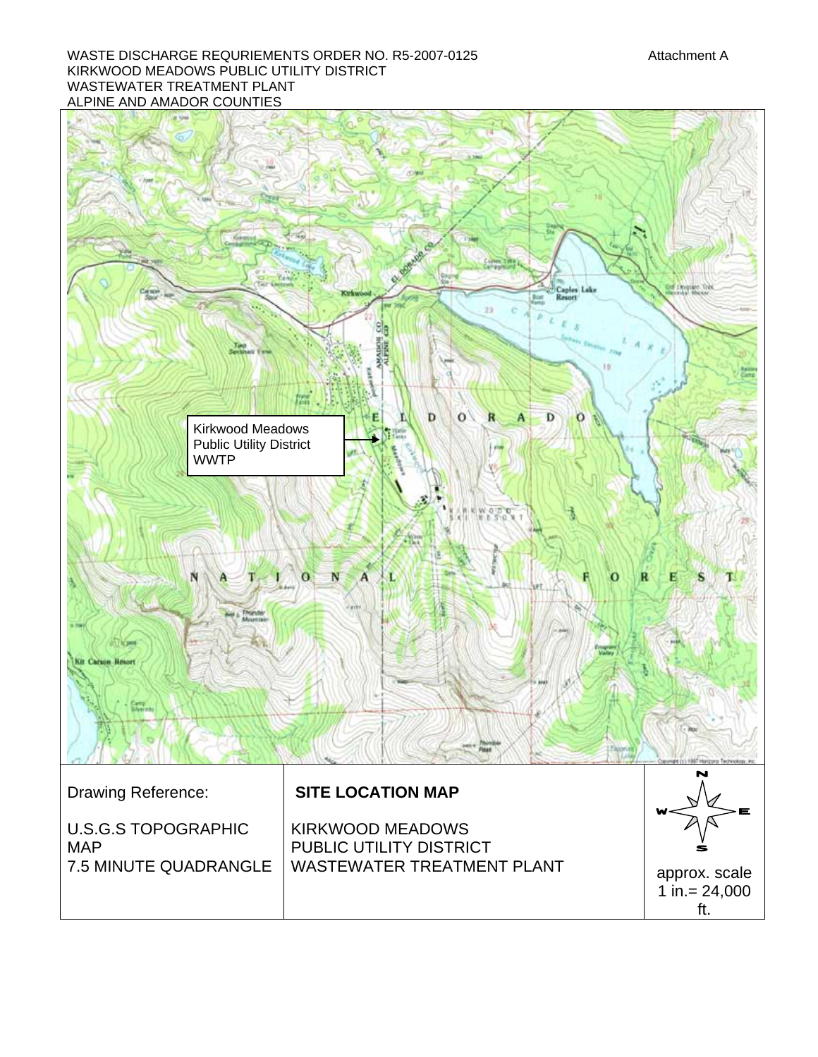WASTE DISCHARGE REQURIEMENTS ORDER NO. R5-2007-0125
KIRKWOOD MEADOWS PUBLIC UTILITY DISTRICT
WASTEWATER TREATMENT PLANT
ALPINE AND AMADOR COUNTIES

Attachment A

Kirkwood Meadows Public Utility District WWTP

| Drawing Reference: | **SITE LOCATION MAP** | N / W / E / S |
|---|---|---|
| U.S.G.S TOPOGRAPHIC MAP 7.5 MINUTE QUADRANGLE | KIRKWOOD MEADOWS PUBLIC UTILITY DISTRICT WASTEWATER TREATMENT PLANT | approx. scale 1 in.= 24,000 ft. |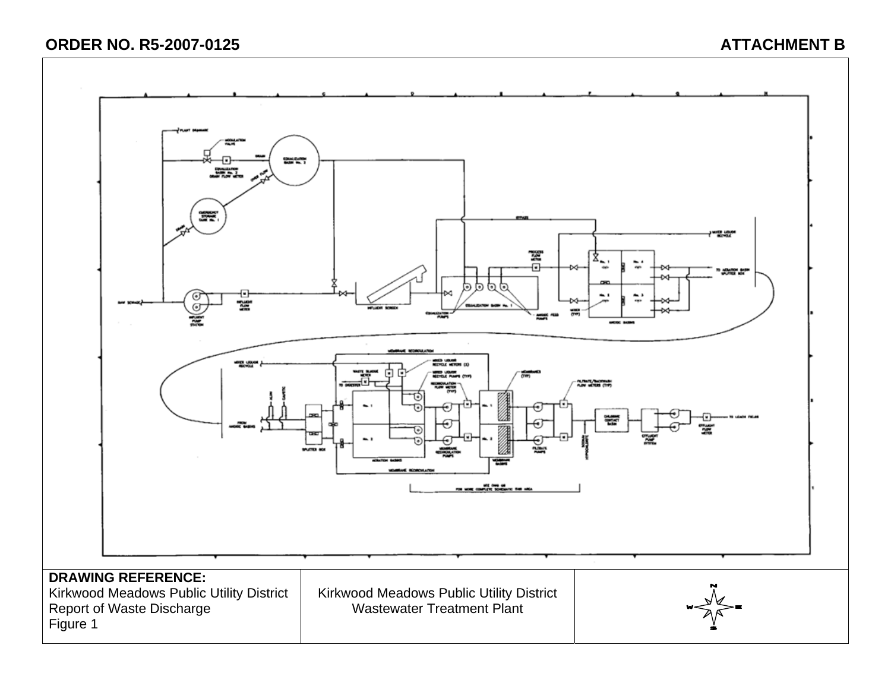**ORDER NO. R5-2007-0125** **ATTACHMENT B**

| DRAWING REFERENCE: Kirkwood Meadows Public Utility District Report of Waste Discharge Figure 1 | Kirkwood Meadows Public Utility District Wastewater Treatment Plant | |
|---|---|---|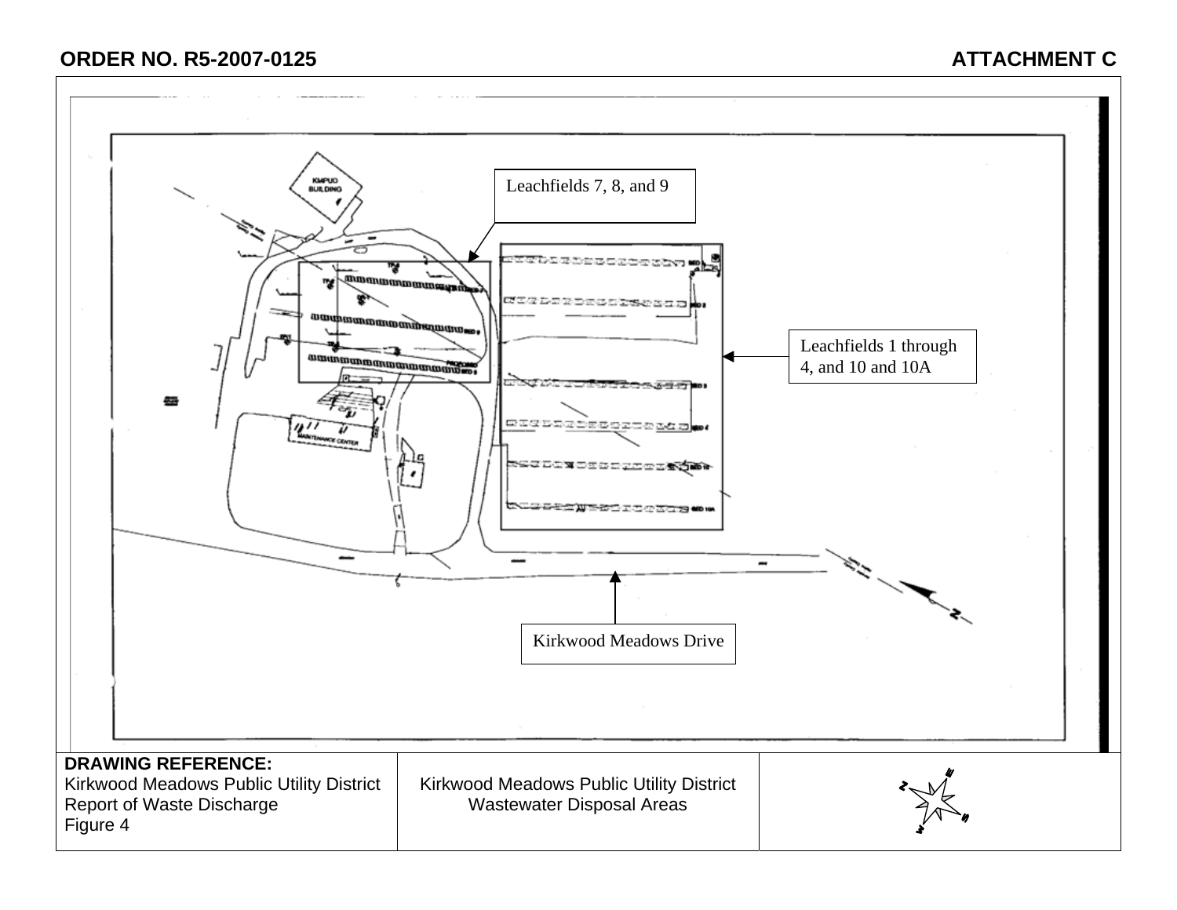**ORDER NO. R5-2007-0125** **ATTACHMENT C**

Leachfields 7, 8, and 9

Leachfields 1 through 4, and 10 and 10A

Kirkwood Meadows Drive

| DRAWING REFERENCE: Kirkwood Meadows Public Utility District Report of Waste Discharge Figure 4 | Kirkwood Meadows Public Utility District Wastewater Disposal Areas | |
| --- | --- | --- |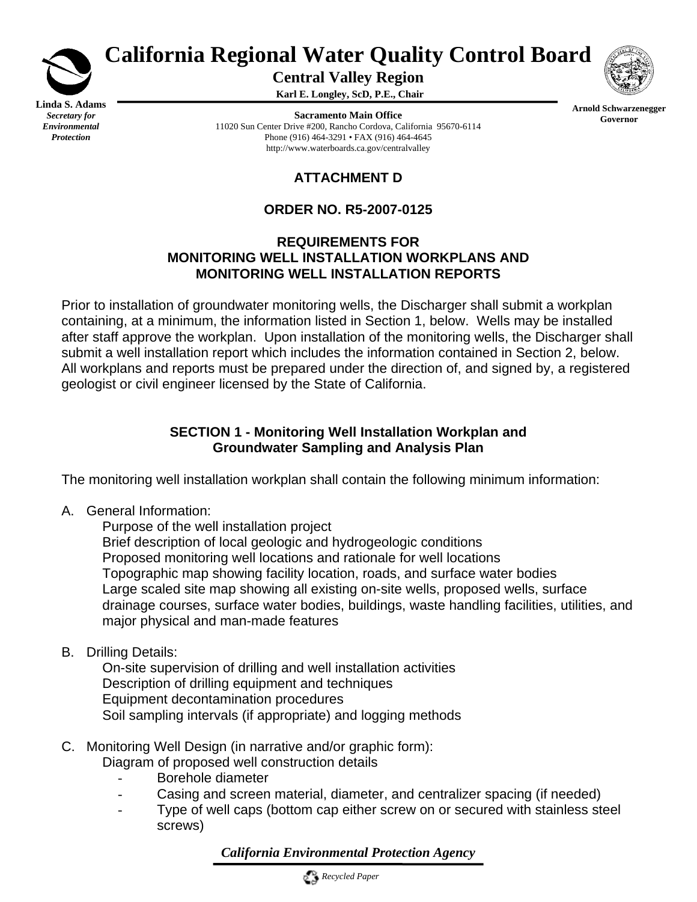# California Regional Water Quality Control Board

**Central Valley Region**

**Karl E. Longley, ScD, P.E., Chair**

**Linda S. Adams**
*Secretary for Environmental Protection*

**Sacramento Main Office**
11020 Sun Center Drive #200, Rancho Cordova, California 95670-6114
Phone (916) 464-3291 • FAX (916) 464-4645
http://www.waterboards.ca.gov/centralvalley

**Arnold Schwarzenegger**
**Governor**

## ATTACHMENT D

## ORDER NO. R5-2007-0125

## REQUIREMENTS FOR MONITORING WELL INSTALLATION WORKPLANS AND MONITORING WELL INSTALLATION REPORTS

Prior to installation of groundwater monitoring wells, the Discharger shall submit a workplan containing, at a minimum, the information listed in Section 1, below. Wells may be installed after staff approve the workplan. Upon installation of the monitoring wells, the Discharger shall submit a well installation report which includes the information contained in Section 2, below. All workplans and reports must be prepared under the direction of, and signed by, a registered geologist or civil engineer licensed by the State of California.

### SECTION 1 - Monitoring Well Installation Workplan and Groundwater Sampling and Analysis Plan

The monitoring well installation workplan shall contain the following minimum information:

A. General Information:
   - Purpose of the well installation project
   - Brief description of local geologic and hydrogeologic conditions
   - Proposed monitoring well locations and rationale for well locations
   - Topographic map showing facility location, roads, and surface water bodies
   - Large scaled site map showing all existing on-site wells, proposed wells, surface drainage courses, surface water bodies, buildings, waste handling facilities, utilities, and major physical and man-made features

B. Drilling Details:
   - On-site supervision of drilling and well installation activities
   - Description of drilling equipment and techniques
   - Equipment decontamination procedures
   - Soil sampling intervals (if appropriate) and logging methods

C. Monitoring Well Design (in narrative and/or graphic form):
   - Diagram of proposed well construction details
     - Borehole diameter
     - Casing and screen material, diameter, and centralizer spacing (if needed)
     - Type of well caps (bottom cap either screw on or secured with stainless steel screws)

*California Environmental Protection Agency*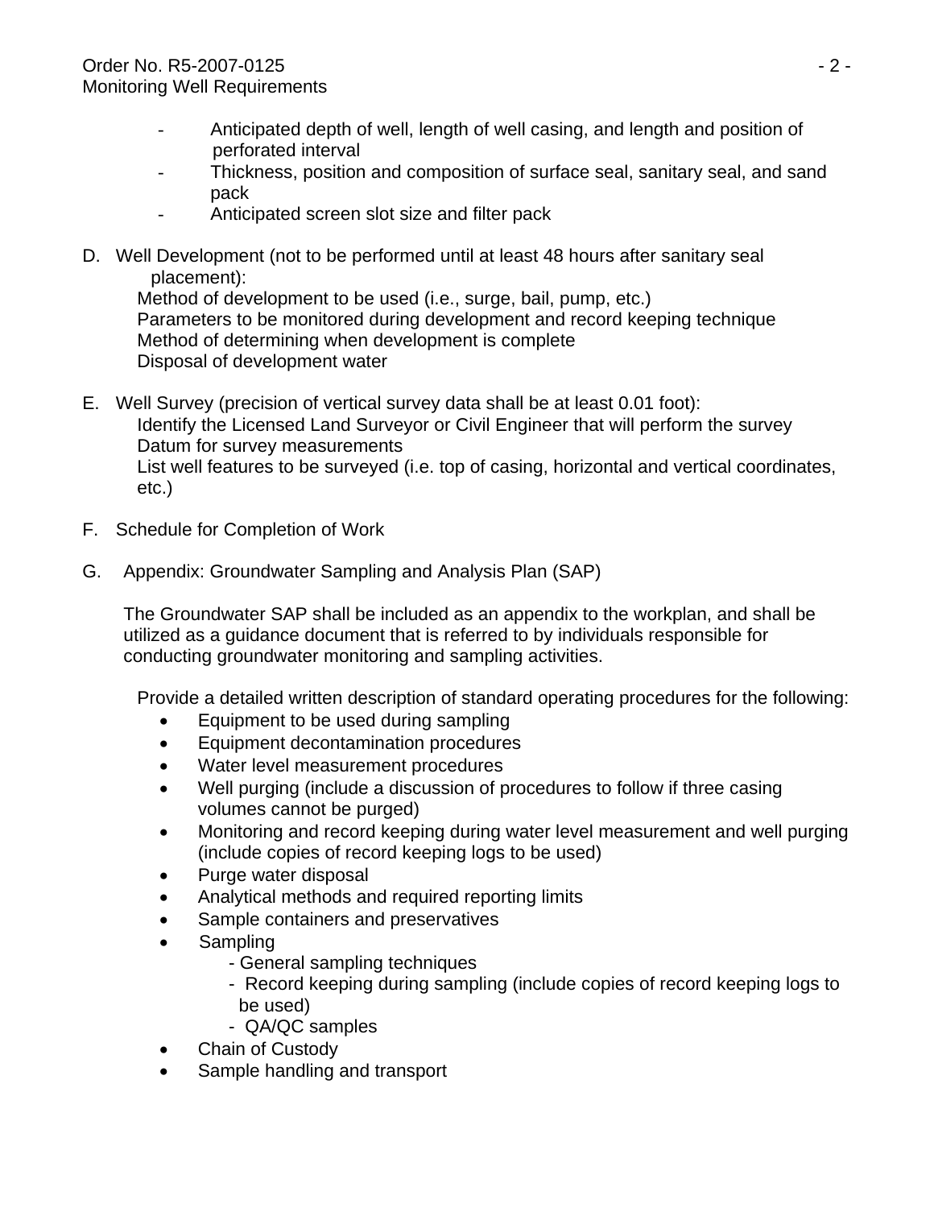- Anticipated depth of well, length of well casing, and length and position of perforated interval
- Thickness, position and composition of surface seal, sanitary seal, and sand pack
- Anticipated screen slot size and filter pack

D. Well Development (not to be performed until at least 48 hours after sanitary seal placement):

   Method of development to be used (i.e., surge, bail, pump, etc.)
   Parameters to be monitored during development and record keeping technique
   Method of determining when development is complete
   Disposal of development water

E. Well Survey (precision of vertical survey data shall be at least 0.01 foot):

   Identify the Licensed Land Surveyor or Civil Engineer that will perform the survey
   Datum for survey measurements
   List well features to be surveyed (i.e. top of casing, horizontal and vertical coordinates, etc.)

F. Schedule for Completion of Work

G. Appendix: Groundwater Sampling and Analysis Plan (SAP)

   The Groundwater SAP shall be included as an appendix to the workplan, and shall be utilized as a guidance document that is referred to by individuals responsible for conducting groundwater monitoring and sampling activities.

   Provide a detailed written description of standard operating procedures for the following:

   - Equipment to be used during sampling
   - Equipment decontamination procedures
   - Water level measurement procedures
   - Well purging (include a discussion of procedures to follow if three casing volumes cannot be purged)
   - Monitoring and record keeping during water level measurement and well purging (include copies of record keeping logs to be used)
   - Purge water disposal
   - Analytical methods and required reporting limits
   - Sample containers and preservatives
   - Sampling
     - General sampling techniques
     - Record keeping during sampling (include copies of record keeping logs to be used)
     - QA/QC samples
   - Chain of Custody
   - Sample handling and transport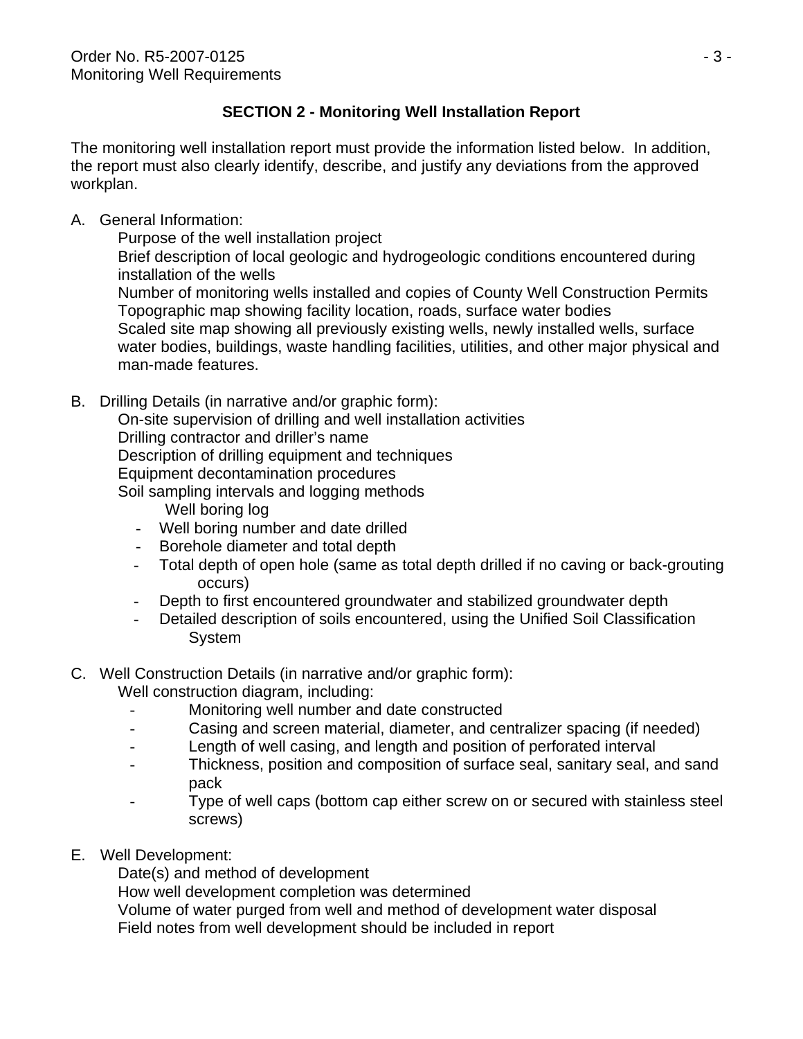## SECTION 2 - Monitoring Well Installation Report

The monitoring well installation report must provide the information listed below. In addition, the report must also clearly identify, describe, and justify any deviations from the approved workplan.

A. General Information:

Purpose of the well installation project
Brief description of local geologic and hydrogeologic conditions encountered during installation of the wells
Number of monitoring wells installed and copies of County Well Construction Permits
Topographic map showing facility location, roads, surface water bodies
Scaled site map showing all previously existing wells, newly installed wells, surface water bodies, buildings, waste handling facilities, utilities, and other major physical and man-made features.

B. Drilling Details (in narrative and/or graphic form):

On-site supervision of drilling and well installation activities
Drilling contractor and driller's name
Description of drilling equipment and techniques
Equipment decontamination procedures
Soil sampling intervals and logging methods
Well boring log

- Well boring number and date drilled
- Borehole diameter and total depth
- Total depth of open hole (same as total depth drilled if no caving or back-grouting occurs)
- Depth to first encountered groundwater and stabilized groundwater depth
- Detailed description of soils encountered, using the Unified Soil Classification System

C. Well Construction Details (in narrative and/or graphic form):

Well construction diagram, including:

- Monitoring well number and date constructed
- Casing and screen material, diameter, and centralizer spacing (if needed)
- Length of well casing, and length and position of perforated interval
- Thickness, position and composition of surface seal, sanitary seal, and sand pack
- Type of well caps (bottom cap either screw on or secured with stainless steel screws)

E. Well Development:

Date(s) and method of development
How well development completion was determined
Volume of water purged from well and method of development water disposal
Field notes from well development should be included in report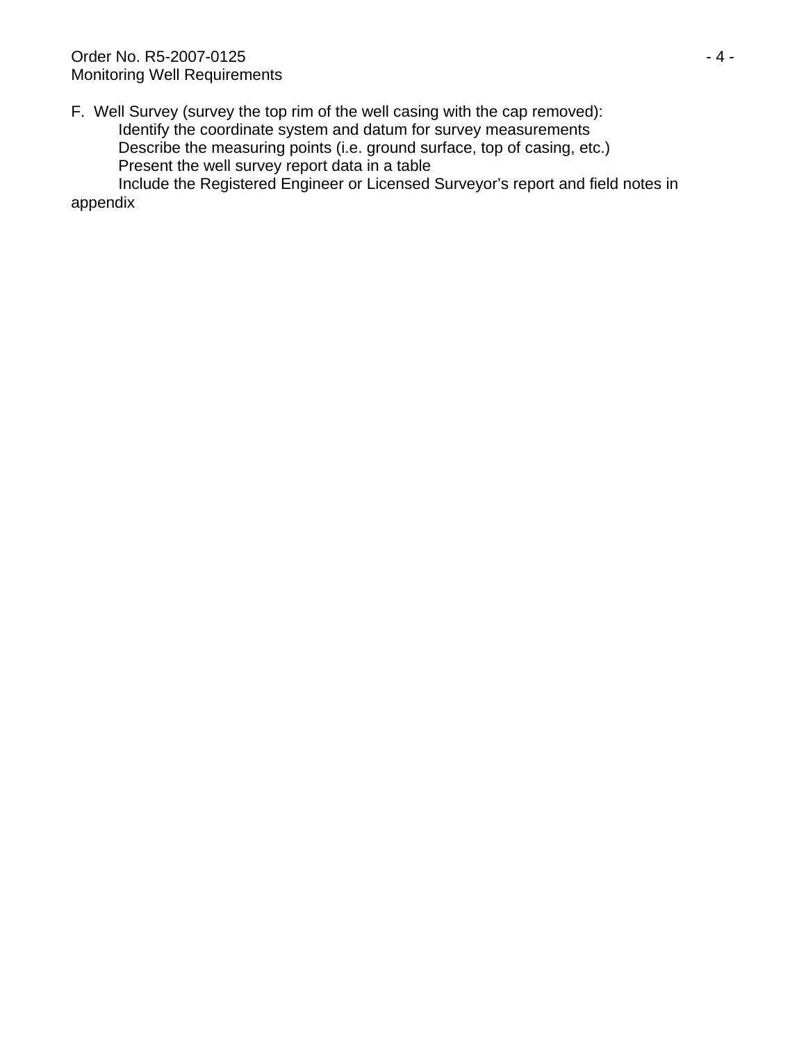F. Well Survey (survey the top rim of the well casing with the cap removed):

Identify the coordinate system and datum for survey measurements

Describe the measuring points (i.e. ground surface, top of casing, etc.)

Present the well survey report data in a table

Include the Registered Engineer or Licensed Surveyor's report and field notes in appendix